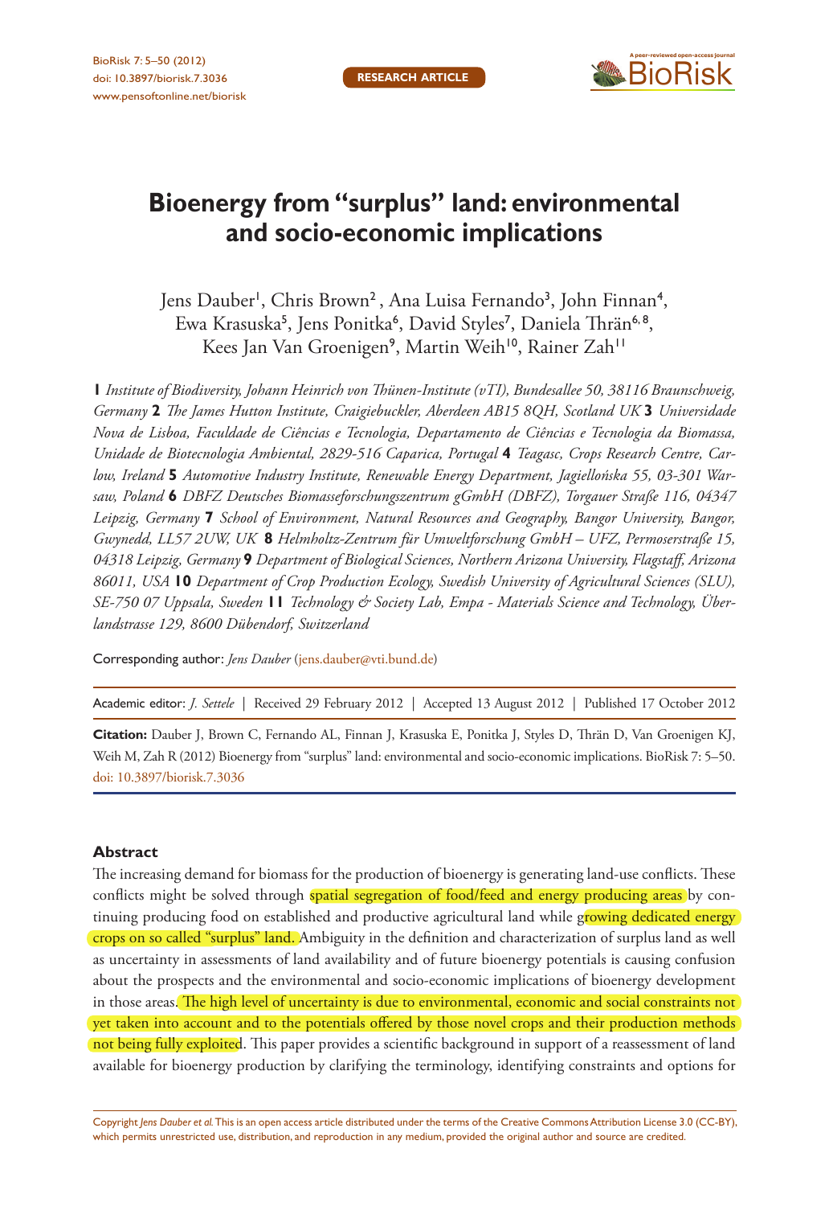RESEARCH ARTICLE

# Bioenergy from "surplus" land: environmental and socio-economic implications

Jens Dauber[1], Chris Brown[2], Ana Luisa Fernando[3], John Finnan[4], Ewa Krasuska[5], Jens Ponitka[6], David Styles[7], Daniela Thrän[6,8], Kees Jan Van Groenigen[9], Martin Weih[10], Rainer Zah[11]

*1 Institute of Biodiversity, Johann Heinrich von Thünen-Institute (vTI), Bundesallee 50, 38116 Braunschweig, Germany* **2** *The James Hutton Institute, Craigiebuckler, Aberdeen AB15 8QH, Scotland UK* **3** *Universidade Nova de Lisboa, Faculdade de Ciências e Tecnologia, Departamento de Ciências e Tecnologia da Biomassa, Unidade de Biotecnologia Ambiental, 2829-516 Caparica, Portugal* **4** *Teagasc, Crops Research Centre, Carlow, Ireland* **5** *Automotive Industry Institute, Renewable Energy Department, Jagiellońska 55, 03-301 Warsaw, Poland* **6** *DBFZ Deutsches Biomasseforschungszentrum gGmbH (DBFZ), Torgauer Straße 116, 04347 Leipzig, Germany* **7** *School of Environment, Natural Resources and Geography, Bangor University, Bangor, Gwynedd, LL57 2UW, UK* **8** *Helmholtz-Zentrum für Umweltforschung GmbH – UFZ, Permoserstraße 15, 04318 Leipzig, Germany* **9** *Department of Biological Sciences, Northern Arizona University, Flagstaff, Arizona 86011, USA* **10** *Department of Crop Production Ecology, Swedish University of Agricultural Sciences (SLU), SE-750 07 Uppsala, Sweden* **11** *Technology & Society Lab, Empa - Materials Science and Technology, Überlandstrasse 129, 8600 Dübendorf, Switzerland*

Corresponding author: *Jens Dauber* (jens.dauber@vti.bund.de)

Academic editor: *J. Settele* | Received 29 February 2012 | Accepted 13 August 2012 | Published 17 October 2012

**Citation:** Dauber J, Brown C, Fernando AL, Finnan J, Krasuska E, Ponitka J, Styles D, Thrän D, Van Groenigen KJ, Weih M, Zah R (2012) Bioenergy from "surplus" land: environmental and socio-economic implications. BioRisk 7: 5–50. doi: 10.3897/biorisk.7.3036

## Abstract

The increasing demand for biomass for the production of bioenergy is generating land-use conflicts. These conflicts might be solved through spatial segregation of food/feed and energy producing areas by continuing producing food on established and productive agricultural land while growing dedicated energy crops on so called "surplus" land. Ambiguity in the definition and characterization of surplus land as well as uncertainty in assessments of land availability and of future bioenergy potentials is causing confusion about the prospects and the environmental and socio-economic implications of bioenergy development in those areas. The high level of uncertainty is due to environmental, economic and social constraints not yet taken into account and to the potentials offered by those novel crops and their production methods not being fully exploited. This paper provides a scientific background in support of a reassessment of land available for bioenergy production by clarifying the terminology, identifying constraints and options for

Copyright *Jens Dauber et al.* This is an open access article distributed under the terms of the Creative Commons Attribution License 3.0 (CC-BY), which permits unrestricted use, distribution, and reproduction in any medium, provided the original author and source are credited.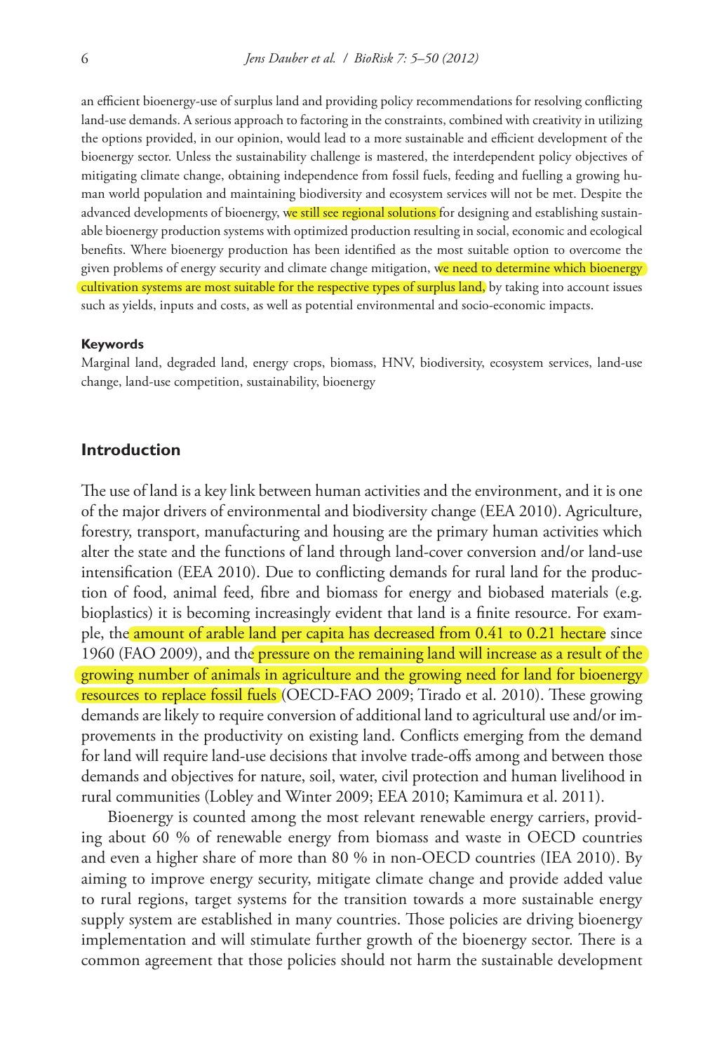an efficient bioenergy-use of surplus land and providing policy recommendations for resolving conflicting land-use demands. A serious approach to factoring in the constraints, combined with creativity in utilizing the options provided, in our opinion, would lead to a more sustainable and efficient development of the bioenergy sector. Unless the sustainability challenge is mastered, the interdependent policy objectives of mitigating climate change, obtaining independence from fossil fuels, feeding and fuelling a growing human world population and maintaining biodiversity and ecosystem services will not be met. Despite the advanced developments of bioenergy, we still see regional solutions for designing and establishing sustainable bioenergy production systems with optimized production resulting in social, economic and ecological benefits. Where bioenergy production has been identified as the most suitable option to overcome the given problems of energy security and climate change mitigation, we need to determine which bioenergy cultivation systems are most suitable for the respective types of surplus land, by taking into account issues such as yields, inputs and costs, as well as potential environmental and socio-economic impacts.

#### Keywords

Marginal land, degraded land, energy crops, biomass, HNV, biodiversity, ecosystem services, land-use change, land-use competition, sustainability, bioenergy

## Introduction

The use of land is a key link between human activities and the environment, and it is one of the major drivers of environmental and biodiversity change (EEA 2010). Agriculture, forestry, transport, manufacturing and housing are the primary human activities which alter the state and the functions of land through land-cover conversion and/or land-use intensification (EEA 2010). Due to conflicting demands for rural land for the production of food, animal feed, fibre and biomass for energy and biobased materials (e.g. bioplastics) it is becoming increasingly evident that land is a finite resource. For example, the amount of arable land per capita has decreased from 0.41 to 0.21 hectare since 1960 (FAO 2009), and the pressure on the remaining land will increase as a result of the growing number of animals in agriculture and the growing need for land for bioenergy resources to replace fossil fuels (OECD-FAO 2009; Tirado et al. 2010). These growing demands are likely to require conversion of additional land to agricultural use and/or improvements in the productivity on existing land. Conflicts emerging from the demand for land will require land-use decisions that involve trade-offs among and between those demands and objectives for nature, soil, water, civil protection and human livelihood in rural communities (Lobley and Winter 2009; EEA 2010; Kamimura et al. 2011).

Bioenergy is counted among the most relevant renewable energy carriers, providing about 60 % of renewable energy from biomass and waste in OECD countries and even a higher share of more than 80 % in non-OECD countries (IEA 2010). By aiming to improve energy security, mitigate climate change and provide added value to rural regions, target systems for the transition towards a more sustainable energy supply system are established in many countries. Those policies are driving bioenergy implementation and will stimulate further growth of the bioenergy sector. There is a common agreement that those policies should not harm the sustainable development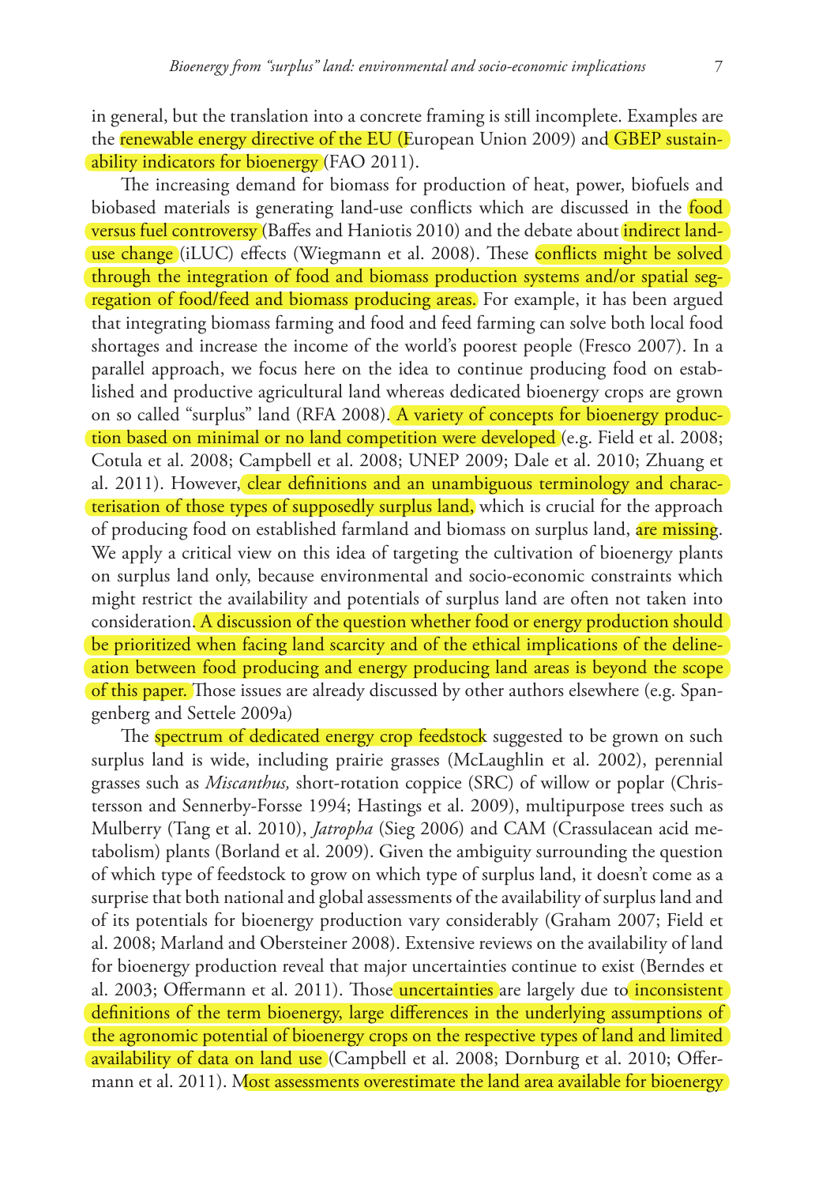in general, but the translation into a concrete framing is still incomplete. Examples are the renewable energy directive of the EU (European Union 2009) and GBEP sustainability indicators for bioenergy (FAO 2011).

The increasing demand for biomass for production of heat, power, biofuels and biobased materials is generating land-use conflicts which are discussed in the food versus fuel controversy (Baffes and Haniotis 2010) and the debate about indirect land-use change (iLUC) effects (Wiegmann et al. 2008). These conflicts might be solved through the integration of food and biomass production systems and/or spatial segregation of food/feed and biomass producing areas. For example, it has been argued that integrating biomass farming and food and feed farming can solve both local food shortages and increase the income of the world's poorest people (Fresco 2007). In a parallel approach, we focus here on the idea to continue producing food on established and productive agricultural land whereas dedicated bioenergy crops are grown on so called "surplus" land (RFA 2008). A variety of concepts for bioenergy production based on minimal or no land competition were developed (e.g. Field et al. 2008; Cotula et al. 2008; Campbell et al. 2008; UNEP 2009; Dale et al. 2010; Zhuang et al. 2011). However, clear definitions and an unambiguous terminology and characterisation of those types of supposedly surplus land, which is crucial for the approach of producing food on established farmland and biomass on surplus land, are missing. We apply a critical view on this idea of targeting the cultivation of bioenergy plants on surplus land only, because environmental and socio-economic constraints which might restrict the availability and potentials of surplus land are often not taken into consideration. A discussion of the question whether food or energy production should be prioritized when facing land scarcity and of the ethical implications of the delineation between food producing and energy producing land areas is beyond the scope of this paper. Those issues are already discussed by other authors elsewhere (e.g. Spangenberg and Settele 2009a)

The spectrum of dedicated energy crop feedstock suggested to be grown on such surplus land is wide, including prairie grasses (McLaughlin et al. 2002), perennial grasses such as *Miscanthus,* short-rotation coppice (SRC) of willow or poplar (Christersson and Sennerby-Forsse 1994; Hastings et al. 2009), multipurpose trees such as Mulberry (Tang et al. 2010), *Jatropha* (Sieg 2006) and CAM (Crassulacean acid metabolism) plants (Borland et al. 2009). Given the ambiguity surrounding the question of which type of feedstock to grow on which type of surplus land, it doesn't come as a surprise that both national and global assessments of the availability of surplus land and of its potentials for bioenergy production vary considerably (Graham 2007; Field et al. 2008; Marland and Obersteiner 2008). Extensive reviews on the availability of land for bioenergy production reveal that major uncertainties continue to exist (Berndes et al. 2003; Offermann et al. 2011). Those uncertainties are largely due to inconsistent definitions of the term bioenergy, large differences in the underlying assumptions of the agronomic potential of bioenergy crops on the respective types of land and limited availability of data on land use (Campbell et al. 2008; Dornburg et al. 2010; Offermann et al. 2011). Most assessments overestimate the land area available for bioenergy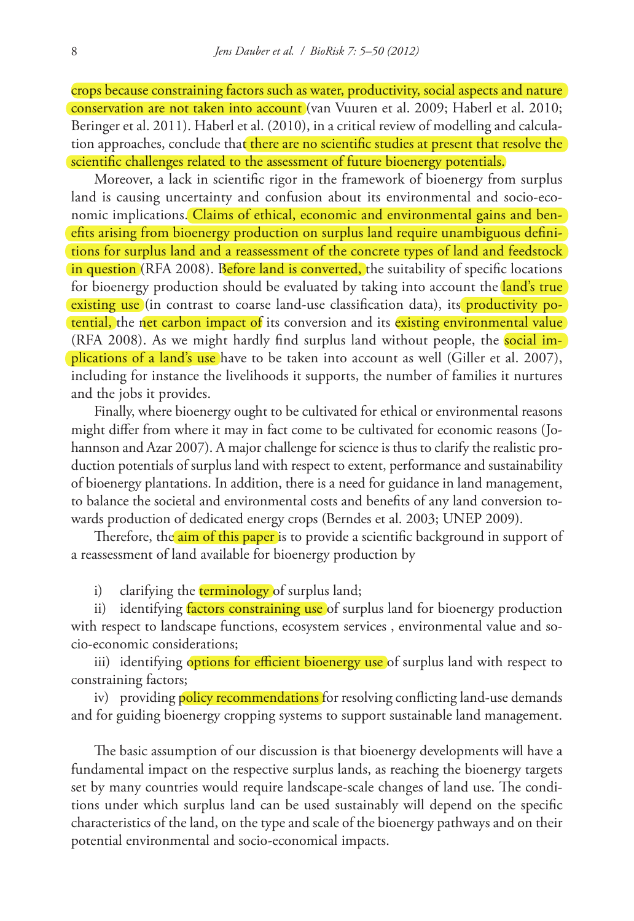crops because constraining factors such as water, productivity, social aspects and nature conservation are not taken into account (van Vuuren et al. 2009; Haberl et al. 2010; Beringer et al. 2011). Haberl et al. (2010), in a critical review of modelling and calculation approaches, conclude that there are no scientific studies at present that resolve the scientific challenges related to the assessment of future bioenergy potentials.

Moreover, a lack in scientific rigor in the framework of bioenergy from surplus land is causing uncertainty and confusion about its environmental and socio-economic implications. Claims of ethical, economic and environmental gains and benefits arising from bioenergy production on surplus land require unambiguous definitions for surplus land and a reassessment of the concrete types of land and feedstock in question (RFA 2008). Before land is converted, the suitability of specific locations for bioenergy production should be evaluated by taking into account the land's true existing use (in contrast to coarse land-use classification data), its productivity potential, the net carbon impact of its conversion and its existing environmental value (RFA 2008). As we might hardly find surplus land without people, the social implications of a land's use have to be taken into account as well (Giller et al. 2007), including for instance the livelihoods it supports, the number of families it nurtures and the jobs it provides.

Finally, where bioenergy ought to be cultivated for ethical or environmental reasons might differ from where it may in fact come to be cultivated for economic reasons (Johannsson and Azar 2007). A major challenge for science is thus to clarify the realistic production potentials of surplus land with respect to extent, performance and sustainability of bioenergy plantations. In addition, there is a need for guidance in land management, to balance the societal and environmental costs and benefits of any land conversion towards production of dedicated energy crops (Berndes et al. 2003; UNEP 2009).

Therefore, the aim of this paper is to provide a scientific background in support of a reassessment of land available for bioenergy production by

i) clarifying the terminology of surplus land;

ii) identifying factors constraining use of surplus land for bioenergy production with respect to landscape functions, ecosystem services , environmental value and socio-economic considerations;

iii) identifying options for efficient bioenergy use of surplus land with respect to constraining factors;

iv) providing policy recommendations for resolving conflicting land-use demands and for guiding bioenergy cropping systems to support sustainable land management.

The basic assumption of our discussion is that bioenergy developments will have a fundamental impact on the respective surplus lands, as reaching the bioenergy targets set by many countries would require landscape-scale changes of land use. The conditions under which surplus land can be used sustainably will depend on the specific characteristics of the land, on the type and scale of the bioenergy pathways and on their potential environmental and socio-economical impacts.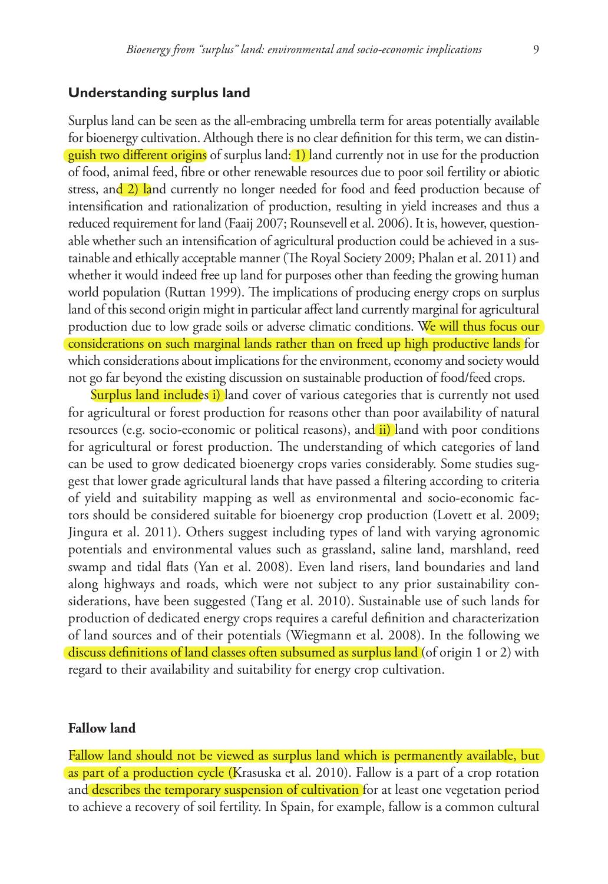## Understanding surplus land

Surplus land can be seen as the all-embracing umbrella term for areas potentially available for bioenergy cultivation. Although there is no clear definition for this term, we can distinguish two different origins of surplus land: 1) land currently not in use for the production of food, animal feed, fibre or other renewable resources due to poor soil fertility or abiotic stress, and 2) land currently no longer needed for food and feed production because of intensification and rationalization of production, resulting in yield increases and thus a reduced requirement for land (Faaij 2007; Rounsevell et al. 2006). It is, however, questionable whether such an intensification of agricultural production could be achieved in a sustainable and ethically acceptable manner (The Royal Society 2009; Phalan et al. 2011) and whether it would indeed free up land for purposes other than feeding the growing human world population (Ruttan 1999). The implications of producing energy crops on surplus land of this second origin might in particular affect land currently marginal for agricultural production due to low grade soils or adverse climatic conditions. We will thus focus our considerations on such marginal lands rather than on freed up high productive lands for which considerations about implications for the environment, economy and society would not go far beyond the existing discussion on sustainable production of food/feed crops.

Surplus land includes i) land cover of various categories that is currently not used for agricultural or forest production for reasons other than poor availability of natural resources (e.g. socio-economic or political reasons), and ii) land with poor conditions for agricultural or forest production. The understanding of which categories of land can be used to grow dedicated bioenergy crops varies considerably. Some studies suggest that lower grade agricultural lands that have passed a filtering according to criteria of yield and suitability mapping as well as environmental and socio-economic factors should be considered suitable for bioenergy crop production (Lovett et al. 2009; Jingura et al. 2011). Others suggest including types of land with varying agronomic potentials and environmental values such as grassland, saline land, marshland, reed swamp and tidal flats (Yan et al. 2008). Even land risers, land boundaries and land along highways and roads, which were not subject to any prior sustainability considerations, have been suggested (Tang et al. 2010). Sustainable use of such lands for production of dedicated energy crops requires a careful definition and characterization of land sources and of their potentials (Wiegmann et al. 2008). In the following we discuss definitions of land classes often subsumed as surplus land (of origin 1 or 2) with regard to their availability and suitability for energy crop cultivation.

## Fallow land

Fallow land should not be viewed as surplus land which is permanently available, but as part of a production cycle (Krasuska et al. 2010). Fallow is a part of a crop rotation and describes the temporary suspension of cultivation for at least one vegetation period to achieve a recovery of soil fertility. In Spain, for example, fallow is a common cultural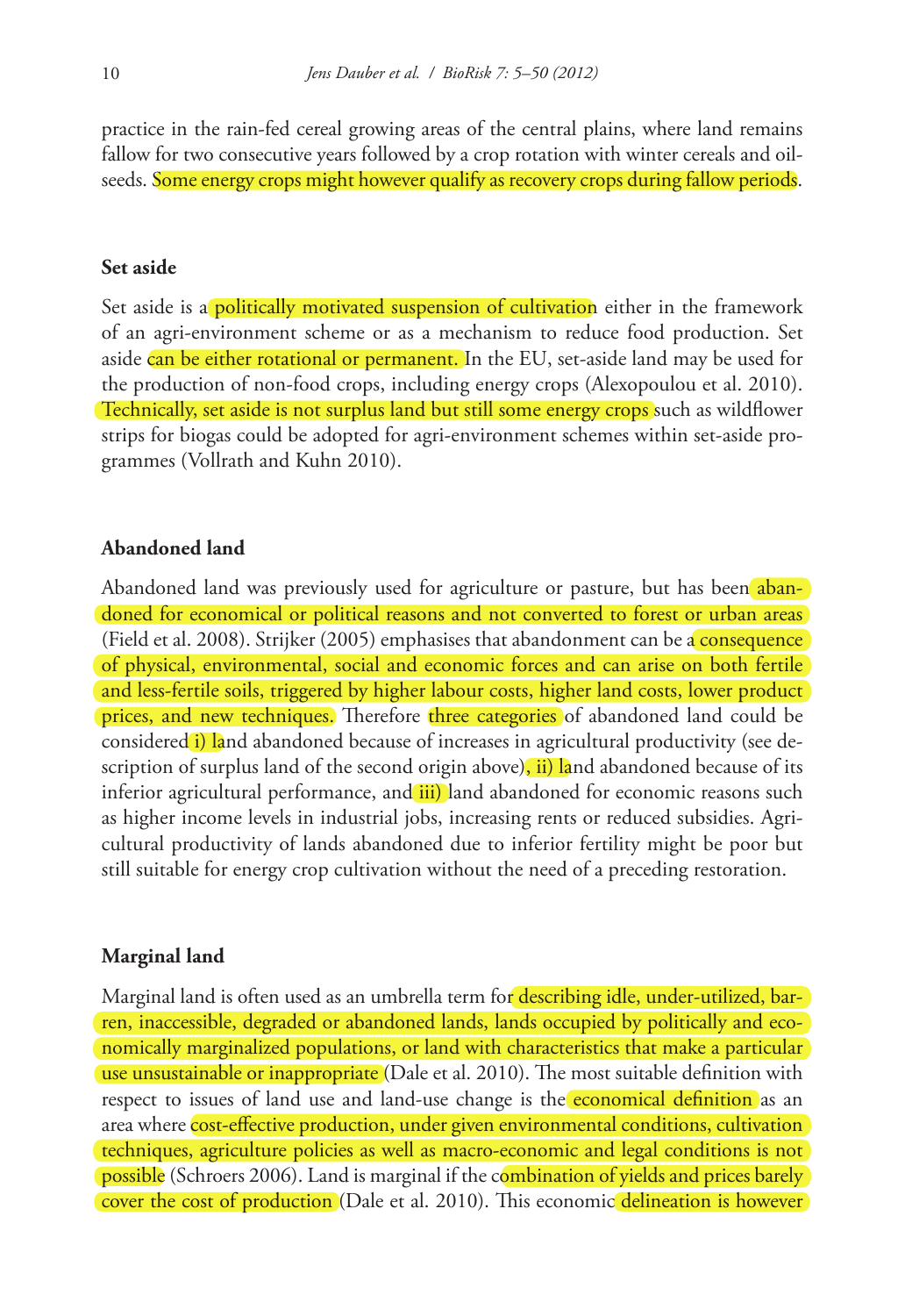practice in the rain-fed cereal growing areas of the central plains, where land remains fallow for two consecutive years followed by a crop rotation with winter cereals and oilseeds. Some energy crops might however qualify as recovery crops during fallow periods.

### Set aside

Set aside is a politically motivated suspension of cultivation either in the framework of an agri-environment scheme or as a mechanism to reduce food production. Set aside can be either rotational or permanent. In the EU, set-aside land may be used for the production of non-food crops, including energy crops (Alexopoulou et al. 2010). Technically, set aside is not surplus land but still some energy crops such as wildflower strips for biogas could be adopted for agri-environment schemes within set-aside programmes (Vollrath and Kuhn 2010).

### Abandoned land

Abandoned land was previously used for agriculture or pasture, but has been abandoned for economical or political reasons and not converted to forest or urban areas (Field et al. 2008). Strijker (2005) emphasises that abandonment can be a consequence of physical, environmental, social and economic forces and can arise on both fertile and less-fertile soils, triggered by higher labour costs, higher land costs, lower product prices, and new techniques. Therefore three categories of abandoned land could be considered i) land abandoned because of increases in agricultural productivity (see description of surplus land of the second origin above), ii) land abandoned because of its inferior agricultural performance, and iii) land abandoned for economic reasons such as higher income levels in industrial jobs, increasing rents or reduced subsidies. Agricultural productivity of lands abandoned due to inferior fertility might be poor but still suitable for energy crop cultivation without the need of a preceding restoration.

### Marginal land

Marginal land is often used as an umbrella term for describing idle, under-utilized, barren, inaccessible, degraded or abandoned lands, lands occupied by politically and economically marginalized populations, or land with characteristics that make a particular use unsustainable or inappropriate (Dale et al. 2010). The most suitable definition with respect to issues of land use and land-use change is the economical definition as an area where cost-effective production, under given environmental conditions, cultivation techniques, agriculture policies as well as macro-economic and legal conditions is not possible (Schroers 2006). Land is marginal if the combination of yields and prices barely cover the cost of production (Dale et al. 2010). This economic delineation is however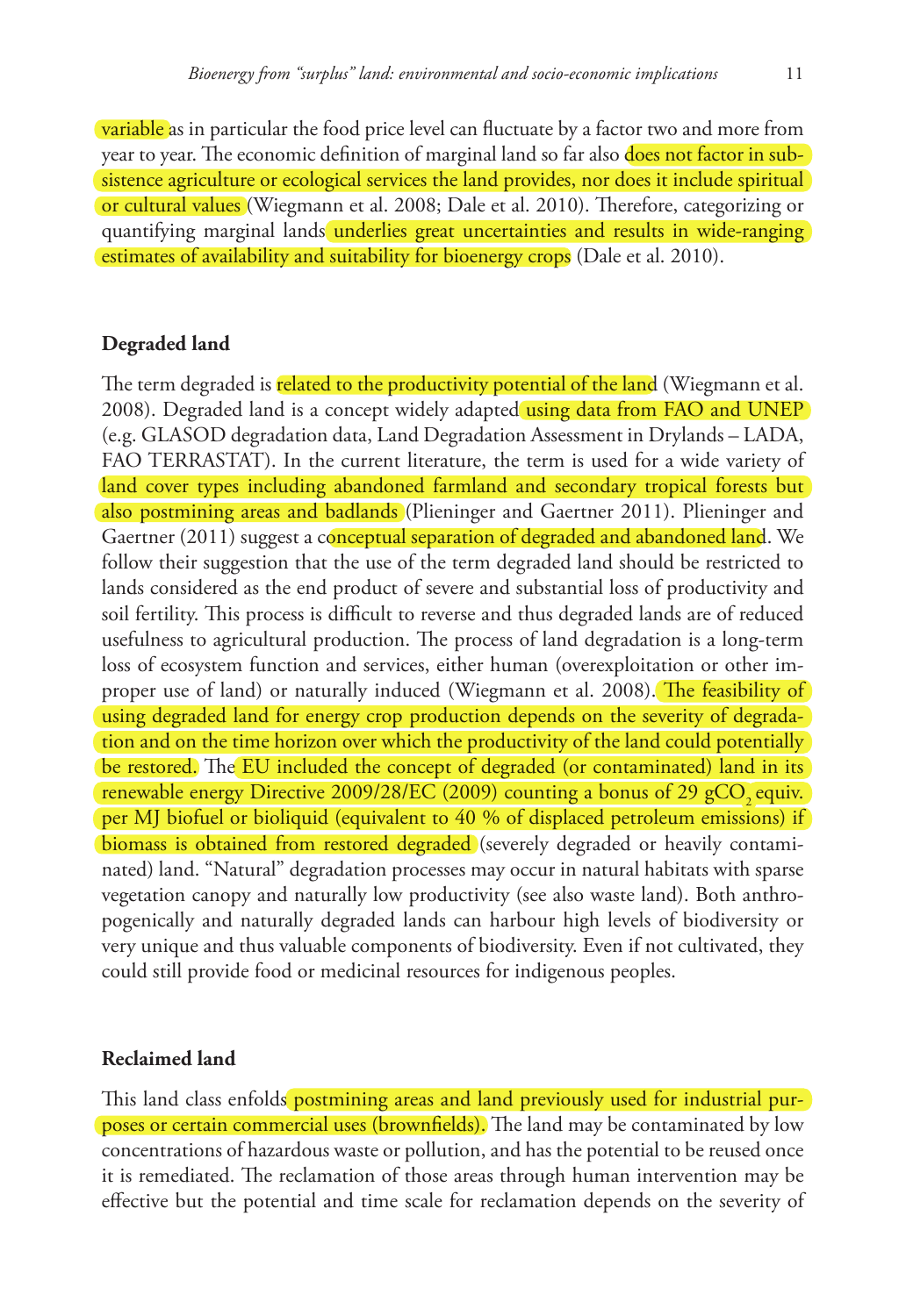variable as in particular the food price level can fluctuate by a factor two and more from year to year. The economic definition of marginal land so far also does not factor in subsistence agriculture or ecological services the land provides, nor does it include spiritual or cultural values (Wiegmann et al. 2008; Dale et al. 2010). Therefore, categorizing or quantifying marginal lands underlies great uncertainties and results in wide-ranging estimates of availability and suitability for bioenergy crops (Dale et al. 2010).

## Degraded land

The term degraded is related to the productivity potential of the land (Wiegmann et al. 2008). Degraded land is a concept widely adapted using data from FAO and UNEP (e.g. GLASOD degradation data, Land Degradation Assessment in Drylands – LADA, FAO TERRASTAT). In the current literature, the term is used for a wide variety of land cover types including abandoned farmland and secondary tropical forests but also postmining areas and badlands (Plieninger and Gaertner 2011). Plieninger and Gaertner (2011) suggest a conceptual separation of degraded and abandoned land. We follow their suggestion that the use of the term degraded land should be restricted to lands considered as the end product of severe and substantial loss of productivity and soil fertility. This process is difficult to reverse and thus degraded lands are of reduced usefulness to agricultural production. The process of land degradation is a long-term loss of ecosystem function and services, either human (overexploitation or other improper use of land) or naturally induced (Wiegmann et al. 2008). The feasibility of using degraded land for energy crop production depends on the severity of degradation and on the time horizon over which the productivity of the land could potentially be restored. The EU included the concept of degraded (or contaminated) land in its renewable energy Directive 2009/28/EC (2009) counting a bonus of 29 $gCO_2$ equiv. per MJ biofuel or bioliquid (equivalent to 40 % of displaced petroleum emissions) if biomass is obtained from restored degraded (severely degraded or heavily contaminated) land. "Natural" degradation processes may occur in natural habitats with sparse vegetation canopy and naturally low productivity (see also waste land). Both anthropogenically and naturally degraded lands can harbour high levels of biodiversity or very unique and thus valuable components of biodiversity. Even if not cultivated, they could still provide food or medicinal resources for indigenous peoples.

## Reclaimed land

This land class enfolds postmining areas and land previously used for industrial purposes or certain commercial uses (brownfields). The land may be contaminated by low concentrations of hazardous waste or pollution, and has the potential to be reused once it is remediated. The reclamation of those areas through human intervention may be effective but the potential and time scale for reclamation depends on the severity of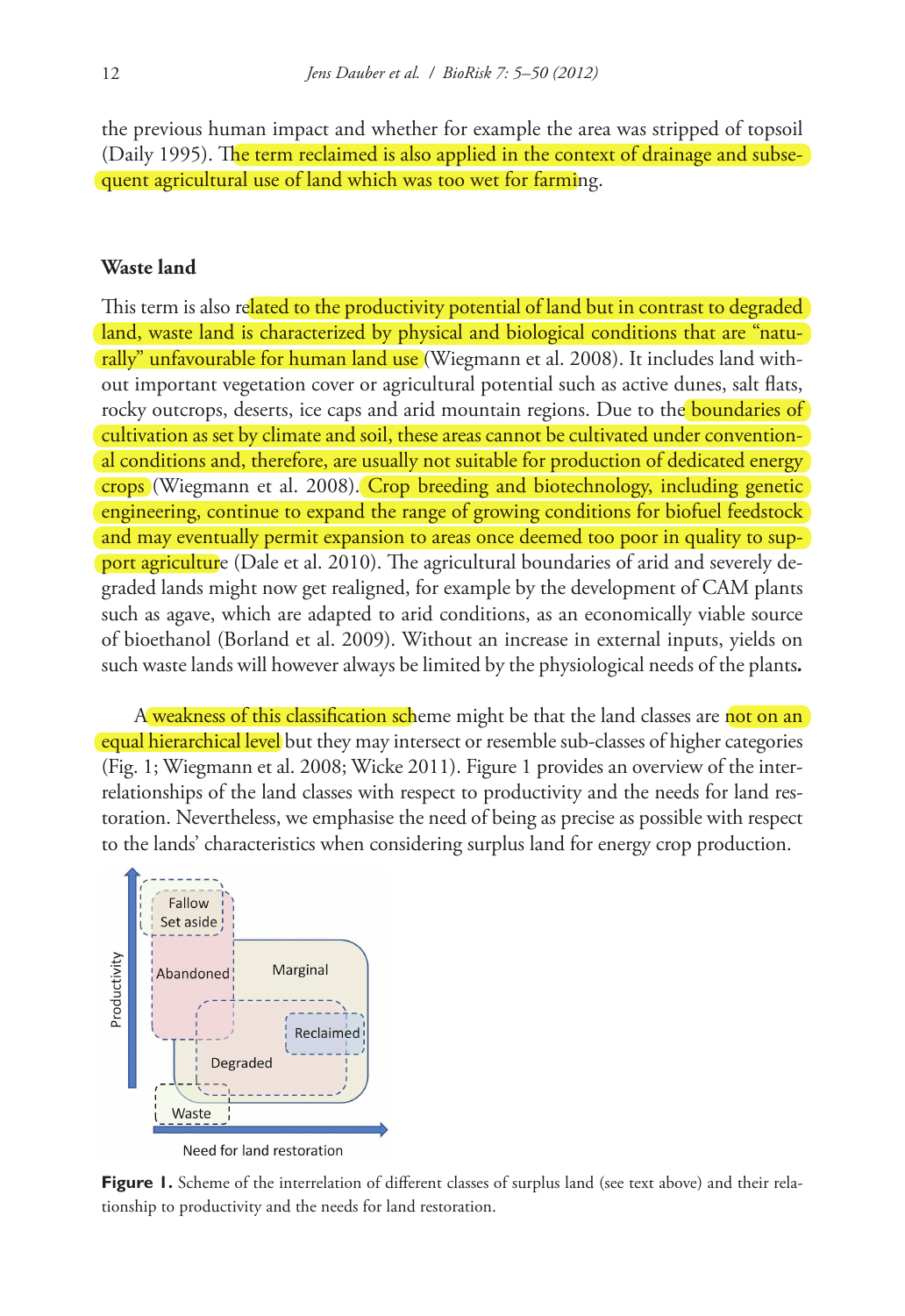the previous human impact and whether for example the area was stripped of topsoil (Daily 1995). The term reclaimed is also applied in the context of drainage and subsequent agricultural use of land which was too wet for farming.

## Waste land

This term is also related to the productivity potential of land but in contrast to degraded land, waste land is characterized by physical and biological conditions that are "naturally" unfavourable for human land use (Wiegmann et al. 2008). It includes land without important vegetation cover or agricultural potential such as active dunes, salt flats, rocky outcrops, deserts, ice caps and arid mountain regions. Due to the boundaries of cultivation as set by climate and soil, these areas cannot be cultivated under conventional conditions and, therefore, are usually not suitable for production of dedicated energy crops (Wiegmann et al. 2008). Crop breeding and biotechnology, including genetic engineering, continue to expand the range of growing conditions for biofuel feedstock and may eventually permit expansion to areas once deemed too poor in quality to support agriculture (Dale et al. 2010). The agricultural boundaries of arid and severely degraded lands might now get realigned, for example by the development of CAM plants such as agave, which are adapted to arid conditions, as an economically viable source of bioethanol (Borland et al. 2009). Without an increase in external inputs, yields on such waste lands will however always be limited by the physiological needs of the plants**.**

A weakness of this classification scheme might be that the land classes are not on an equal hierarchical level but they may intersect or resemble sub-classes of higher categories (Fig. 1; Wiegmann et al. 2008; Wicke 2011). Figure 1 provides an overview of the interrelationships of the land classes with respect to productivity and the needs for land restoration. Nevertheless, we emphasise the need of being as precise as possible with respect to the lands' characteristics when considering surplus land for energy crop production.

**Figure 1.** Scheme of the interrelation of different classes of surplus land (see text above) and their relationship to productivity and the needs for land restoration.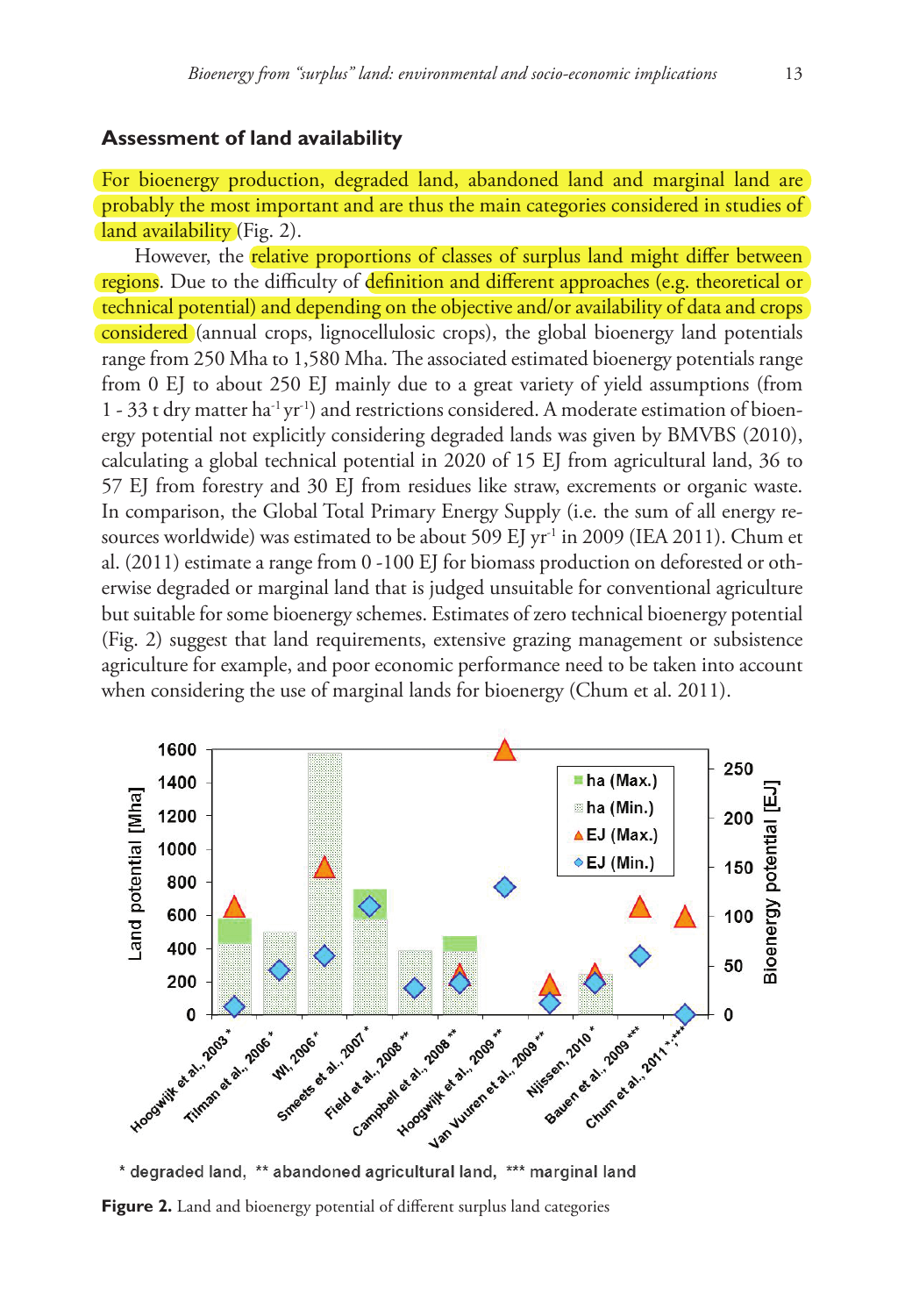### Assessment of land availability

For bioenergy production, degraded land, abandoned land and marginal land are probably the most important and are thus the main categories considered in studies of land availability (Fig. 2).

However, the relative proportions of classes of surplus land might differ between regions. Due to the difficulty of definition and different approaches (e.g. theoretical or technical potential) and depending on the objective and/or availability of data and crops considered (annual crops, lignocellulosic crops), the global bioenergy land potentials range from 250 Mha to 1,580 Mha. The associated estimated bioenergy potentials range from 0 EJ to about 250 EJ mainly due to a great variety of yield assumptions (from 1 - 33 t dry matter $ha^{-1}$ $yr^{-1}$) and restrictions considered. A moderate estimation of bioenergy potential not explicitly considering degraded lands was given by BMVBS (2010), calculating a global technical potential in 2020 of 15 EJ from agricultural land, 36 to 57 EJ from forestry and 30 EJ from residues like straw, excrements or organic waste. In comparison, the Global Total Primary Energy Supply (i.e. the sum of all energy resources worldwide) was estimated to be about 509 EJ $yr^{-1}$ in 2009 (IEA 2011). Chum et al. (2011) estimate a range from 0 -100 EJ for biomass production on deforested or otherwise degraded or marginal land that is judged unsuitable for conventional agriculture but suitable for some bioenergy schemes. Estimates of zero technical bioenergy potential (Fig. 2) suggest that land requirements, extensive grazing management or subsistence agriculture for example, and poor economic performance need to be taken into account when considering the use of marginal lands for bioenergy (Chum et al. 2011).

\* degraded land, \*\* abandoned agricultural land, \*\*\* marginal land

**Figure 2.** Land and bioenergy potential of different surplus land categories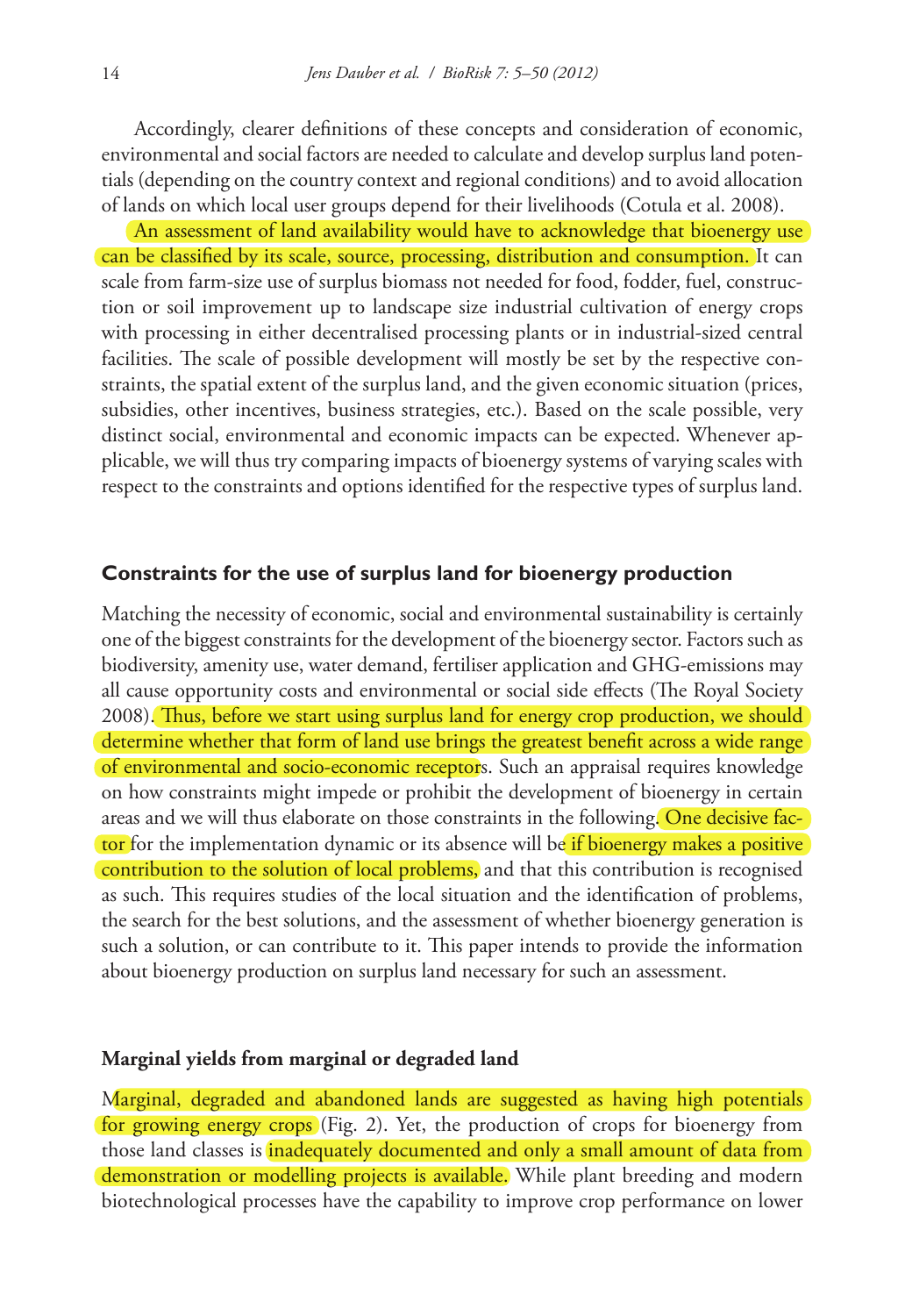Accordingly, clearer definitions of these concepts and consideration of economic, environmental and social factors are needed to calculate and develop surplus land potentials (depending on the country context and regional conditions) and to avoid allocation of lands on which local user groups depend for their livelihoods (Cotula et al. 2008).

An assessment of land availability would have to acknowledge that bioenergy use can be classified by its scale, source, processing, distribution and consumption. It can scale from farm-size use of surplus biomass not needed for food, fodder, fuel, construction or soil improvement up to landscape size industrial cultivation of energy crops with processing in either decentralised processing plants or in industrial-sized central facilities. The scale of possible development will mostly be set by the respective constraints, the spatial extent of the surplus land, and the given economic situation (prices, subsidies, other incentives, business strategies, etc.). Based on the scale possible, very distinct social, environmental and economic impacts can be expected. Whenever applicable, we will thus try comparing impacts of bioenergy systems of varying scales with respect to the constraints and options identified for the respective types of surplus land.

## Constraints for the use of surplus land for bioenergy production

Matching the necessity of economic, social and environmental sustainability is certainly one of the biggest constraints for the development of the bioenergy sector. Factors such as biodiversity, amenity use, water demand, fertiliser application and GHG-emissions may all cause opportunity costs and environmental or social side effects (The Royal Society 2008). Thus, before we start using surplus land for energy crop production, we should determine whether that form of land use brings the greatest benefit across a wide range of environmental and socio-economic receptors. Such an appraisal requires knowledge on how constraints might impede or prohibit the development of bioenergy in certain areas and we will thus elaborate on those constraints in the following. One decisive factor for the implementation dynamic or its absence will be if bioenergy makes a positive contribution to the solution of local problems, and that this contribution is recognised as such. This requires studies of the local situation and the identification of problems, the search for the best solutions, and the assessment of whether bioenergy generation is such a solution, or can contribute to it. This paper intends to provide the information about bioenergy production on surplus land necessary for such an assessment.

### Marginal yields from marginal or degraded land

Marginal, degraded and abandoned lands are suggested as having high potentials for growing energy crops (Fig. 2). Yet, the production of crops for bioenergy from those land classes is inadequately documented and only a small amount of data from demonstration or modelling projects is available. While plant breeding and modern biotechnological processes have the capability to improve crop performance on lower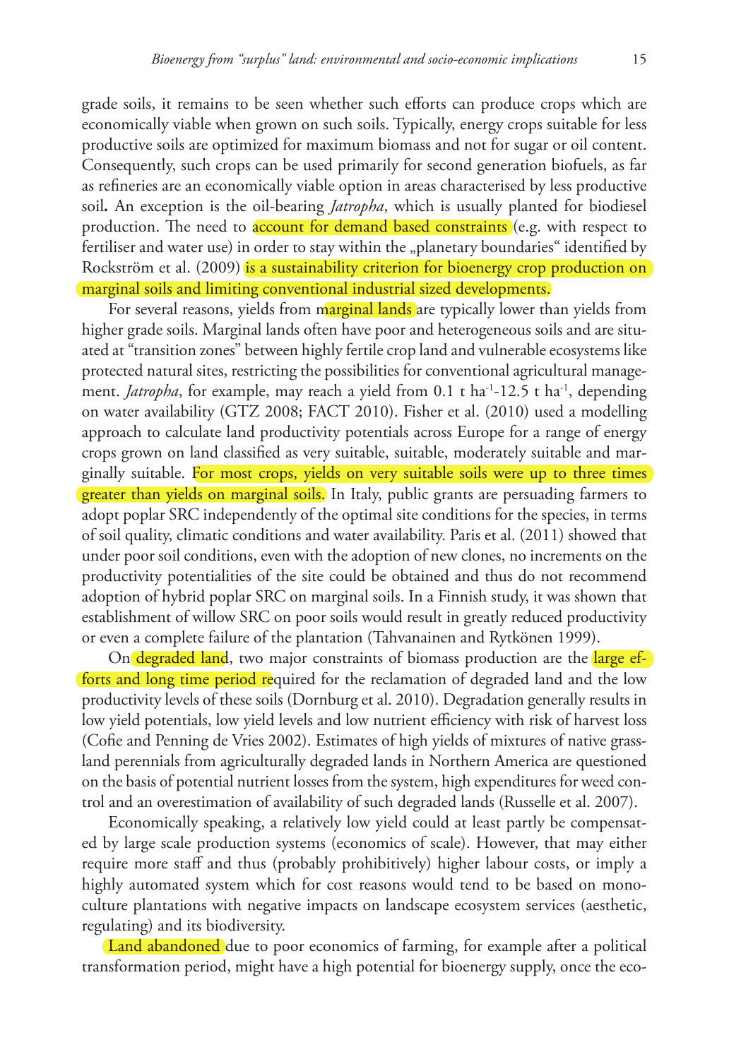grade soils, it remains to be seen whether such efforts can produce crops which are economically viable when grown on such soils. Typically, energy crops suitable for less productive soils are optimized for maximum biomass and not for sugar or oil content. Consequently, such crops can be used primarily for second generation biofuels, as far as refineries are an economically viable option in areas characterised by less productive soil**.** An exception is the oil-bearing *Jatropha*, which is usually planted for biodiesel production. The need to account for demand based constraints (e.g. with respect to fertiliser and water use) in order to stay within the „planetary boundaries" identified by Rockström et al. (2009) is a sustainability criterion for bioenergy crop production on marginal soils and limiting conventional industrial sized developments.

For several reasons, yields from marginal lands are typically lower than yields from higher grade soils. Marginal lands often have poor and heterogeneous soils and are situated at "transition zones" between highly fertile crop land and vulnerable ecosystems like protected natural sites, restricting the possibilities for conventional agricultural management. *Jatropha*, for example, may reach a yield from 0.1 t $ha^{-1}$-12.5 t $ha^{-1}$, depending on water availability (GTZ 2008; FACT 2010). Fisher et al. (2010) used a modelling approach to calculate land productivity potentials across Europe for a range of energy crops grown on land classified as very suitable, suitable, moderately suitable and marginally suitable. For most crops, yields on very suitable soils were up to three times greater than yields on marginal soils. In Italy, public grants are persuading farmers to adopt poplar SRC independently of the optimal site conditions for the species, in terms of soil quality, climatic conditions and water availability. Paris et al. (2011) showed that under poor soil conditions, even with the adoption of new clones, no increments on the productivity potentialities of the site could be obtained and thus do not recommend adoption of hybrid poplar SRC on marginal soils. In a Finnish study, it was shown that establishment of willow SRC on poor soils would result in greatly reduced productivity or even a complete failure of the plantation (Tahvanainen and Rytkönen 1999).

On degraded land, two major constraints of biomass production are the large efforts and long time period required for the reclamation of degraded land and the low productivity levels of these soils (Dornburg et al. 2010). Degradation generally results in low yield potentials, low yield levels and low nutrient efficiency with risk of harvest loss (Cofie and Penning de Vries 2002). Estimates of high yields of mixtures of native grassland perennials from agriculturally degraded lands in Northern America are questioned on the basis of potential nutrient losses from the system, high expenditures for weed control and an overestimation of availability of such degraded lands (Russelle et al. 2007).

Economically speaking, a relatively low yield could at least partly be compensated by large scale production systems (economics of scale). However, that may either require more staff and thus (probably prohibitively) higher labour costs, or imply a highly automated system which for cost reasons would tend to be based on monoculture plantations with negative impacts on landscape ecosystem services (aesthetic, regulating) and its biodiversity.

Land abandoned due to poor economics of farming, for example after a political transformation period, might have a high potential for bioenergy supply, once the eco-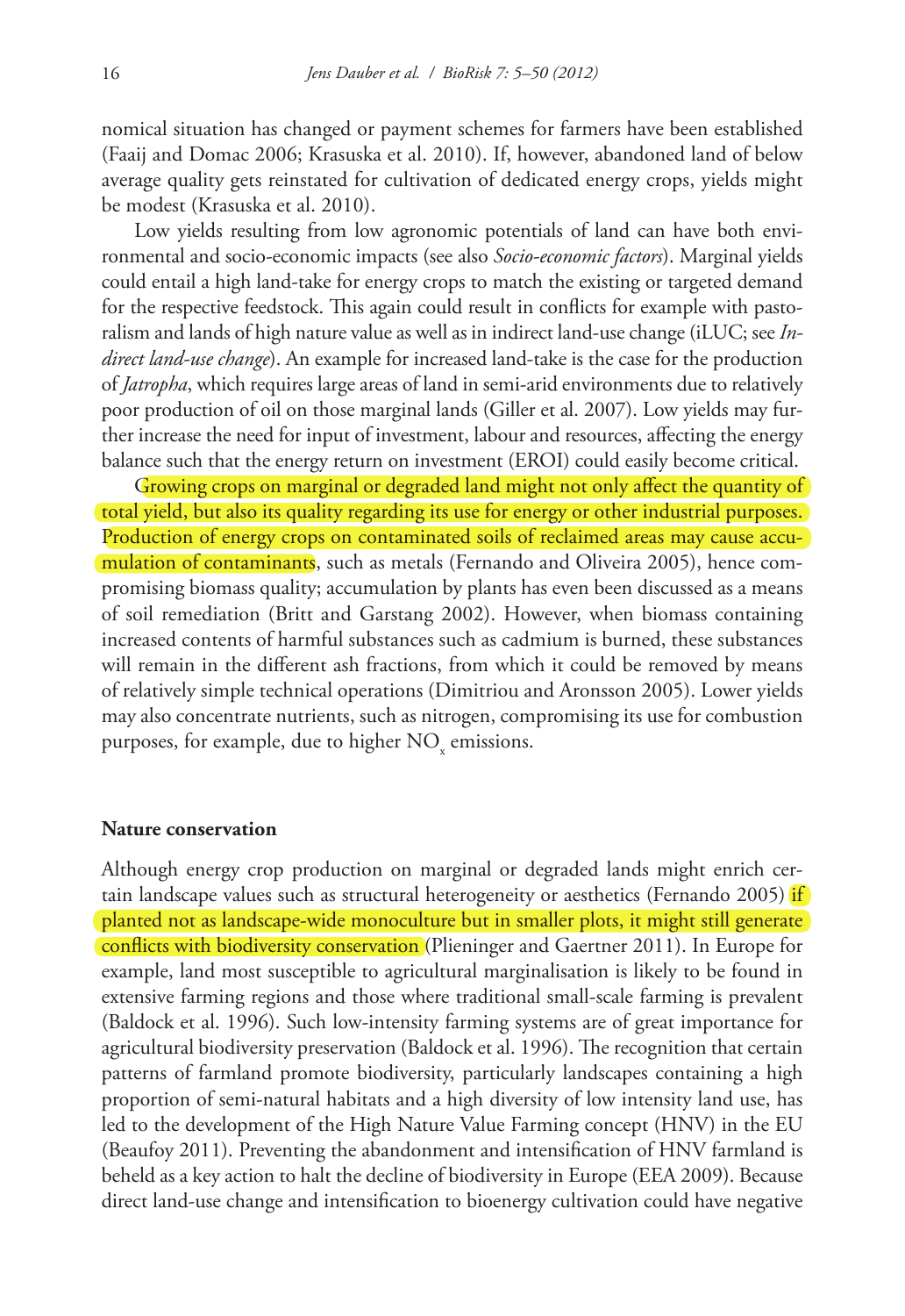nomical situation has changed or payment schemes for farmers have been established (Faaij and Domac 2006; Krasuska et al. 2010). If, however, abandoned land of below average quality gets reinstated for cultivation of dedicated energy crops, yields might be modest (Krasuska et al. 2010).

Low yields resulting from low agronomic potentials of land can have both environmental and socio-economic impacts (see also *Socio-economic factors*). Marginal yields could entail a high land-take for energy crops to match the existing or targeted demand for the respective feedstock. This again could result in conflicts for example with pastoralism and lands of high nature value as well as in indirect land-use change (iLUC; see *Indirect land-use change*). An example for increased land-take is the case for the production of *Jatropha*, which requires large areas of land in semi-arid environments due to relatively poor production of oil on those marginal lands (Giller et al. 2007). Low yields may further increase the need for input of investment, labour and resources, affecting the energy balance such that the energy return on investment (EROI) could easily become critical.

Growing crops on marginal or degraded land might not only affect the quantity of total yield, but also its quality regarding its use for energy or other industrial purposes. Production of energy crops on contaminated soils of reclaimed areas may cause accumulation of contaminants, such as metals (Fernando and Oliveira 2005), hence compromising biomass quality; accumulation by plants has even been discussed as a means of soil remediation (Britt and Garstang 2002). However, when biomass containing increased contents of harmful substances such as cadmium is burned, these substances will remain in the different ash fractions, from which it could be removed by means of relatively simple technical operations (Dimitriou and Aronsson 2005). Lower yields may also concentrate nutrients, such as nitrogen, compromising its use for combustion purposes, for example, due to higher $NO_x$ emissions.

## Nature conservation

Although energy crop production on marginal or degraded lands might enrich certain landscape values such as structural heterogeneity or aesthetics (Fernando 2005) if planted not as landscape-wide monoculture but in smaller plots, it might still generate conflicts with biodiversity conservation (Plieninger and Gaertner 2011). In Europe for example, land most susceptible to agricultural marginalisation is likely to be found in extensive farming regions and those where traditional small-scale farming is prevalent (Baldock et al. 1996). Such low-intensity farming systems are of great importance for agricultural biodiversity preservation (Baldock et al. 1996). The recognition that certain patterns of farmland promote biodiversity, particularly landscapes containing a high proportion of semi-natural habitats and a high diversity of low intensity land use, has led to the development of the High Nature Value Farming concept (HNV) in the EU (Beaufoy 2011). Preventing the abandonment and intensification of HNV farmland is beheld as a key action to halt the decline of biodiversity in Europe (EEA 2009). Because direct land-use change and intensification to bioenergy cultivation could have negative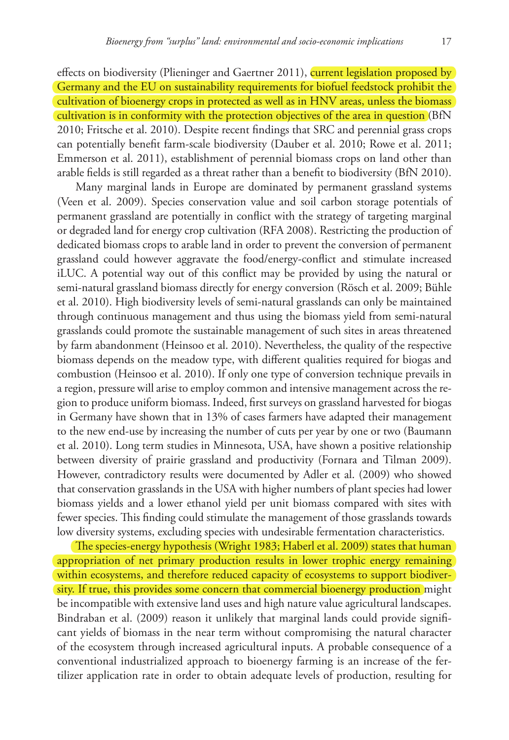effects on biodiversity (Plieninger and Gaertner 2011), current legislation proposed by Germany and the EU on sustainability requirements for biofuel feedstock prohibit the cultivation of bioenergy crops in protected as well as in HNV areas, unless the biomass cultivation is in conformity with the protection objectives of the area in question (BfN 2010; Fritsche et al. 2010). Despite recent findings that SRC and perennial grass crops can potentially benefit farm-scale biodiversity (Dauber et al. 2010; Rowe et al. 2011; Emmerson et al. 2011), establishment of perennial biomass crops on land other than arable fields is still regarded as a threat rather than a benefit to biodiversity (BfN 2010).

Many marginal lands in Europe are dominated by permanent grassland systems (Veen et al. 2009). Species conservation value and soil carbon storage potentials of permanent grassland are potentially in conflict with the strategy of targeting marginal or degraded land for energy crop cultivation (RFA 2008). Restricting the production of dedicated biomass crops to arable land in order to prevent the conversion of permanent grassland could however aggravate the food/energy-conflict and stimulate increased iLUC. A potential way out of this conflict may be provided by using the natural or semi-natural grassland biomass directly for energy conversion (Rösch et al. 2009; Bühle et al. 2010). High biodiversity levels of semi-natural grasslands can only be maintained through continuous management and thus using the biomass yield from semi-natural grasslands could promote the sustainable management of such sites in areas threatened by farm abandonment (Heinsoo et al. 2010). Nevertheless, the quality of the respective biomass depends on the meadow type, with different qualities required for biogas and combustion (Heinsoo et al. 2010). If only one type of conversion technique prevails in a region, pressure will arise to employ common and intensive management across the region to produce uniform biomass. Indeed, first surveys on grassland harvested for biogas in Germany have shown that in 13% of cases farmers have adapted their management to the new end-use by increasing the number of cuts per year by one or two (Baumann et al. 2010). Long term studies in Minnesota, USA, have shown a positive relationship between diversity of prairie grassland and productivity (Fornara and Tilman 2009). However, contradictory results were documented by Adler et al. (2009) who showed that conservation grasslands in the USA with higher numbers of plant species had lower biomass yields and a lower ethanol yield per unit biomass compared with sites with fewer species. This finding could stimulate the management of those grasslands towards low diversity systems, excluding species with undesirable fermentation characteristics.

The species-energy hypothesis (Wright 1983; Haberl et al. 2009) states that human appropriation of net primary production results in lower trophic energy remaining within ecosystems, and therefore reduced capacity of ecosystems to support biodiversity. If true, this provides some concern that commercial bioenergy production might be incompatible with extensive land uses and high nature value agricultural landscapes. Bindraban et al. (2009) reason it unlikely that marginal lands could provide significant yields of biomass in the near term without compromising the natural character of the ecosystem through increased agricultural inputs. A probable consequence of a conventional industrialized approach to bioenergy farming is an increase of the fertilizer application rate in order to obtain adequate levels of production, resulting for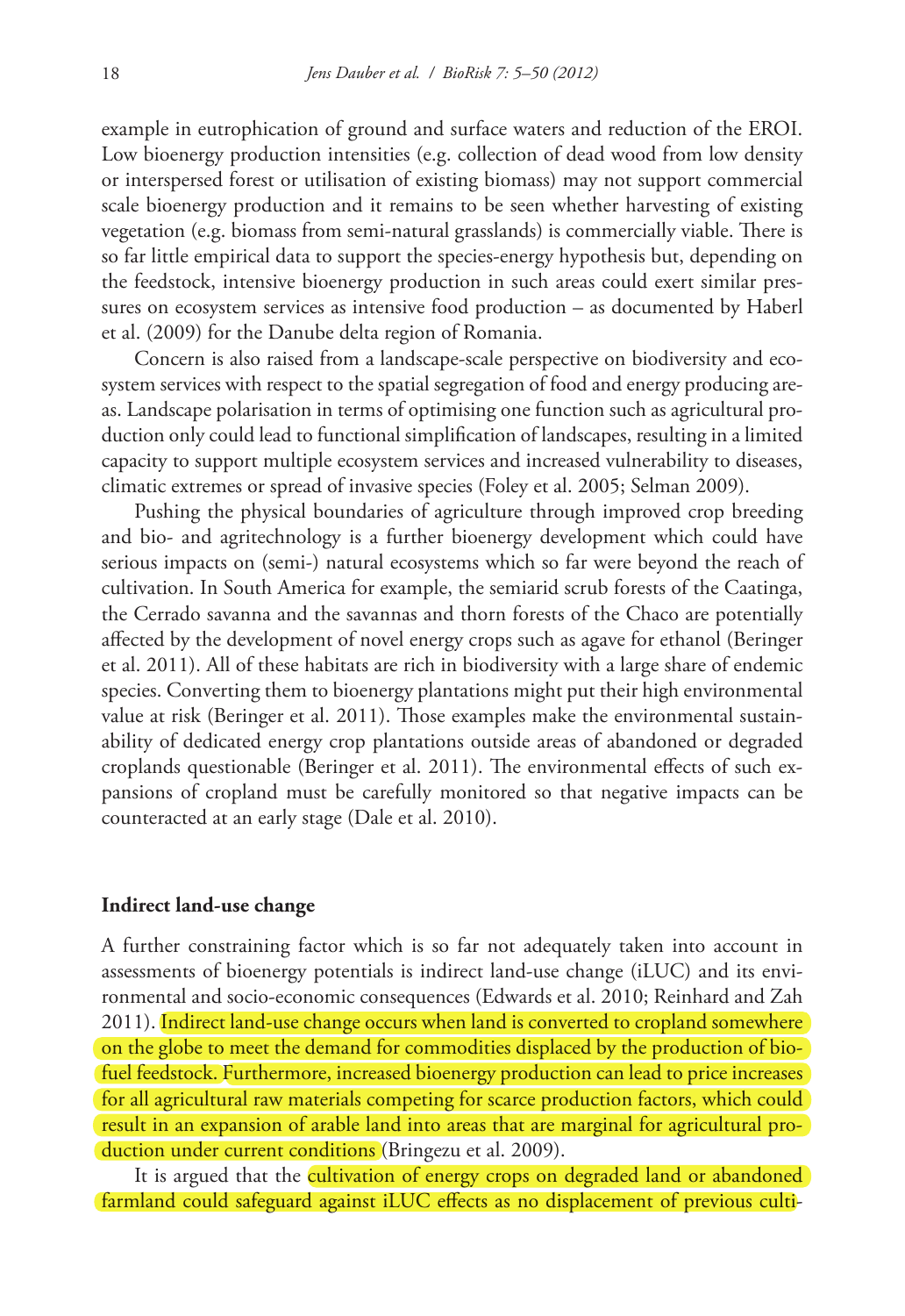example in eutrophication of ground and surface waters and reduction of the EROI. Low bioenergy production intensities (e.g. collection of dead wood from low density or interspersed forest or utilisation of existing biomass) may not support commercial scale bioenergy production and it remains to be seen whether harvesting of existing vegetation (e.g. biomass from semi-natural grasslands) is commercially viable. There is so far little empirical data to support the species-energy hypothesis but, depending on the feedstock, intensive bioenergy production in such areas could exert similar pressures on ecosystem services as intensive food production – as documented by Haberl et al. (2009) for the Danube delta region of Romania.

Concern is also raised from a landscape-scale perspective on biodiversity and ecosystem services with respect to the spatial segregation of food and energy producing areas. Landscape polarisation in terms of optimising one function such as agricultural production only could lead to functional simplification of landscapes, resulting in a limited capacity to support multiple ecosystem services and increased vulnerability to diseases, climatic extremes or spread of invasive species (Foley et al. 2005; Selman 2009).

Pushing the physical boundaries of agriculture through improved crop breeding and bio- and agritechnology is a further bioenergy development which could have serious impacts on (semi-) natural ecosystems which so far were beyond the reach of cultivation. In South America for example, the semiarid scrub forests of the Caatinga, the Cerrado savanna and the savannas and thorn forests of the Chaco are potentially affected by the development of novel energy crops such as agave for ethanol (Beringer et al. 2011). All of these habitats are rich in biodiversity with a large share of endemic species. Converting them to bioenergy plantations might put their high environmental value at risk (Beringer et al. 2011). Those examples make the environmental sustainability of dedicated energy crop plantations outside areas of abandoned or degraded croplands questionable (Beringer et al. 2011). The environmental effects of such expansions of cropland must be carefully monitored so that negative impacts can be counteracted at an early stage (Dale et al. 2010).

### Indirect land-use change

A further constraining factor which is so far not adequately taken into account in assessments of bioenergy potentials is indirect land-use change (iLUC) and its environmental and socio-economic consequences (Edwards et al. 2010; Reinhard and Zah 2011). Indirect land-use change occurs when land is converted to cropland somewhere on the globe to meet the demand for commodities displaced by the production of biofuel feedstock. Furthermore, increased bioenergy production can lead to price increases for all agricultural raw materials competing for scarce production factors, which could result in an expansion of arable land into areas that are marginal for agricultural production under current conditions (Bringezu et al. 2009).

It is argued that the cultivation of energy crops on degraded land or abandoned farmland could safeguard against iLUC effects as no displacement of previous culti-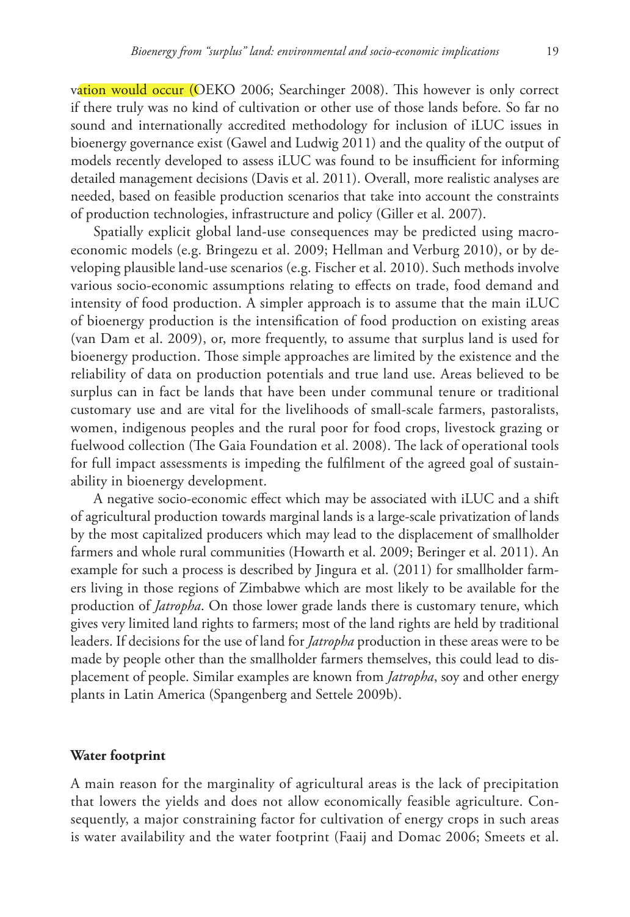vation would occur (OEKO 2006; Searchinger 2008). This however is only correct if there truly was no kind of cultivation or other use of those lands before. So far no sound and internationally accredited methodology for inclusion of iLUC issues in bioenergy governance exist (Gawel and Ludwig 2011) and the quality of the output of models recently developed to assess iLUC was found to be insufficient for informing detailed management decisions (Davis et al. 2011). Overall, more realistic analyses are needed, based on feasible production scenarios that take into account the constraints of production technologies, infrastructure and policy (Giller et al. 2007).

Spatially explicit global land-use consequences may be predicted using macroeconomic models (e.g. Bringezu et al. 2009; Hellman and Verburg 2010), or by developing plausible land-use scenarios (e.g. Fischer et al. 2010). Such methods involve various socio-economic assumptions relating to effects on trade, food demand and intensity of food production. A simpler approach is to assume that the main iLUC of bioenergy production is the intensification of food production on existing areas (van Dam et al. 2009), or, more frequently, to assume that surplus land is used for bioenergy production. Those simple approaches are limited by the existence and the reliability of data on production potentials and true land use. Areas believed to be surplus can in fact be lands that have been under communal tenure or traditional customary use and are vital for the livelihoods of small-scale farmers, pastoralists, women, indigenous peoples and the rural poor for food crops, livestock grazing or fuelwood collection (The Gaia Foundation et al. 2008). The lack of operational tools for full impact assessments is impeding the fulfilment of the agreed goal of sustainability in bioenergy development.

A negative socio-economic effect which may be associated with iLUC and a shift of agricultural production towards marginal lands is a large-scale privatization of lands by the most capitalized producers which may lead to the displacement of smallholder farmers and whole rural communities (Howarth et al. 2009; Beringer et al. 2011). An example for such a process is described by Jingura et al. (2011) for smallholder farmers living in those regions of Zimbabwe which are most likely to be available for the production of *Jatropha*. On those lower grade lands there is customary tenure, which gives very limited land rights to farmers; most of the land rights are held by traditional leaders. If decisions for the use of land for *Jatropha* production in these areas were to be made by people other than the smallholder farmers themselves, this could lead to displacement of people. Similar examples are known from *Jatropha*, soy and other energy plants in Latin America (Spangenberg and Settele 2009b).

### Water footprint

A main reason for the marginality of agricultural areas is the lack of precipitation that lowers the yields and does not allow economically feasible agriculture. Consequently, a major constraining factor for cultivation of energy crops in such areas is water availability and the water footprint (Faaij and Domac 2006; Smeets et al.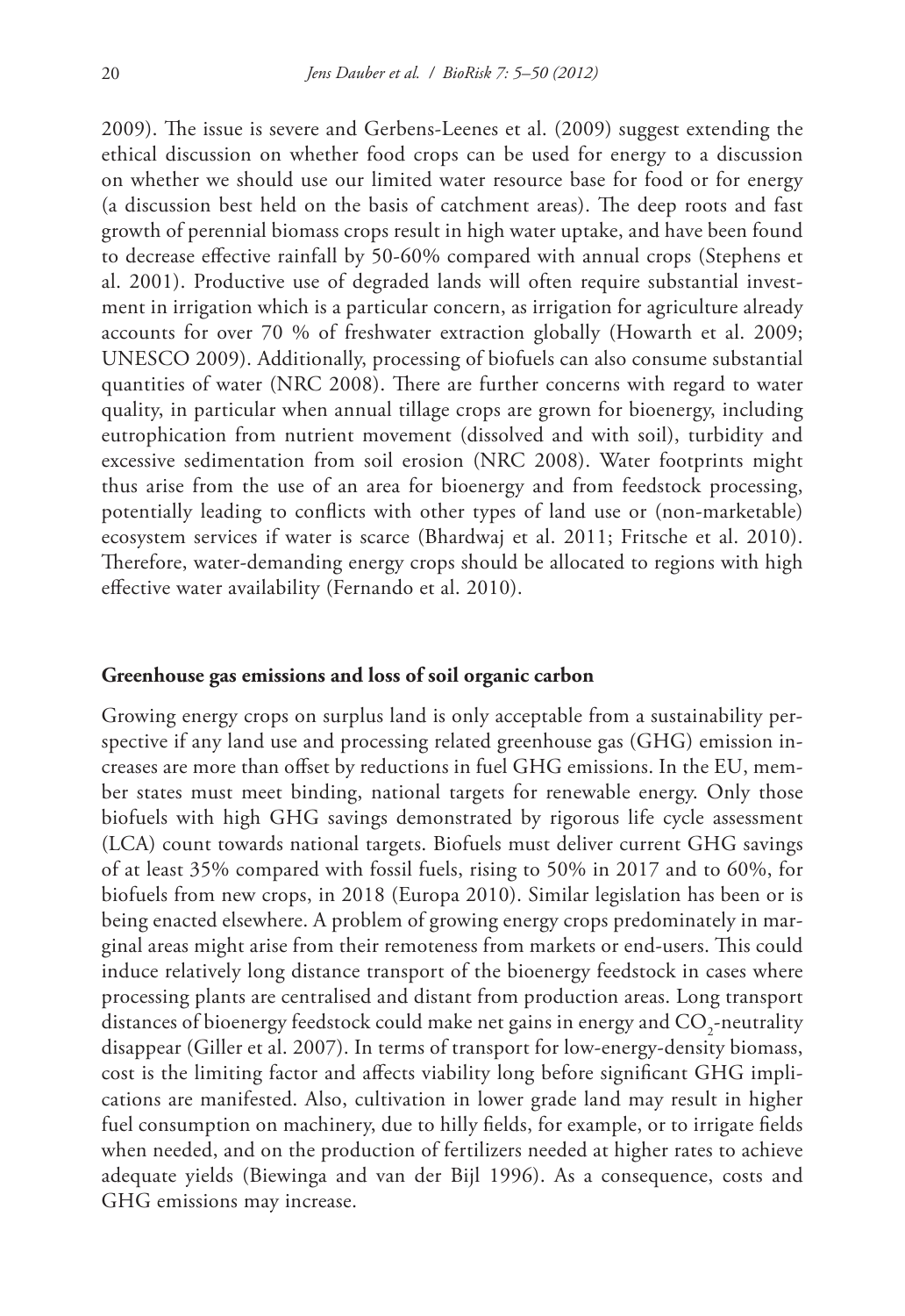2009). The issue is severe and Gerbens-Leenes et al. (2009) suggest extending the ethical discussion on whether food crops can be used for energy to a discussion on whether we should use our limited water resource base for food or for energy (a discussion best held on the basis of catchment areas). The deep roots and fast growth of perennial biomass crops result in high water uptake, and have been found to decrease effective rainfall by 50-60% compared with annual crops (Stephens et al. 2001). Productive use of degraded lands will often require substantial investment in irrigation which is a particular concern, as irrigation for agriculture already accounts for over 70 % of freshwater extraction globally (Howarth et al. 2009; UNESCO 2009). Additionally, processing of biofuels can also consume substantial quantities of water (NRC 2008). There are further concerns with regard to water quality, in particular when annual tillage crops are grown for bioenergy, including eutrophication from nutrient movement (dissolved and with soil), turbidity and excessive sedimentation from soil erosion (NRC 2008). Water footprints might thus arise from the use of an area for bioenergy and from feedstock processing, potentially leading to conflicts with other types of land use or (non-marketable) ecosystem services if water is scarce (Bhardwaj et al. 2011; Fritsche et al. 2010). Therefore, water-demanding energy crops should be allocated to regions with high effective water availability (Fernando et al. 2010).

### Greenhouse gas emissions and loss of soil organic carbon

Growing energy crops on surplus land is only acceptable from a sustainability perspective if any land use and processing related greenhouse gas (GHG) emission increases are more than offset by reductions in fuel GHG emissions. In the EU, member states must meet binding, national targets for renewable energy. Only those biofuels with high GHG savings demonstrated by rigorous life cycle assessment (LCA) count towards national targets. Biofuels must deliver current GHG savings of at least 35% compared with fossil fuels, rising to 50% in 2017 and to 60%, for biofuels from new crops, in 2018 (Europa 2010). Similar legislation has been or is being enacted elsewhere. A problem of growing energy crops predominately in marginal areas might arise from their remoteness from markets or end-users. This could induce relatively long distance transport of the bioenergy feedstock in cases where processing plants are centralised and distant from production areas. Long transport distances of bioenergy feedstock could make net gains in energy and $CO_2$-neutrality disappear (Giller et al. 2007). In terms of transport for low-energy-density biomass, cost is the limiting factor and affects viability long before significant GHG implications are manifested. Also, cultivation in lower grade land may result in higher fuel consumption on machinery, due to hilly fields, for example, or to irrigate fields when needed, and on the production of fertilizers needed at higher rates to achieve adequate yields (Biewinga and van der Bijl 1996). As a consequence, costs and GHG emissions may increase.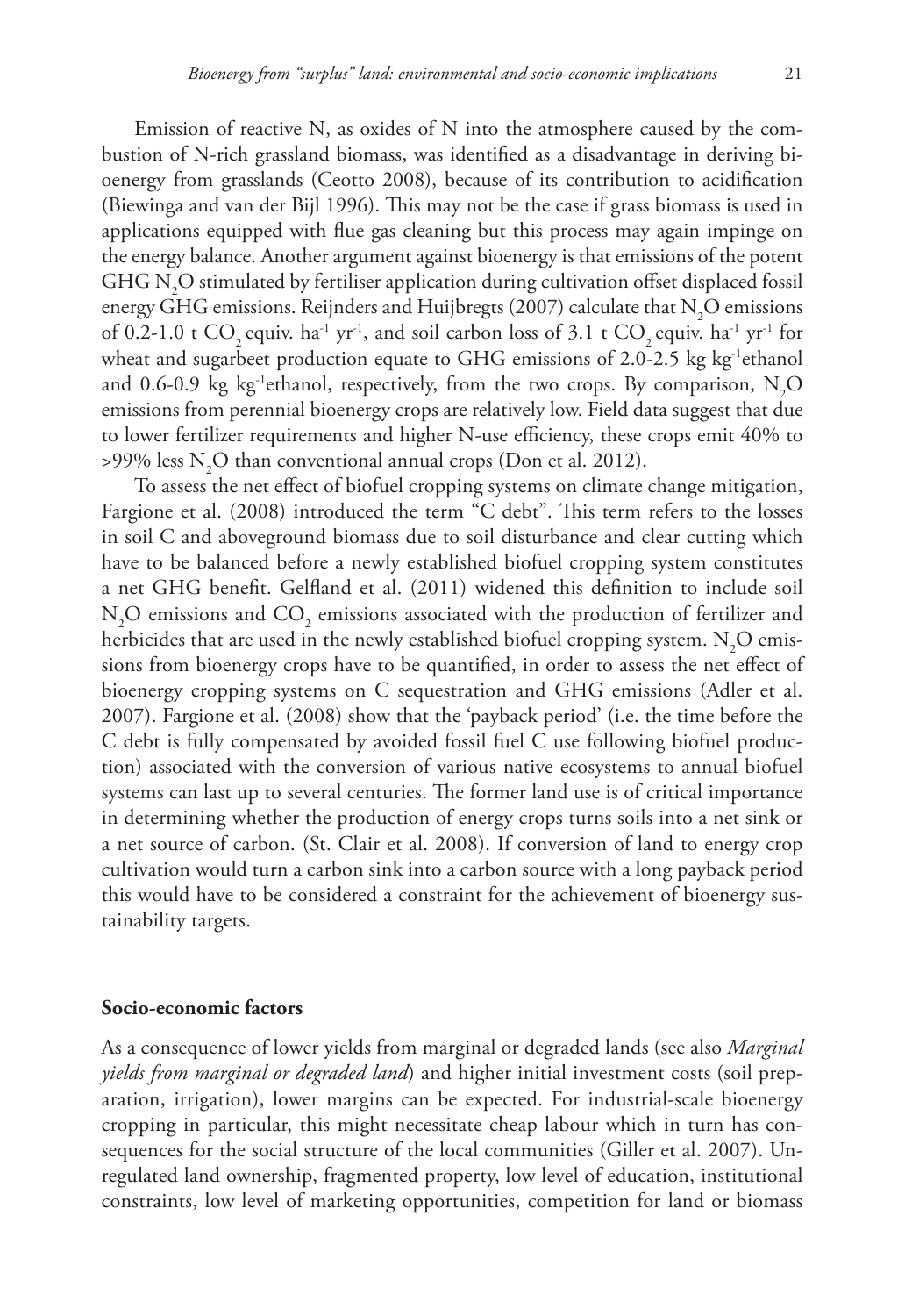Emission of reactive N, as oxides of N into the atmosphere caused by the combustion of N-rich grassland biomass, was identified as a disadvantage in deriving bioenergy from grasslands (Ceotto 2008), because of its contribution to acidification (Biewinga and van der Bijl 1996). This may not be the case if grass biomass is used in applications equipped with flue gas cleaning but this process may again impinge on the energy balance. Another argument against bioenergy is that emissions of the potent GHG $N_2O$ stimulated by fertiliser application during cultivation offset displaced fossil energy GHG emissions. Reijnders and Huijbregts (2007) calculate that $N_2O$ emissions of 0.2-1.0 t $CO_2$ equiv. $ha^{-1}$ $yr^{-1}$, and soil carbon loss of 3.1 t $CO_2$ equiv. $ha^{-1}$ $yr^{-1}$ for wheat and sugarbeet production equate to GHG emissions of 2.0-2.5 kg $kg^{-1}$ethanol and 0.6-0.9 kg $kg^{-1}$ethanol, respectively, from the two crops. By comparison, $N_2O$ emissions from perennial bioenergy crops are relatively low. Field data suggest that due to lower fertilizer requirements and higher N-use efficiency, these crops emit 40% to >99% less $N_2O$ than conventional annual crops (Don et al. 2012).

To assess the net effect of biofuel cropping systems on climate change mitigation, Fargione et al. (2008) introduced the term "C debt". This term refers to the losses in soil C and aboveground biomass due to soil disturbance and clear cutting which have to be balanced before a newly established biofuel cropping system constitutes a net GHG benefit. Gelfland et al. (2011) widened this definition to include soil $N_2O$ emissions and $CO_2$ emissions associated with the production of fertilizer and herbicides that are used in the newly established biofuel cropping system. $N_2O$ emissions from bioenergy crops have to be quantified, in order to assess the net effect of bioenergy cropping systems on C sequestration and GHG emissions (Adler et al. 2007). Fargione et al. (2008) show that the 'payback period' (i.e. the time before the C debt is fully compensated by avoided fossil fuel C use following biofuel production) associated with the conversion of various native ecosystems to annual biofuel systems can last up to several centuries. The former land use is of critical importance in determining whether the production of energy crops turns soils into a net sink or a net source of carbon. (St. Clair et al. 2008). If conversion of land to energy crop cultivation would turn a carbon sink into a carbon source with a long payback period this would have to be considered a constraint for the achievement of bioenergy sustainability targets.

### Socio-economic factors

As a consequence of lower yields from marginal or degraded lands (see also *Marginal yields from marginal or degraded land*) and higher initial investment costs (soil preparation, irrigation), lower margins can be expected. For industrial-scale bioenergy cropping in particular, this might necessitate cheap labour which in turn has consequences for the social structure of the local communities (Giller et al. 2007). Unregulated land ownership, fragmented property, low level of education, institutional constraints, low level of marketing opportunities, competition for land or biomass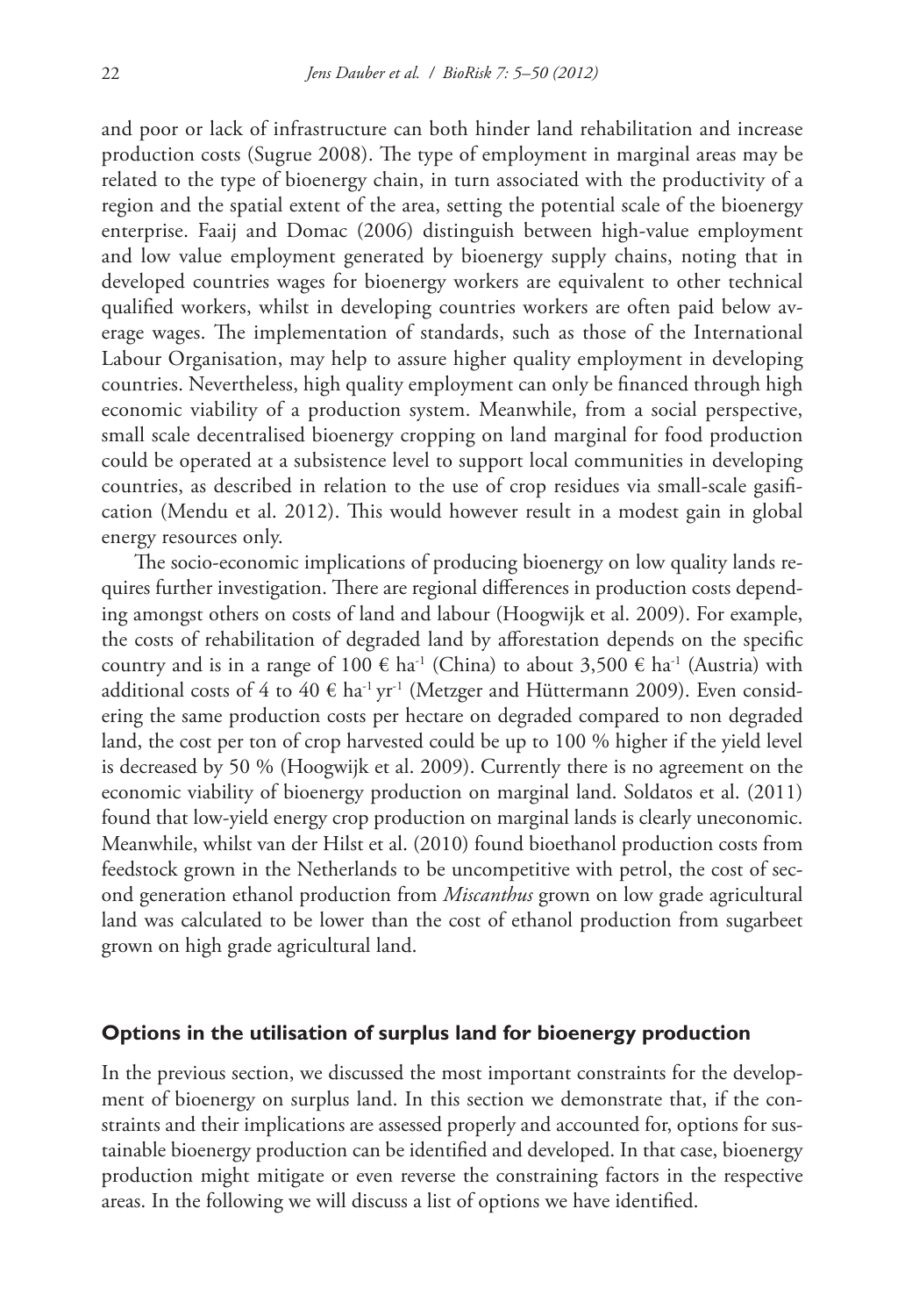and poor or lack of infrastructure can both hinder land rehabilitation and increase production costs (Sugrue 2008). The type of employment in marginal areas may be related to the type of bioenergy chain, in turn associated with the productivity of a region and the spatial extent of the area, setting the potential scale of the bioenergy enterprise. Faaij and Domac (2006) distinguish between high-value employment and low value employment generated by bioenergy supply chains, noting that in developed countries wages for bioenergy workers are equivalent to other technical qualified workers, whilst in developing countries workers are often paid below average wages. The implementation of standards, such as those of the International Labour Organisation, may help to assure higher quality employment in developing countries. Nevertheless, high quality employment can only be financed through high economic viability of a production system. Meanwhile, from a social perspective, small scale decentralised bioenergy cropping on land marginal for food production could be operated at a subsistence level to support local communities in developing countries, as described in relation to the use of crop residues via small-scale gasification (Mendu et al. 2012). This would however result in a modest gain in global energy resources only.

The socio-economic implications of producing bioenergy on low quality lands requires further investigation. There are regional differences in production costs depending amongst others on costs of land and labour (Hoogwijk et al. 2009). For example, the costs of rehabilitation of degraded land by afforestation depends on the specific country and is in a range of 100 € $ha^{-1}$ (China) to about 3,500 € $ha^{-1}$ (Austria) with additional costs of 4 to 40 € $ha^{-1}$ $yr^{-1}$ (Metzger and Hüttermann 2009). Even considering the same production costs per hectare on degraded compared to non degraded land, the cost per ton of crop harvested could be up to 100 % higher if the yield level is decreased by 50 % (Hoogwijk et al. 2009). Currently there is no agreement on the economic viability of bioenergy production on marginal land. Soldatos et al. (2011) found that low-yield energy crop production on marginal lands is clearly uneconomic. Meanwhile, whilst van der Hilst et al. (2010) found bioethanol production costs from feedstock grown in the Netherlands to be uncompetitive with petrol, the cost of second generation ethanol production from *Miscanthus* grown on low grade agricultural land was calculated to be lower than the cost of ethanol production from sugarbeet grown on high grade agricultural land.

## Options in the utilisation of surplus land for bioenergy production

In the previous section, we discussed the most important constraints for the development of bioenergy on surplus land. In this section we demonstrate that, if the constraints and their implications are assessed properly and accounted for, options for sustainable bioenergy production can be identified and developed. In that case, bioenergy production might mitigate or even reverse the constraining factors in the respective areas. In the following we will discuss a list of options we have identified.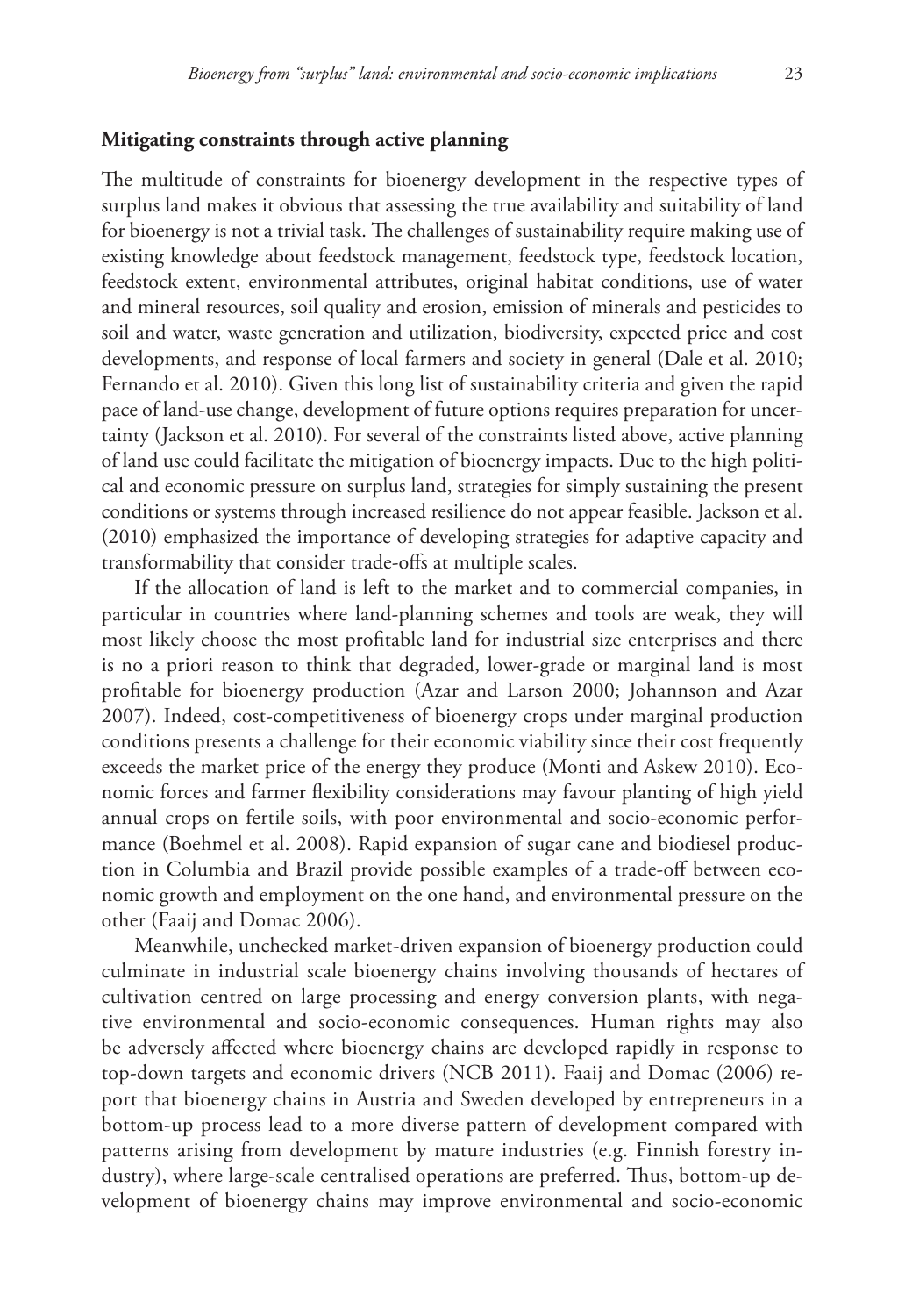### Mitigating constraints through active planning

The multitude of constraints for bioenergy development in the respective types of surplus land makes it obvious that assessing the true availability and suitability of land for bioenergy is not a trivial task. The challenges of sustainability require making use of existing knowledge about feedstock management, feedstock type, feedstock location, feedstock extent, environmental attributes, original habitat conditions, use of water and mineral resources, soil quality and erosion, emission of minerals and pesticides to soil and water, waste generation and utilization, biodiversity, expected price and cost developments, and response of local farmers and society in general (Dale et al. 2010; Fernando et al. 2010). Given this long list of sustainability criteria and given the rapid pace of land-use change, development of future options requires preparation for uncertainty (Jackson et al. 2010). For several of the constraints listed above, active planning of land use could facilitate the mitigation of bioenergy impacts. Due to the high political and economic pressure on surplus land, strategies for simply sustaining the present conditions or systems through increased resilience do not appear feasible. Jackson et al. (2010) emphasized the importance of developing strategies for adaptive capacity and transformability that consider trade-offs at multiple scales.

If the allocation of land is left to the market and to commercial companies, in particular in countries where land-planning schemes and tools are weak, they will most likely choose the most profitable land for industrial size enterprises and there is no a priori reason to think that degraded, lower-grade or marginal land is most profitable for bioenergy production (Azar and Larson 2000; Johannson and Azar 2007). Indeed, cost-competitiveness of bioenergy crops under marginal production conditions presents a challenge for their economic viability since their cost frequently exceeds the market price of the energy they produce (Monti and Askew 2010). Economic forces and farmer flexibility considerations may favour planting of high yield annual crops on fertile soils, with poor environmental and socio-economic performance (Boehmel et al. 2008). Rapid expansion of sugar cane and biodiesel production in Columbia and Brazil provide possible examples of a trade-off between economic growth and employment on the one hand, and environmental pressure on the other (Faaij and Domac 2006).

Meanwhile, unchecked market-driven expansion of bioenergy production could culminate in industrial scale bioenergy chains involving thousands of hectares of cultivation centred on large processing and energy conversion plants, with negative environmental and socio-economic consequences. Human rights may also be adversely affected where bioenergy chains are developed rapidly in response to top-down targets and economic drivers (NCB 2011). Faaij and Domac (2006) report that bioenergy chains in Austria and Sweden developed by entrepreneurs in a bottom-up process lead to a more diverse pattern of development compared with patterns arising from development by mature industries (e.g. Finnish forestry industry), where large-scale centralised operations are preferred. Thus, bottom-up development of bioenergy chains may improve environmental and socio-economic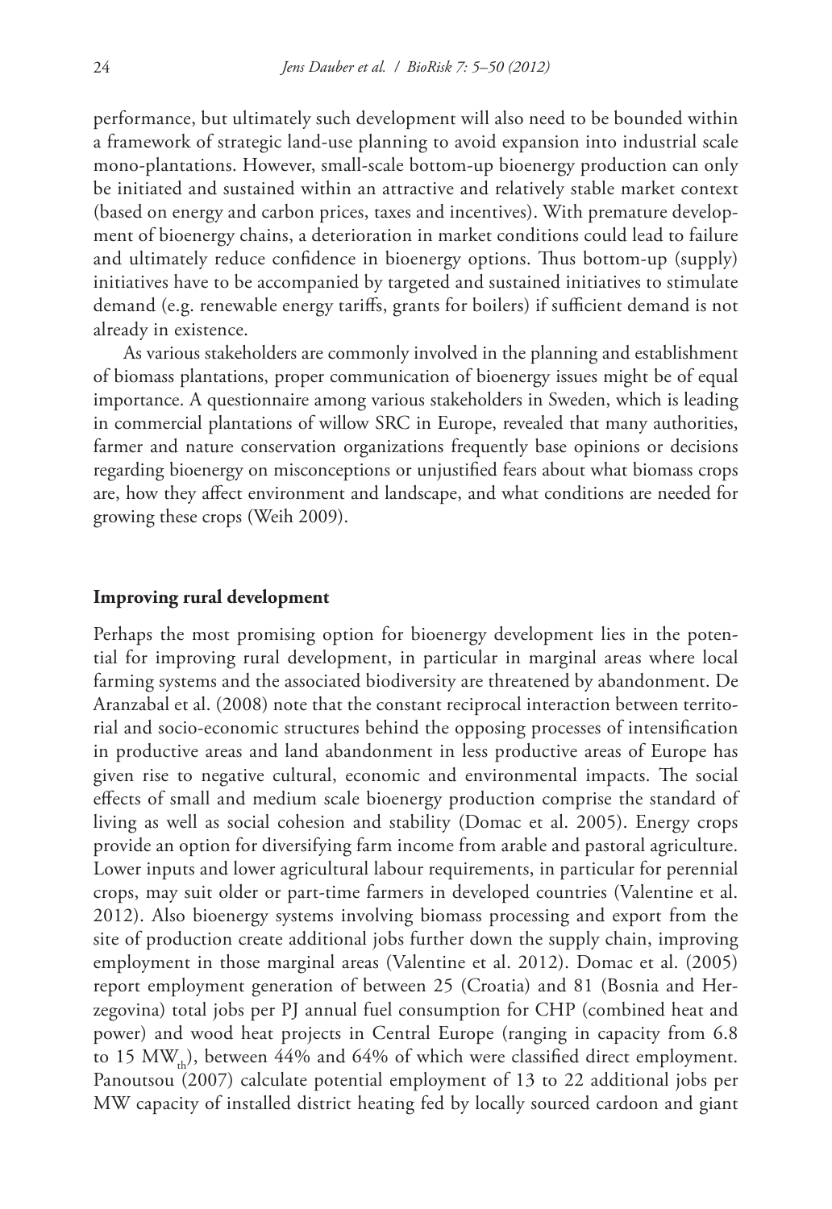performance, but ultimately such development will also need to be bounded within a framework of strategic land-use planning to avoid expansion into industrial scale mono-plantations. However, small-scale bottom-up bioenergy production can only be initiated and sustained within an attractive and relatively stable market context (based on energy and carbon prices, taxes and incentives). With premature development of bioenergy chains, a deterioration in market conditions could lead to failure and ultimately reduce confidence in bioenergy options. Thus bottom-up (supply) initiatives have to be accompanied by targeted and sustained initiatives to stimulate demand (e.g. renewable energy tariffs, grants for boilers) if sufficient demand is not already in existence.

As various stakeholders are commonly involved in the planning and establishment of biomass plantations, proper communication of bioenergy issues might be of equal importance. A questionnaire among various stakeholders in Sweden, which is leading in commercial plantations of willow SRC in Europe, revealed that many authorities, farmer and nature conservation organizations frequently base opinions or decisions regarding bioenergy on misconceptions or unjustified fears about what biomass crops are, how they affect environment and landscape, and what conditions are needed for growing these crops (Weih 2009).

#### Improving rural development

Perhaps the most promising option for bioenergy development lies in the potential for improving rural development, in particular in marginal areas where local farming systems and the associated biodiversity are threatened by abandonment. De Aranzabal et al. (2008) note that the constant reciprocal interaction between territorial and socio-economic structures behind the opposing processes of intensification in productive areas and land abandonment in less productive areas of Europe has given rise to negative cultural, economic and environmental impacts. The social effects of small and medium scale bioenergy production comprise the standard of living as well as social cohesion and stability (Domac et al. 2005). Energy crops provide an option for diversifying farm income from arable and pastoral agriculture. Lower inputs and lower agricultural labour requirements, in particular for perennial crops, may suit older or part-time farmers in developed countries (Valentine et al. 2012). Also bioenergy systems involving biomass processing and export from the site of production create additional jobs further down the supply chain, improving employment in those marginal areas (Valentine et al. 2012). Domac et al. (2005) report employment generation of between 25 (Croatia) and 81 (Bosnia and Herzegovina) total jobs per PJ annual fuel consumption for CHP (combined heat and power) and wood heat projects in Central Europe (ranging in capacity from 6.8 to 15 $MW_{th}$), between 44% and 64% of which were classified direct employment. Panoutsou (2007) calculate potential employment of 13 to 22 additional jobs per MW capacity of installed district heating fed by locally sourced cardoon and giant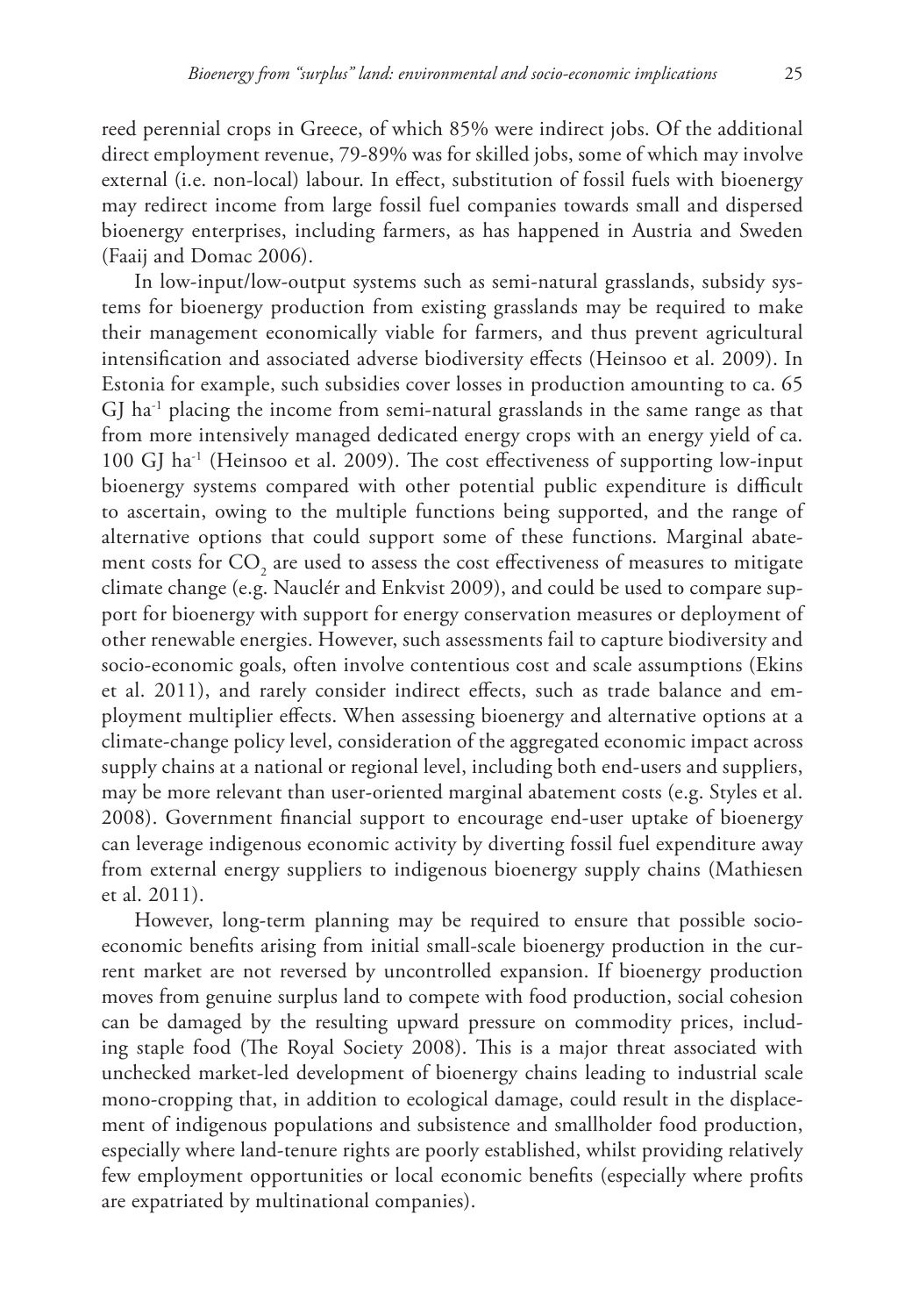reed perennial crops in Greece, of which 85% were indirect jobs. Of the additional direct employment revenue, 79-89% was for skilled jobs, some of which may involve external (i.e. non-local) labour. In effect, substitution of fossil fuels with bioenergy may redirect income from large fossil fuel companies towards small and dispersed bioenergy enterprises, including farmers, as has happened in Austria and Sweden (Faaij and Domac 2006).

In low-input/low-output systems such as semi-natural grasslands, subsidy systems for bioenergy production from existing grasslands may be required to make their management economically viable for farmers, and thus prevent agricultural intensification and associated adverse biodiversity effects (Heinsoo et al. 2009). In Estonia for example, such subsidies cover losses in production amounting to ca. 65 GJ $ha^{-1}$ placing the income from semi-natural grasslands in the same range as that from more intensively managed dedicated energy crops with an energy yield of ca. 100 GJ $ha^{-1}$ (Heinsoo et al. 2009). The cost effectiveness of supporting low-input bioenergy systems compared with other potential public expenditure is difficult to ascertain, owing to the multiple functions being supported, and the range of alternative options that could support some of these functions. Marginal abatement costs for $CO_2$ are used to assess the cost effectiveness of measures to mitigate climate change (e.g. Nauclér and Enkvist 2009), and could be used to compare support for bioenergy with support for energy conservation measures or deployment of other renewable energies. However, such assessments fail to capture biodiversity and socio-economic goals, often involve contentious cost and scale assumptions (Ekins et al. 2011), and rarely consider indirect effects, such as trade balance and employment multiplier effects. When assessing bioenergy and alternative options at a climate-change policy level, consideration of the aggregated economic impact across supply chains at a national or regional level, including both end-users and suppliers, may be more relevant than user-oriented marginal abatement costs (e.g. Styles et al. 2008). Government financial support to encourage end-user uptake of bioenergy can leverage indigenous economic activity by diverting fossil fuel expenditure away from external energy suppliers to indigenous bioenergy supply chains (Mathiesen et al. 2011).

However, long-term planning may be required to ensure that possible socio-economic benefits arising from initial small-scale bioenergy production in the current market are not reversed by uncontrolled expansion. If bioenergy production moves from genuine surplus land to compete with food production, social cohesion can be damaged by the resulting upward pressure on commodity prices, including staple food (The Royal Society 2008). This is a major threat associated with unchecked market-led development of bioenergy chains leading to industrial scale mono-cropping that, in addition to ecological damage, could result in the displacement of indigenous populations and subsistence and smallholder food production, especially where land-tenure rights are poorly established, whilst providing relatively few employment opportunities or local economic benefits (especially where profits are expatriated by multinational companies).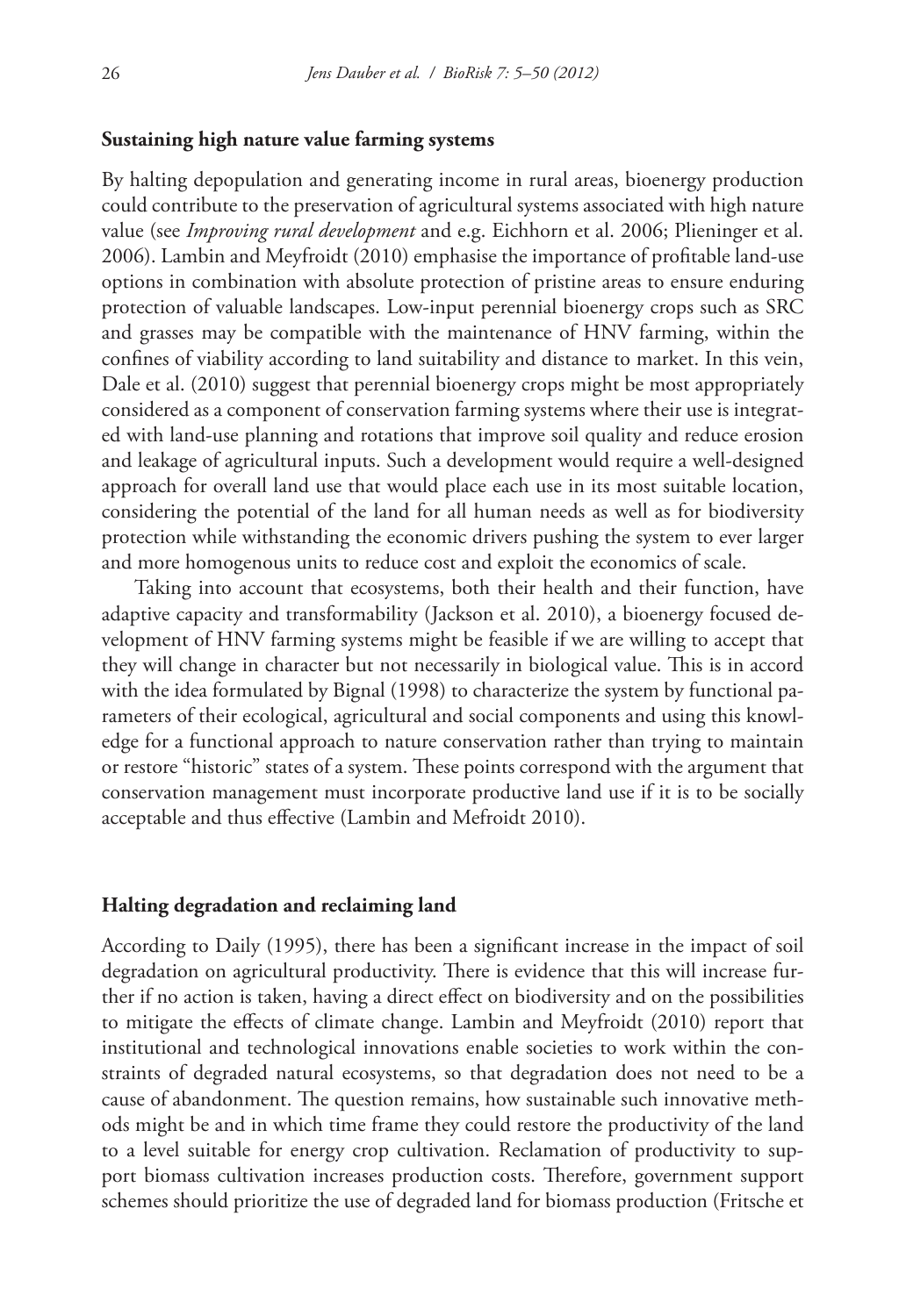### Sustaining high nature value farming systems

By halting depopulation and generating income in rural areas, bioenergy production could contribute to the preservation of agricultural systems associated with high nature value (see *Improving rural development* and e.g. Eichhorn et al. 2006; Plieninger et al. 2006). Lambin and Meyfroidt (2010) emphasise the importance of profitable land-use options in combination with absolute protection of pristine areas to ensure enduring protection of valuable landscapes. Low-input perennial bioenergy crops such as SRC and grasses may be compatible with the maintenance of HNV farming, within the confines of viability according to land suitability and distance to market. In this vein, Dale et al. (2010) suggest that perennial bioenergy crops might be most appropriately considered as a component of conservation farming systems where their use is integrated with land-use planning and rotations that improve soil quality and reduce erosion and leakage of agricultural inputs. Such a development would require a well-designed approach for overall land use that would place each use in its most suitable location, considering the potential of the land for all human needs as well as for biodiversity protection while withstanding the economic drivers pushing the system to ever larger and more homogenous units to reduce cost and exploit the economics of scale.

Taking into account that ecosystems, both their health and their function, have adaptive capacity and transformability (Jackson et al. 2010), a bioenergy focused development of HNV farming systems might be feasible if we are willing to accept that they will change in character but not necessarily in biological value. This is in accord with the idea formulated by Bignal (1998) to characterize the system by functional parameters of their ecological, agricultural and social components and using this knowledge for a functional approach to nature conservation rather than trying to maintain or restore "historic" states of a system. These points correspond with the argument that conservation management must incorporate productive land use if it is to be socially acceptable and thus effective (Lambin and Mefroidt 2010).

### Halting degradation and reclaiming land

According to Daily (1995), there has been a significant increase in the impact of soil degradation on agricultural productivity. There is evidence that this will increase further if no action is taken, having a direct effect on biodiversity and on the possibilities to mitigate the effects of climate change. Lambin and Meyfroidt (2010) report that institutional and technological innovations enable societies to work within the constraints of degraded natural ecosystems, so that degradation does not need to be a cause of abandonment. The question remains, how sustainable such innovative methods might be and in which time frame they could restore the productivity of the land to a level suitable for energy crop cultivation. Reclamation of productivity to support biomass cultivation increases production costs. Therefore, government support schemes should prioritize the use of degraded land for biomass production (Fritsche et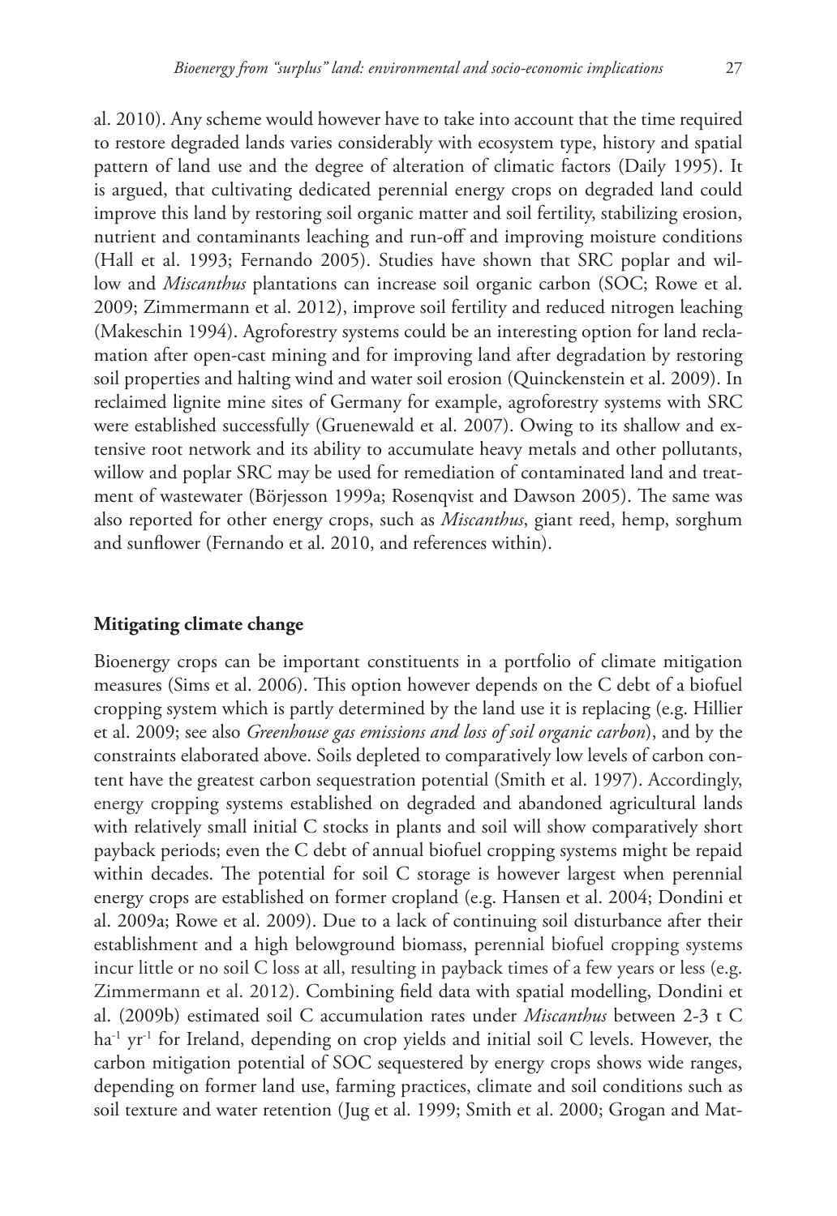al. 2010). Any scheme would however have to take into account that the time required to restore degraded lands varies considerably with ecosystem type, history and spatial pattern of land use and the degree of alteration of climatic factors (Daily 1995). It is argued, that cultivating dedicated perennial energy crops on degraded land could improve this land by restoring soil organic matter and soil fertility, stabilizing erosion, nutrient and contaminants leaching and run-off and improving moisture conditions (Hall et al. 1993; Fernando 2005). Studies have shown that SRC poplar and willow and *Miscanthus* plantations can increase soil organic carbon (SOC; Rowe et al. 2009; Zimmermann et al. 2012), improve soil fertility and reduced nitrogen leaching (Makeschin 1994). Agroforestry systems could be an interesting option for land reclamation after open-cast mining and for improving land after degradation by restoring soil properties and halting wind and water soil erosion (Quinckenstein et al. 2009). In reclaimed lignite mine sites of Germany for example, agroforestry systems with SRC were established successfully (Gruenewald et al. 2007). Owing to its shallow and extensive root network and its ability to accumulate heavy metals and other pollutants, willow and poplar SRC may be used for remediation of contaminated land and treatment of wastewater (Börjesson 1999a; Rosenqvist and Dawson 2005). The same was also reported for other energy crops, such as *Miscanthus*, giant reed, hemp, sorghum and sunflower (Fernando et al. 2010, and references within).

## Mitigating climate change

Bioenergy crops can be important constituents in a portfolio of climate mitigation measures (Sims et al. 2006). This option however depends on the C debt of a biofuel cropping system which is partly determined by the land use it is replacing (e.g. Hillier et al. 2009; see also *Greenhouse gas emissions and loss of soil organic carbon*), and by the constraints elaborated above. Soils depleted to comparatively low levels of carbon content have the greatest carbon sequestration potential (Smith et al. 1997). Accordingly, energy cropping systems established on degraded and abandoned agricultural lands with relatively small initial C stocks in plants and soil will show comparatively short payback periods; even the C debt of annual biofuel cropping systems might be repaid within decades. The potential for soil C storage is however largest when perennial energy crops are established on former cropland (e.g. Hansen et al. 2004; Dondini et al. 2009a; Rowe et al. 2009). Due to a lack of continuing soil disturbance after their establishment and a high belowground biomass, perennial biofuel cropping systems incur little or no soil C loss at all, resulting in payback times of a few years or less (e.g. Zimmermann et al. 2012). Combining field data with spatial modelling, Dondini et al. (2009b) estimated soil C accumulation rates under *Miscanthus* between 2-3 t C $ha^{-1}$ $yr^{-1}$ for Ireland, depending on crop yields and initial soil C levels. However, the carbon mitigation potential of SOC sequestered by energy crops shows wide ranges, depending on former land use, farming practices, climate and soil conditions such as soil texture and water retention (Jug et al. 1999; Smith et al. 2000; Grogan and Mat-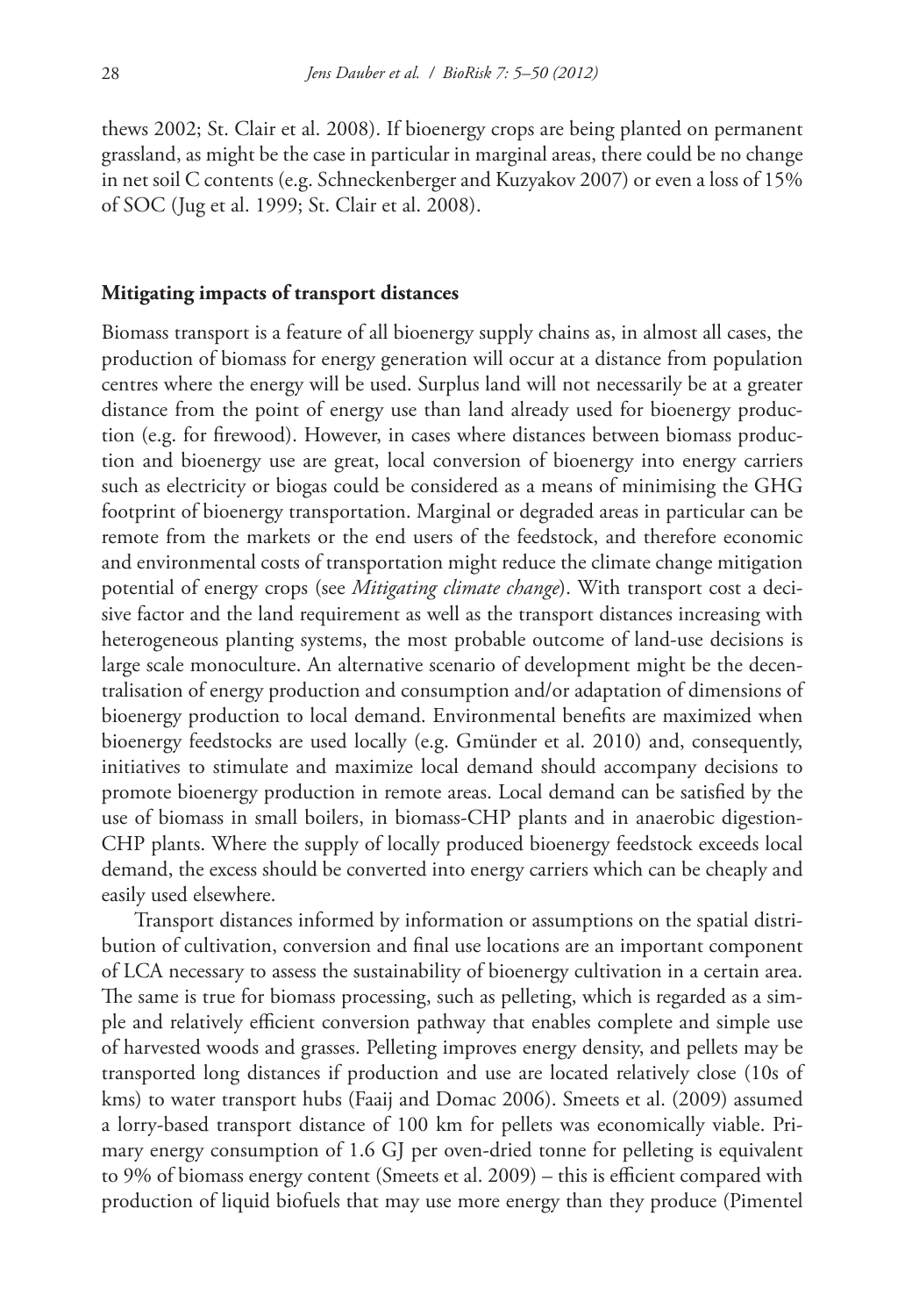thews 2002; St. Clair et al. 2008). If bioenergy crops are being planted on permanent grassland, as might be the case in particular in marginal areas, there could be no change in net soil C contents (e.g. Schneckenberger and Kuzyakov 2007) or even a loss of 15% of SOC (Jug et al. 1999; St. Clair et al. 2008).

### Mitigating impacts of transport distances

Biomass transport is a feature of all bioenergy supply chains as, in almost all cases, the production of biomass for energy generation will occur at a distance from population centres where the energy will be used. Surplus land will not necessarily be at a greater distance from the point of energy use than land already used for bioenergy production (e.g. for firewood). However, in cases where distances between biomass production and bioenergy use are great, local conversion of bioenergy into energy carriers such as electricity or biogas could be considered as a means of minimising the GHG footprint of bioenergy transportation. Marginal or degraded areas in particular can be remote from the markets or the end users of the feedstock, and therefore economic and environmental costs of transportation might reduce the climate change mitigation potential of energy crops (see *Mitigating climate change*). With transport cost a decisive factor and the land requirement as well as the transport distances increasing with heterogeneous planting systems, the most probable outcome of land-use decisions is large scale monoculture. An alternative scenario of development might be the decentralisation of energy production and consumption and/or adaptation of dimensions of bioenergy production to local demand. Environmental benefits are maximized when bioenergy feedstocks are used locally (e.g. Gmünder et al. 2010) and, consequently, initiatives to stimulate and maximize local demand should accompany decisions to promote bioenergy production in remote areas. Local demand can be satisfied by the use of biomass in small boilers, in biomass-CHP plants and in anaerobic digestion-CHP plants. Where the supply of locally produced bioenergy feedstock exceeds local demand, the excess should be converted into energy carriers which can be cheaply and easily used elsewhere.

Transport distances informed by information or assumptions on the spatial distribution of cultivation, conversion and final use locations are an important component of LCA necessary to assess the sustainability of bioenergy cultivation in a certain area. The same is true for biomass processing, such as pelleting, which is regarded as a simple and relatively efficient conversion pathway that enables complete and simple use of harvested woods and grasses. Pelleting improves energy density, and pellets may be transported long distances if production and use are located relatively close (10s of kms) to water transport hubs (Faaij and Domac 2006). Smeets et al. (2009) assumed a lorry-based transport distance of 100 km for pellets was economically viable. Primary energy consumption of 1.6 GJ per oven-dried tonne for pelleting is equivalent to 9% of biomass energy content (Smeets et al. 2009) – this is efficient compared with production of liquid biofuels that may use more energy than they produce (Pimentel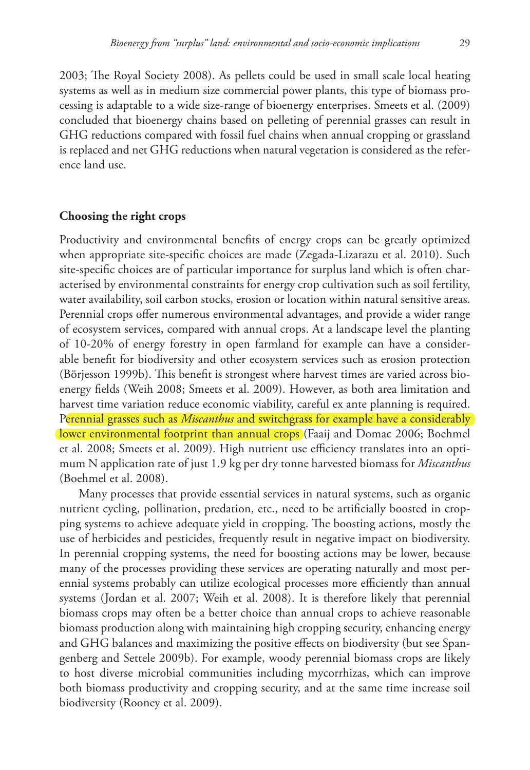2003; The Royal Society 2008). As pellets could be used in small scale local heating systems as well as in medium size commercial power plants, this type of biomass processing is adaptable to a wide size-range of bioenergy enterprises. Smeets et al. (2009) concluded that bioenergy chains based on pelleting of perennial grasses can result in GHG reductions compared with fossil fuel chains when annual cropping or grassland is replaced and net GHG reductions when natural vegetation is considered as the reference land use.

## Choosing the right crops

Productivity and environmental benefits of energy crops can be greatly optimized when appropriate site-specific choices are made (Zegada-Lizarazu et al. 2010). Such site-specific choices are of particular importance for surplus land which is often characterised by environmental constraints for energy crop cultivation such as soil fertility, water availability, soil carbon stocks, erosion or location within natural sensitive areas. Perennial crops offer numerous environmental advantages, and provide a wider range of ecosystem services, compared with annual crops. At a landscape level the planting of 10-20% of energy forestry in open farmland for example can have a considerable benefit for biodiversity and other ecosystem services such as erosion protection (Börjesson 1999b). This benefit is strongest where harvest times are varied across bioenergy fields (Weih 2008; Smeets et al. 2009). However, as both area limitation and harvest time variation reduce economic viability, careful ex ante planning is required. Perennial grasses such as *Miscanthus* and switchgrass for example have a considerably lower environmental footprint than annual crops (Faaij and Domac 2006; Boehmel et al. 2008; Smeets et al. 2009). High nutrient use efficiency translates into an optimum N application rate of just 1.9 kg per dry tonne harvested biomass for *Miscanthus* (Boehmel et al. 2008).

Many processes that provide essential services in natural systems, such as organic nutrient cycling, pollination, predation, etc., need to be artificially boosted in cropping systems to achieve adequate yield in cropping. The boosting actions, mostly the use of herbicides and pesticides, frequently result in negative impact on biodiversity. In perennial cropping systems, the need for boosting actions may be lower, because many of the processes providing these services are operating naturally and most perennial systems probably can utilize ecological processes more efficiently than annual systems (Jordan et al. 2007; Weih et al. 2008). It is therefore likely that perennial biomass crops may often be a better choice than annual crops to achieve reasonable biomass production along with maintaining high cropping security, enhancing energy and GHG balances and maximizing the positive effects on biodiversity (but see Spangenberg and Settele 2009b). For example, woody perennial biomass crops are likely to host diverse microbial communities including mycorrhizas, which can improve both biomass productivity and cropping security, and at the same time increase soil biodiversity (Rooney et al. 2009).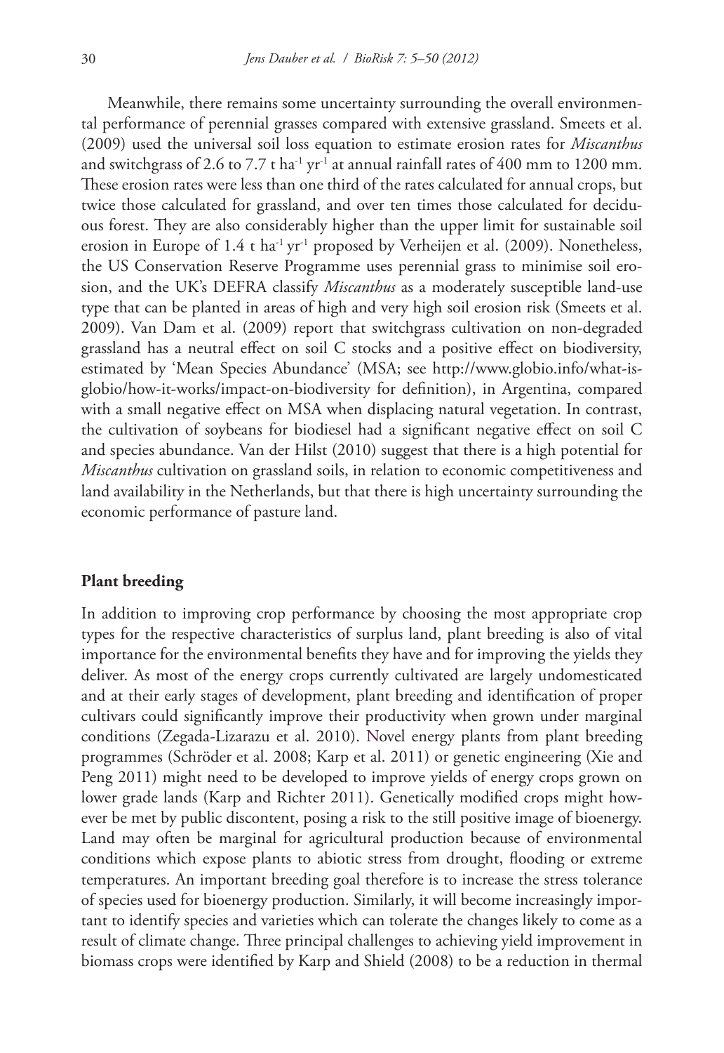Meanwhile, there remains some uncertainty surrounding the overall environmental performance of perennial grasses compared with extensive grassland. Smeets et al. (2009) used the universal soil loss equation to estimate erosion rates for *Miscanthus* and switchgrass of 2.6 to 7.7 t $ha^{-1}$ $yr^{-1}$ at annual rainfall rates of 400 mm to 1200 mm. These erosion rates were less than one third of the rates calculated for annual crops, but twice those calculated for grassland, and over ten times those calculated for deciduous forest. They are also considerably higher than the upper limit for sustainable soil erosion in Europe of 1.4 t $ha^{-1}$ $yr^{-1}$ proposed by Verheijen et al. (2009). Nonetheless, the US Conservation Reserve Programme uses perennial grass to minimise soil erosion, and the UK's DEFRA classify *Miscanthus* as a moderately susceptible land-use type that can be planted in areas of high and very high soil erosion risk (Smeets et al. 2009). Van Dam et al. (2009) report that switchgrass cultivation on non-degraded grassland has a neutral effect on soil C stocks and a positive effect on biodiversity, estimated by 'Mean Species Abundance' (MSA; see http://www.globio.info/what-is-globio/how-it-works/impact-on-biodiversity for definition), in Argentina, compared with a small negative effect on MSA when displacing natural vegetation. In contrast, the cultivation of soybeans for biodiesel had a significant negative effect on soil C and species abundance. Van der Hilst (2010) suggest that there is a high potential for *Miscanthus* cultivation on grassland soils, in relation to economic competitiveness and land availability in the Netherlands, but that there is high uncertainty surrounding the economic performance of pasture land.

## Plant breeding

In addition to improving crop performance by choosing the most appropriate crop types for the respective characteristics of surplus land, plant breeding is also of vital importance for the environmental benefits they have and for improving the yields they deliver. As most of the energy crops currently cultivated are largely undomesticated and at their early stages of development, plant breeding and identification of proper cultivars could significantly improve their productivity when grown under marginal conditions (Zegada-Lizarazu et al. 2010). Novel energy plants from plant breeding programmes (Schröder et al. 2008; Karp et al. 2011) or genetic engineering (Xie and Peng 2011) might need to be developed to improve yields of energy crops grown on lower grade lands (Karp and Richter 2011). Genetically modified crops might however be met by public discontent, posing a risk to the still positive image of bioenergy. Land may often be marginal for agricultural production because of environmental conditions which expose plants to abiotic stress from drought, flooding or extreme temperatures. An important breeding goal therefore is to increase the stress tolerance of species used for bioenergy production. Similarly, it will become increasingly important to identify species and varieties which can tolerate the changes likely to come as a result of climate change. Three principal challenges to achieving yield improvement in biomass crops were identified by Karp and Shield (2008) to be a reduction in thermal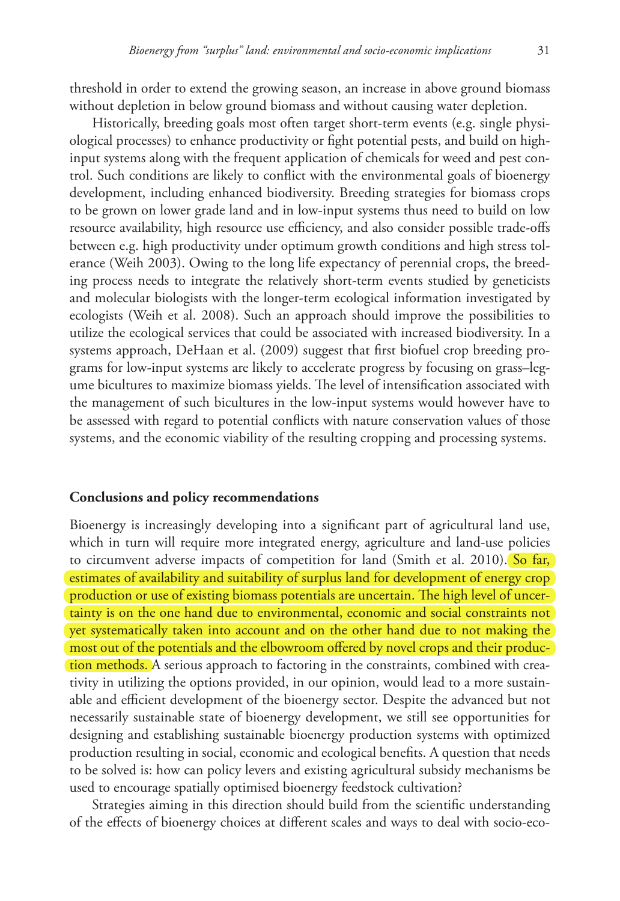threshold in order to extend the growing season, an increase in above ground biomass without depletion in below ground biomass and without causing water depletion.

Historically, breeding goals most often target short-term events (e.g. single physiological processes) to enhance productivity or fight potential pests, and build on high-input systems along with the frequent application of chemicals for weed and pest control. Such conditions are likely to conflict with the environmental goals of bioenergy development, including enhanced biodiversity. Breeding strategies for biomass crops to be grown on lower grade land and in low-input systems thus need to build on low resource availability, high resource use efficiency, and also consider possible trade-offs between e.g. high productivity under optimum growth conditions and high stress tolerance (Weih 2003). Owing to the long life expectancy of perennial crops, the breeding process needs to integrate the relatively short-term events studied by geneticists and molecular biologists with the longer-term ecological information investigated by ecologists (Weih et al. 2008). Such an approach should improve the possibilities to utilize the ecological services that could be associated with increased biodiversity. In a systems approach, DeHaan et al. (2009) suggest that first biofuel crop breeding programs for low-input systems are likely to accelerate progress by focusing on grass–legume bicultures to maximize biomass yields. The level of intensification associated with the management of such bicultures in the low-input systems would however have to be assessed with regard to potential conflicts with nature conservation values of those systems, and the economic viability of the resulting cropping and processing systems.

## Conclusions and policy recommendations

Bioenergy is increasingly developing into a significant part of agricultural land use, which in turn will require more integrated energy, agriculture and land-use policies to circumvent adverse impacts of competition for land (Smith et al. 2010). So far, estimates of availability and suitability of surplus land for development of energy crop production or use of existing biomass potentials are uncertain. The high level of uncertainty is on the one hand due to environmental, economic and social constraints not yet systematically taken into account and on the other hand due to not making the most out of the potentials and the elbowroom offered by novel crops and their production methods. A serious approach to factoring in the constraints, combined with creativity in utilizing the options provided, in our opinion, would lead to a more sustainable and efficient development of the bioenergy sector. Despite the advanced but not necessarily sustainable state of bioenergy development, we still see opportunities for designing and establishing sustainable bioenergy production systems with optimized production resulting in social, economic and ecological benefits. A question that needs to be solved is: how can policy levers and existing agricultural subsidy mechanisms be used to encourage spatially optimised bioenergy feedstock cultivation?

Strategies aiming in this direction should build from the scientific understanding of the effects of bioenergy choices at different scales and ways to deal with socio-eco-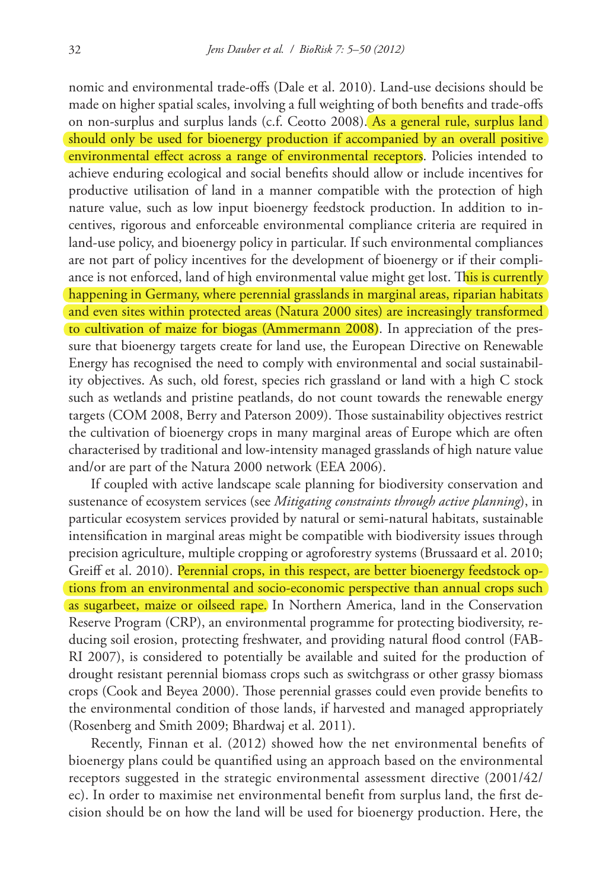nomic and environmental trade-offs (Dale et al. 2010). Land-use decisions should be made on higher spatial scales, involving a full weighting of both benefits and trade-offs on non-surplus and surplus lands (c.f. Ceotto 2008). As a general rule, surplus land should only be used for bioenergy production if accompanied by an overall positive environmental effect across a range of environmental receptors. Policies intended to achieve enduring ecological and social benefits should allow or include incentives for productive utilisation of land in a manner compatible with the protection of high nature value, such as low input bioenergy feedstock production. In addition to incentives, rigorous and enforceable environmental compliance criteria are required in land-use policy, and bioenergy policy in particular. If such environmental compliances are not part of policy incentives for the development of bioenergy or if their compliance is not enforced, land of high environmental value might get lost. This is currently happening in Germany, where perennial grasslands in marginal areas, riparian habitats and even sites within protected areas (Natura 2000 sites) are increasingly transformed to cultivation of maize for biogas (Ammermann 2008). In appreciation of the pressure that bioenergy targets create for land use, the European Directive on Renewable Energy has recognised the need to comply with environmental and social sustainability objectives. As such, old forest, species rich grassland or land with a high C stock such as wetlands and pristine peatlands, do not count towards the renewable energy targets (COM 2008, Berry and Paterson 2009). Those sustainability objectives restrict the cultivation of bioenergy crops in many marginal areas of Europe which are often characterised by traditional and low-intensity managed grasslands of high nature value and/or are part of the Natura 2000 network (EEA 2006).

If coupled with active landscape scale planning for biodiversity conservation and sustenance of ecosystem services (see *Mitigating constraints through active planning*), in particular ecosystem services provided by natural or semi-natural habitats, sustainable intensification in marginal areas might be compatible with biodiversity issues through precision agriculture, multiple cropping or agroforestry systems (Brussaard et al. 2010; Greiff et al. 2010). Perennial crops, in this respect, are better bioenergy feedstock options from an environmental and socio-economic perspective than annual crops such as sugarbeet, maize or oilseed rape. In Northern America, land in the Conservation Reserve Program (CRP), an environmental programme for protecting biodiversity, reducing soil erosion, protecting freshwater, and providing natural flood control (FAB-RI 2007), is considered to potentially be available and suited for the production of drought resistant perennial biomass crops such as switchgrass or other grassy biomass crops (Cook and Beyea 2000). Those perennial grasses could even provide benefits to the environmental condition of those lands, if harvested and managed appropriately (Rosenberg and Smith 2009; Bhardwaj et al. 2011).

Recently, Finnan et al. (2012) showed how the net environmental benefits of bioenergy plans could be quantified using an approach based on the environmental receptors suggested in the strategic environmental assessment directive (2001/42/ec). In order to maximise net environmental benefit from surplus land, the first decision should be on how the land will be used for bioenergy production. Here, the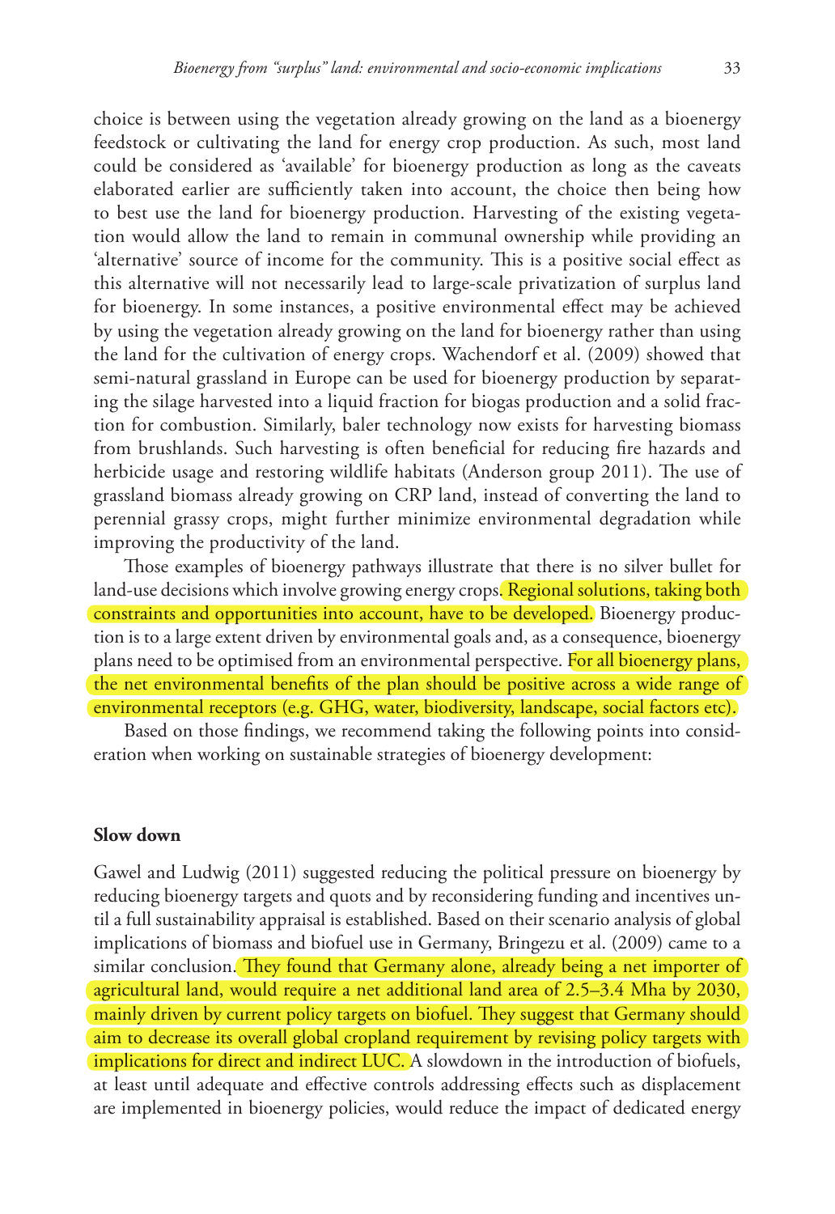choice is between using the vegetation already growing on the land as a bioenergy feedstock or cultivating the land for energy crop production. As such, most land could be considered as 'available' for bioenergy production as long as the caveats elaborated earlier are sufficiently taken into account, the choice then being how to best use the land for bioenergy production. Harvesting of the existing vegetation would allow the land to remain in communal ownership while providing an 'alternative' source of income for the community. This is a positive social effect as this alternative will not necessarily lead to large-scale privatization of surplus land for bioenergy. In some instances, a positive environmental effect may be achieved by using the vegetation already growing on the land for bioenergy rather than using the land for the cultivation of energy crops. Wachendorf et al. (2009) showed that semi-natural grassland in Europe can be used for bioenergy production by separating the silage harvested into a liquid fraction for biogas production and a solid fraction for combustion. Similarly, baler technology now exists for harvesting biomass from brushlands. Such harvesting is often beneficial for reducing fire hazards and herbicide usage and restoring wildlife habitats (Anderson group 2011). The use of grassland biomass already growing on CRP land, instead of converting the land to perennial grassy crops, might further minimize environmental degradation while improving the productivity of the land.

Those examples of bioenergy pathways illustrate that there is no silver bullet for land-use decisions which involve growing energy crops. Regional solutions, taking both constraints and opportunities into account, have to be developed. Bioenergy production is to a large extent driven by environmental goals and, as a consequence, bioenergy plans need to be optimised from an environmental perspective. For all bioenergy plans, the net environmental benefits of the plan should be positive across a wide range of environmental receptors (e.g. GHG, water, biodiversity, landscape, social factors etc).

Based on those findings, we recommend taking the following points into consideration when working on sustainable strategies of bioenergy development:

### Slow down

Gawel and Ludwig (2011) suggested reducing the political pressure on bioenergy by reducing bioenergy targets and quots and by reconsidering funding and incentives until a full sustainability appraisal is established. Based on their scenario analysis of global implications of biomass and biofuel use in Germany, Bringezu et al. (2009) came to a similar conclusion. They found that Germany alone, already being a net importer of agricultural land, would require a net additional land area of 2.5–3.4 Mha by 2030, mainly driven by current policy targets on biofuel. They suggest that Germany should aim to decrease its overall global cropland requirement by revising policy targets with implications for direct and indirect LUC. A slowdown in the introduction of biofuels, at least until adequate and effective controls addressing effects such as displacement are implemented in bioenergy policies, would reduce the impact of dedicated energy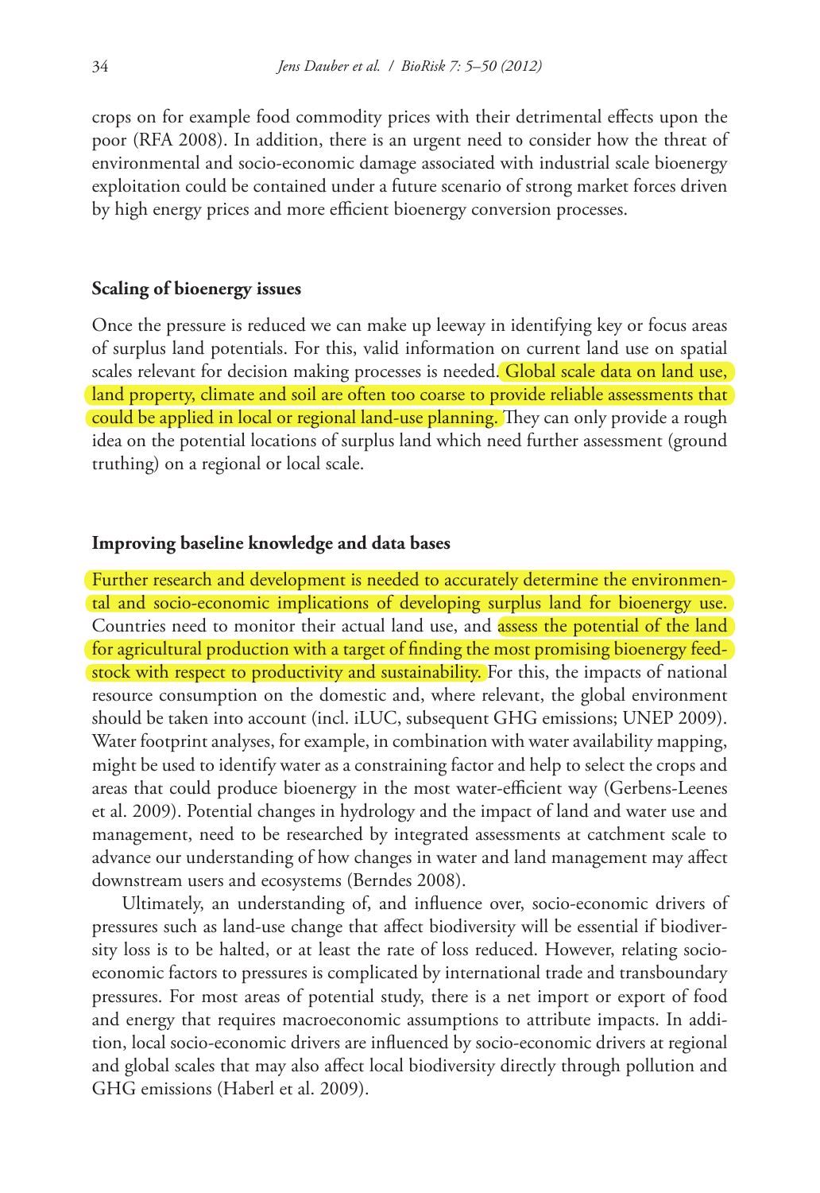crops on for example food commodity prices with their detrimental effects upon the poor (RFA 2008). In addition, there is an urgent need to consider how the threat of environmental and socio-economic damage associated with industrial scale bioenergy exploitation could be contained under a future scenario of strong market forces driven by high energy prices and more efficient bioenergy conversion processes.

### Scaling of bioenergy issues

Once the pressure is reduced we can make up leeway in identifying key or focus areas of surplus land potentials. For this, valid information on current land use on spatial scales relevant for decision making processes is needed. Global scale data on land use, land property, climate and soil are often too coarse to provide reliable assessments that could be applied in local or regional land-use planning. They can only provide a rough idea on the potential locations of surplus land which need further assessment (ground truthing) on a regional or local scale.

### Improving baseline knowledge and data bases

Further research and development is needed to accurately determine the environmental and socio-economic implications of developing surplus land for bioenergy use. Countries need to monitor their actual land use, and assess the potential of the land for agricultural production with a target of finding the most promising bioenergy feedstock with respect to productivity and sustainability. For this, the impacts of national resource consumption on the domestic and, where relevant, the global environment should be taken into account (incl. iLUC, subsequent GHG emissions; UNEP 2009). Water footprint analyses, for example, in combination with water availability mapping, might be used to identify water as a constraining factor and help to select the crops and areas that could produce bioenergy in the most water-efficient way (Gerbens-Leenes et al. 2009). Potential changes in hydrology and the impact of land and water use and management, need to be researched by integrated assessments at catchment scale to advance our understanding of how changes in water and land management may affect downstream users and ecosystems (Berndes 2008).

Ultimately, an understanding of, and influence over, socio-economic drivers of pressures such as land-use change that affect biodiversity will be essential if biodiversity loss is to be halted, or at least the rate of loss reduced. However, relating socio-economic factors to pressures is complicated by international trade and transboundary pressures. For most areas of potential study, there is a net import or export of food and energy that requires macroeconomic assumptions to attribute impacts. In addition, local socio-economic drivers are influenced by socio-economic drivers at regional and global scales that may also affect local biodiversity directly through pollution and GHG emissions (Haberl et al. 2009).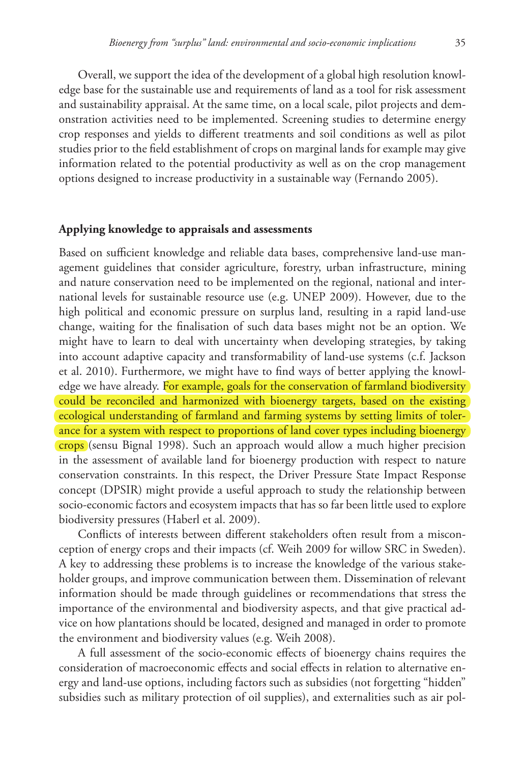Overall, we support the idea of the development of a global high resolution knowledge base for the sustainable use and requirements of land as a tool for risk assessment and sustainability appraisal. At the same time, on a local scale, pilot projects and demonstration activities need to be implemented. Screening studies to determine energy crop responses and yields to different treatments and soil conditions as well as pilot studies prior to the field establishment of crops on marginal lands for example may give information related to the potential productivity as well as on the crop management options designed to increase productivity in a sustainable way (Fernando 2005).

### Applying knowledge to appraisals and assessments

Based on sufficient knowledge and reliable data bases, comprehensive land-use management guidelines that consider agriculture, forestry, urban infrastructure, mining and nature conservation need to be implemented on the regional, national and international levels for sustainable resource use (e.g. UNEP 2009). However, due to the high political and economic pressure on surplus land, resulting in a rapid land-use change, waiting for the finalisation of such data bases might not be an option. We might have to learn to deal with uncertainty when developing strategies, by taking into account adaptive capacity and transformability of land-use systems (c.f. Jackson et al. 2010). Furthermore, we might have to find ways of better applying the knowledge we have already. For example, goals for the conservation of farmland biodiversity could be reconciled and harmonized with bioenergy targets, based on the existing ecological understanding of farmland and farming systems by setting limits of tolerance for a system with respect to proportions of land cover types including bioenergy crops (sensu Bignal 1998). Such an approach would allow a much higher precision in the assessment of available land for bioenergy production with respect to nature conservation constraints. In this respect, the Driver Pressure State Impact Response concept (DPSIR) might provide a useful approach to study the relationship between socio-economic factors and ecosystem impacts that has so far been little used to explore biodiversity pressures (Haberl et al. 2009).

Conflicts of interests between different stakeholders often result from a misconception of energy crops and their impacts (cf. Weih 2009 for willow SRC in Sweden). A key to addressing these problems is to increase the knowledge of the various stakeholder groups, and improve communication between them. Dissemination of relevant information should be made through guidelines or recommendations that stress the importance of the environmental and biodiversity aspects, and that give practical advice on how plantations should be located, designed and managed in order to promote the environment and biodiversity values (e.g. Weih 2008).

A full assessment of the socio-economic effects of bioenergy chains requires the consideration of macroeconomic effects and social effects in relation to alternative energy and land-use options, including factors such as subsidies (not forgetting "hidden" subsidies such as military protection of oil supplies), and externalities such as air pol-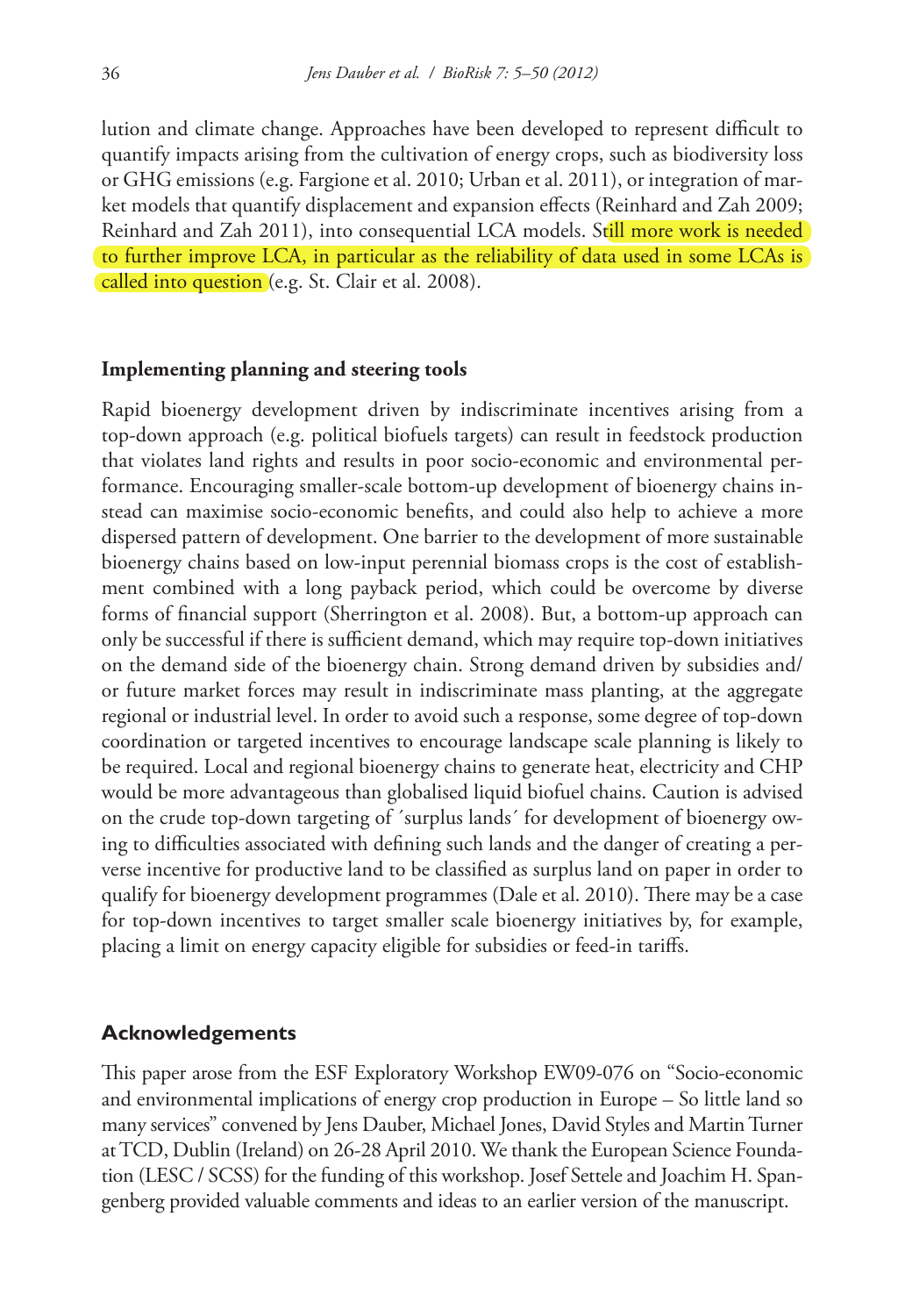lution and climate change. Approaches have been developed to represent difficult to quantify impacts arising from the cultivation of energy crops, such as biodiversity loss or GHG emissions (e.g. Fargione et al. 2010; Urban et al. 2011), or integration of market models that quantify displacement and expansion effects (Reinhard and Zah 2009; Reinhard and Zah 2011), into consequential LCA models. Still more work is needed to further improve LCA, in particular as the reliability of data used in some LCAs is called into question (e.g. St. Clair et al. 2008).

#### Implementing planning and steering tools

Rapid bioenergy development driven by indiscriminate incentives arising from a top-down approach (e.g. political biofuels targets) can result in feedstock production that violates land rights and results in poor socio-economic and environmental performance. Encouraging smaller-scale bottom-up development of bioenergy chains instead can maximise socio-economic benefits, and could also help to achieve a more dispersed pattern of development. One barrier to the development of more sustainable bioenergy chains based on low-input perennial biomass crops is the cost of establishment combined with a long payback period, which could be overcome by diverse forms of financial support (Sherrington et al. 2008). But, a bottom-up approach can only be successful if there is sufficient demand, which may require top-down initiatives on the demand side of the bioenergy chain. Strong demand driven by subsidies and/or future market forces may result in indiscriminate mass planting, at the aggregate regional or industrial level. In order to avoid such a response, some degree of top-down coordination or targeted incentives to encourage landscape scale planning is likely to be required. Local and regional bioenergy chains to generate heat, electricity and CHP would be more advantageous than globalised liquid biofuel chains. Caution is advised on the crude top-down targeting of ´surplus lands´ for development of bioenergy owing to difficulties associated with defining such lands and the danger of creating a perverse incentive for productive land to be classified as surplus land on paper in order to qualify for bioenergy development programmes (Dale et al. 2010). There may be a case for top-down incentives to target smaller scale bioenergy initiatives by, for example, placing a limit on energy capacity eligible for subsidies or feed-in tariffs.

## Acknowledgements

This paper arose from the ESF Exploratory Workshop EW09-076 on "Socio-economic and environmental implications of energy crop production in Europe – So little land so many services" convened by Jens Dauber, Michael Jones, David Styles and Martin Turner at TCD, Dublin (Ireland) on 26-28 April 2010. We thank the European Science Foundation (LESC / SCSS) for the funding of this workshop. Josef Settele and Joachim H. Spangenberg provided valuable comments and ideas to an earlier version of the manuscript.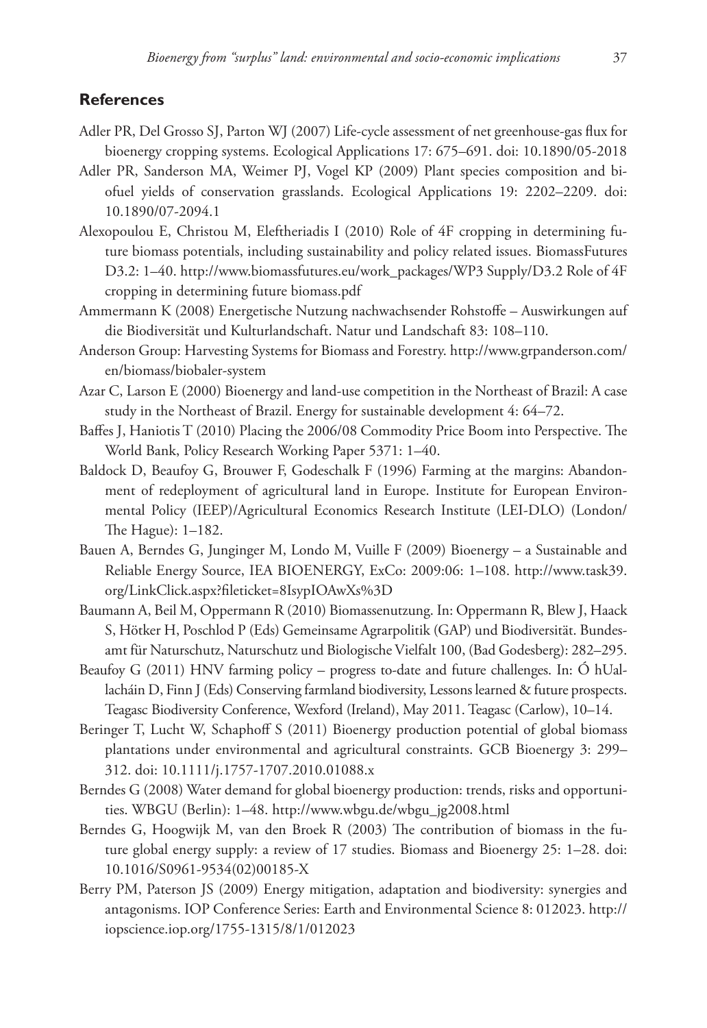## References

Adler PR, Del Grosso SJ, Parton WJ (2007) Life-cycle assessment of net greenhouse-gas flux for bioenergy cropping systems. Ecological Applications 17: 675–691. doi: 10.1890/05-2018

Adler PR, Sanderson MA, Weimer PJ, Vogel KP (2009) Plant species composition and biofuel yields of conservation grasslands. Ecological Applications 19: 2202–2209. doi: 10.1890/07-2094.1

Alexopoulou E, Christou M, Eleftheriadis I (2010) Role of 4F cropping in determining future biomass potentials, including sustainability and policy related issues. BiomassFutures D3.2: 1–40. http://www.biomassfutures.eu/work_packages/WP3 Supply/D3.2 Role of 4F cropping in determining future biomass.pdf

Ammermann K (2008) Energetische Nutzung nachwachsender Rohstoffe – Auswirkungen auf die Biodiversität und Kulturlandschaft. Natur und Landschaft 83: 108–110.

Anderson Group: Harvesting Systems for Biomass and Forestry. http://www.grpanderson.com/en/biomass/biobaler-system

Azar C, Larson E (2000) Bioenergy and land-use competition in the Northeast of Brazil: A case study in the Northeast of Brazil. Energy for sustainable development 4: 64–72.

Baffes J, Haniotis T (2010) Placing the 2006/08 Commodity Price Boom into Perspective. The World Bank, Policy Research Working Paper 5371: 1–40.

Baldock D, Beaufoy G, Brouwer F, Godeschalk F (1996) Farming at the margins: Abandonment of redeployment of agricultural land in Europe. Institute for European Environmental Policy (IEEP)/Agricultural Economics Research Institute (LEI-DLO) (London/The Hague): 1–182.

Bauen A, Berndes G, Junginger M, Londo M, Vuille F (2009) Bioenergy – a Sustainable and Reliable Energy Source, IEA BIOENERGY, ExCo: 2009:06: 1–108. http://www.task39.org/LinkClick.aspx?fileticket=8IsypIOAwXs%3D

Baumann A, Beil M, Oppermann R (2010) Biomassenutzung. In: Oppermann R, Blew J, Haack S, Hötker H, Poschlod P (Eds) Gemeinsame Agrarpolitik (GAP) und Biodiversität. Bundesamt für Naturschutz, Naturschutz und Biologische Vielfalt 100, (Bad Godesberg): 282–295.

Beaufoy G (2011) HNV farming policy – progress to-date and future challenges. In: Ó hUallacháin D, Finn J (Eds) Conserving farmland biodiversity, Lessons learned & future prospects. Teagasc Biodiversity Conference, Wexford (Ireland), May 2011. Teagasc (Carlow), 10–14.

Beringer T, Lucht W, Schaphoff S (2011) Bioenergy production potential of global biomass plantations under environmental and agricultural constraints. GCB Bioenergy 3: 299–312. doi: 10.1111/j.1757-1707.2010.01088.x

Berndes G (2008) Water demand for global bioenergy production: trends, risks and opportunities. WBGU (Berlin): 1–48. http://www.wbgu.de/wbgu_jg2008.html

Berndes G, Hoogwijk M, van den Broek R (2003) The contribution of biomass in the future global energy supply: a review of 17 studies. Biomass and Bioenergy 25: 1–28. doi: 10.1016/S0961-9534(02)00185-X

Berry PM, Paterson JS (2009) Energy mitigation, adaptation and biodiversity: synergies and antagonisms. IOP Conference Series: Earth and Environmental Science 8: 012023. http://iopscience.iop.org/1755-1315/8/1/012023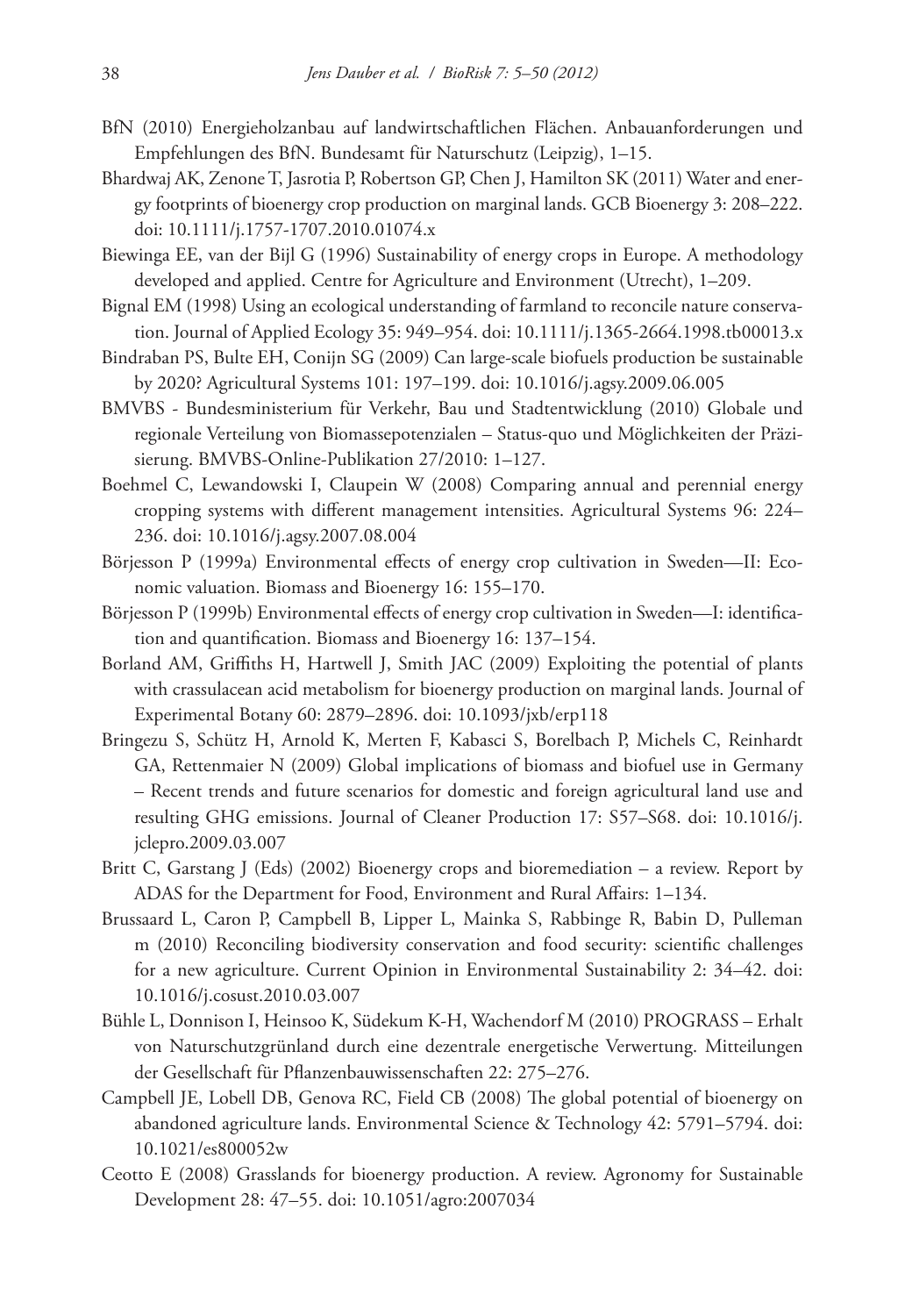BfN (2010) Energieholzanbau auf landwirtschaftlichen Flächen. Anbauanforderungen und Empfehlungen des BfN. Bundesamt für Naturschutz (Leipzig), 1–15.

Bhardwaj AK, Zenone T, Jasrotia P, Robertson GP, Chen J, Hamilton SK (2011) Water and energy footprints of bioenergy crop production on marginal lands. GCB Bioenergy 3: 208–222. doi: 10.1111/j.1757-1707.2010.01074.x

Biewinga EE, van der Bijl G (1996) Sustainability of energy crops in Europe. A methodology developed and applied. Centre for Agriculture and Environment (Utrecht), 1–209.

Bignal EM (1998) Using an ecological understanding of farmland to reconcile nature conservation. Journal of Applied Ecology 35: 949–954. doi: 10.1111/j.1365-2664.1998.tb00013.x

Bindraban PS, Bulte EH, Conijn SG (2009) Can large-scale biofuels production be sustainable by 2020? Agricultural Systems 101: 197–199. doi: 10.1016/j.agsy.2009.06.005

BMVBS - Bundesministerium für Verkehr, Bau und Stadtentwicklung (2010) Globale und regionale Verteilung von Biomassepotenzialen – Status-quo und Möglichkeiten der Präzisierung. BMVBS-Online-Publikation 27/2010: 1–127.

Boehmel C, Lewandowski I, Claupein W (2008) Comparing annual and perennial energy cropping systems with different management intensities. Agricultural Systems 96: 224–236. doi: 10.1016/j.agsy.2007.08.004

Börjesson P (1999a) Environmental effects of energy crop cultivation in Sweden—II: Economic valuation. Biomass and Bioenergy 16: 155–170.

Börjesson P (1999b) Environmental effects of energy crop cultivation in Sweden—I: identification and quantification. Biomass and Bioenergy 16: 137–154.

Borland AM, Griffiths H, Hartwell J, Smith JAC (2009) Exploiting the potential of plants with crassulacean acid metabolism for bioenergy production on marginal lands. Journal of Experimental Botany 60: 2879–2896. doi: 10.1093/jxb/erp118

Bringezu S, Schütz H, Arnold K, Merten F, Kabasci S, Borelbach P, Michels C, Reinhardt GA, Rettenmaier N (2009) Global implications of biomass and biofuel use in Germany – Recent trends and future scenarios for domestic and foreign agricultural land use and resulting GHG emissions. Journal of Cleaner Production 17: S57–S68. doi: 10.1016/j.jclepro.2009.03.007

Britt C, Garstang J (Eds) (2002) Bioenergy crops and bioremediation – a review. Report by ADAS for the Department for Food, Environment and Rural Affairs: 1–134.

Brussaard L, Caron P, Campbell B, Lipper L, Mainka S, Rabbinge R, Babin D, Pulleman m (2010) Reconciling biodiversity conservation and food security: scientific challenges for a new agriculture. Current Opinion in Environmental Sustainability 2: 34–42. doi: 10.1016/j.cosust.2010.03.007

Bühle L, Donnison I, Heinsoo K, Südekum K-H, Wachendorf M (2010) PROGRASS – Erhalt von Naturschutzgrünland durch eine dezentrale energetische Verwertung. Mitteilungen der Gesellschaft für Pflanzenbauwissenschaften 22: 275–276.

Campbell JE, Lobell DB, Genova RC, Field CB (2008) The global potential of bioenergy on abandoned agriculture lands. Environmental Science & Technology 42: 5791–5794. doi: 10.1021/es800052w

Ceotto E (2008) Grasslands for bioenergy production. A review. Agronomy for Sustainable Development 28: 47–55. doi: 10.1051/agro:2007034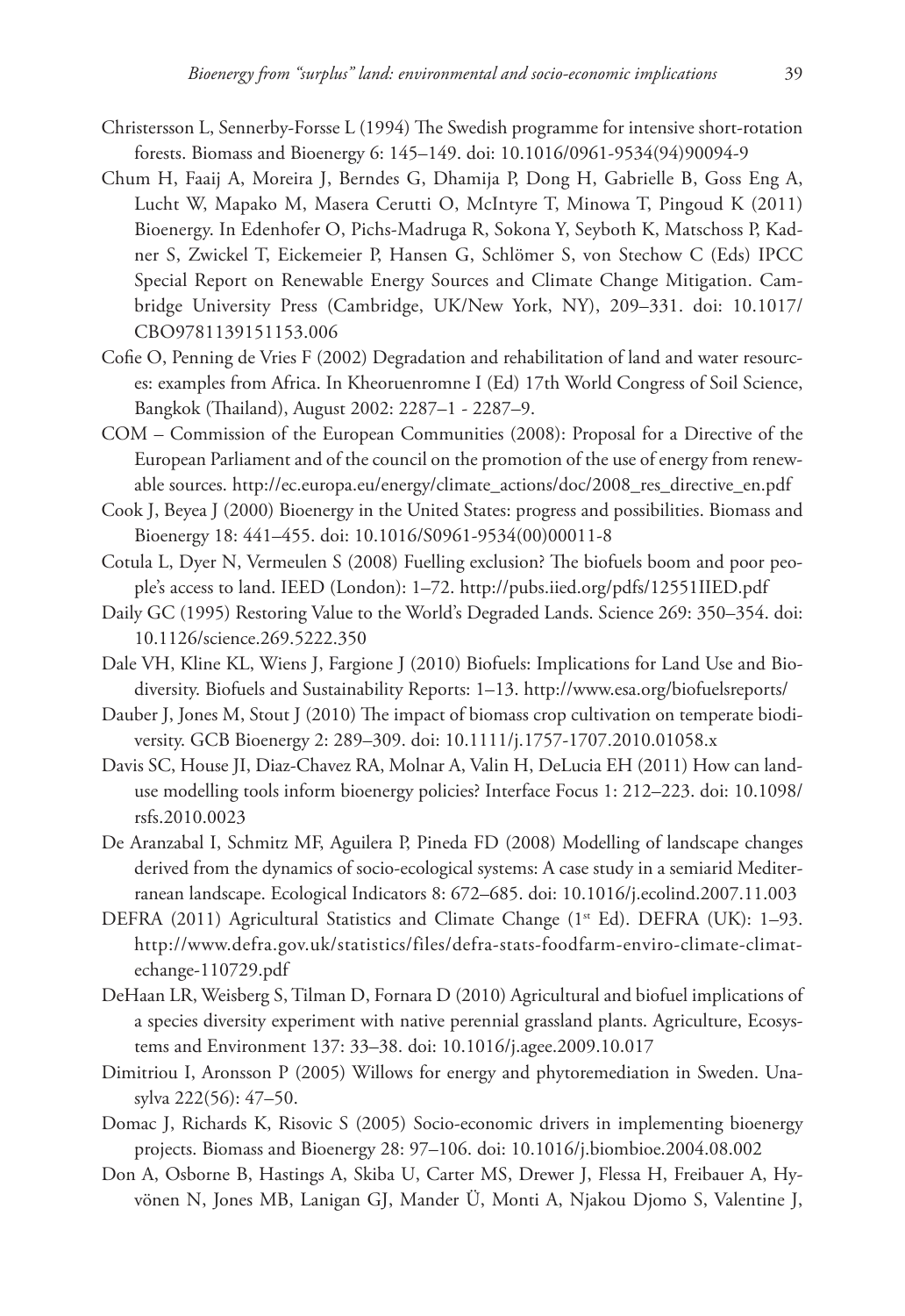Christersson L, Sennerby-Forsse L (1994) The Swedish programme for intensive short-rotation forests. Biomass and Bioenergy 6: 145–149. doi: 10.1016/0961-9534(94)90094-9

Chum H, Faaij A, Moreira J, Berndes G, Dhamija P, Dong H, Gabrielle B, Goss Eng A, Lucht W, Mapako M, Masera Cerutti O, McIntyre T, Minowa T, Pingoud K (2011) Bioenergy. In Edenhofer O, Pichs-Madruga R, Sokona Y, Seyboth K, Matschoss P, Kadner S, Zwickel T, Eickemeier P, Hansen G, Schlömer S, von Stechow C (Eds) IPCC Special Report on Renewable Energy Sources and Climate Change Mitigation. Cambridge University Press (Cambridge, UK/New York, NY), 209–331. doi: 10.1017/CBO9781139151153.006

Cofie O, Penning de Vries F (2002) Degradation and rehabilitation of land and water resources: examples from Africa. In Kheoruenromne I (Ed) 17th World Congress of Soil Science, Bangkok (Thailand), August 2002: 2287–1 - 2287–9.

COM – Commission of the European Communities (2008): Proposal for a Directive of the European Parliament and of the council on the promotion of the use of energy from renewable sources. http://ec.europa.eu/energy/climate_actions/doc/2008_res_directive_en.pdf

Cook J, Beyea J (2000) Bioenergy in the United States: progress and possibilities. Biomass and Bioenergy 18: 441–455. doi: 10.1016/S0961-9534(00)00011-8

Cotula L, Dyer N, Vermeulen S (2008) Fuelling exclusion? The biofuels boom and poor people's access to land. IEED (London): 1–72. http://pubs.iied.org/pdfs/12551IIED.pdf

Daily GC (1995) Restoring Value to the World's Degraded Lands. Science 269: 350–354. doi: 10.1126/science.269.5222.350

Dale VH, Kline KL, Wiens J, Fargione J (2010) Biofuels: Implications for Land Use and Biodiversity. Biofuels and Sustainability Reports: 1–13. http://www.esa.org/biofuelsreports/

Dauber J, Jones M, Stout J (2010) The impact of biomass crop cultivation on temperate biodiversity. GCB Bioenergy 2: 289–309. doi: 10.1111/j.1757-1707.2010.01058.x

Davis SC, House JI, Diaz-Chavez RA, Molnar A, Valin H, DeLucia EH (2011) How can land-use modelling tools inform bioenergy policies? Interface Focus 1: 212–223. doi: 10.1098/rsfs.2010.0023

De Aranzabal I, Schmitz MF, Aguilera P, Pineda FD (2008) Modelling of landscape changes derived from the dynamics of socio-ecological systems: A case study in a semiarid Mediterranean landscape. Ecological Indicators 8: 672–685. doi: 10.1016/j.ecolind.2007.11.003

DEFRA (2011) Agricultural Statistics and Climate Change (1st Ed). DEFRA (UK): 1–93. http://www.defra.gov.uk/statistics/files/defra-stats-foodfarm-enviro-climate-climatechange-110729.pdf

DeHaan LR, Weisberg S, Tilman D, Fornara D (2010) Agricultural and biofuel implications of a species diversity experiment with native perennial grassland plants. Agriculture, Ecosystems and Environment 137: 33–38. doi: 10.1016/j.agee.2009.10.017

Dimitriou I, Aronsson P (2005) Willows for energy and phytoremediation in Sweden. Unasylva 222(56): 47–50.

Domac J, Richards K, Risovic S (2005) Socio-economic drivers in implementing bioenergy projects. Biomass and Bioenergy 28: 97–106. doi: 10.1016/j.biombioe.2004.08.002

Don A, Osborne B, Hastings A, Skiba U, Carter MS, Drewer J, Flessa H, Freibauer A, Hyvönen N, Jones MB, Lanigan GJ, Mander Ü, Monti A, Njakou Djomo S, Valentine J,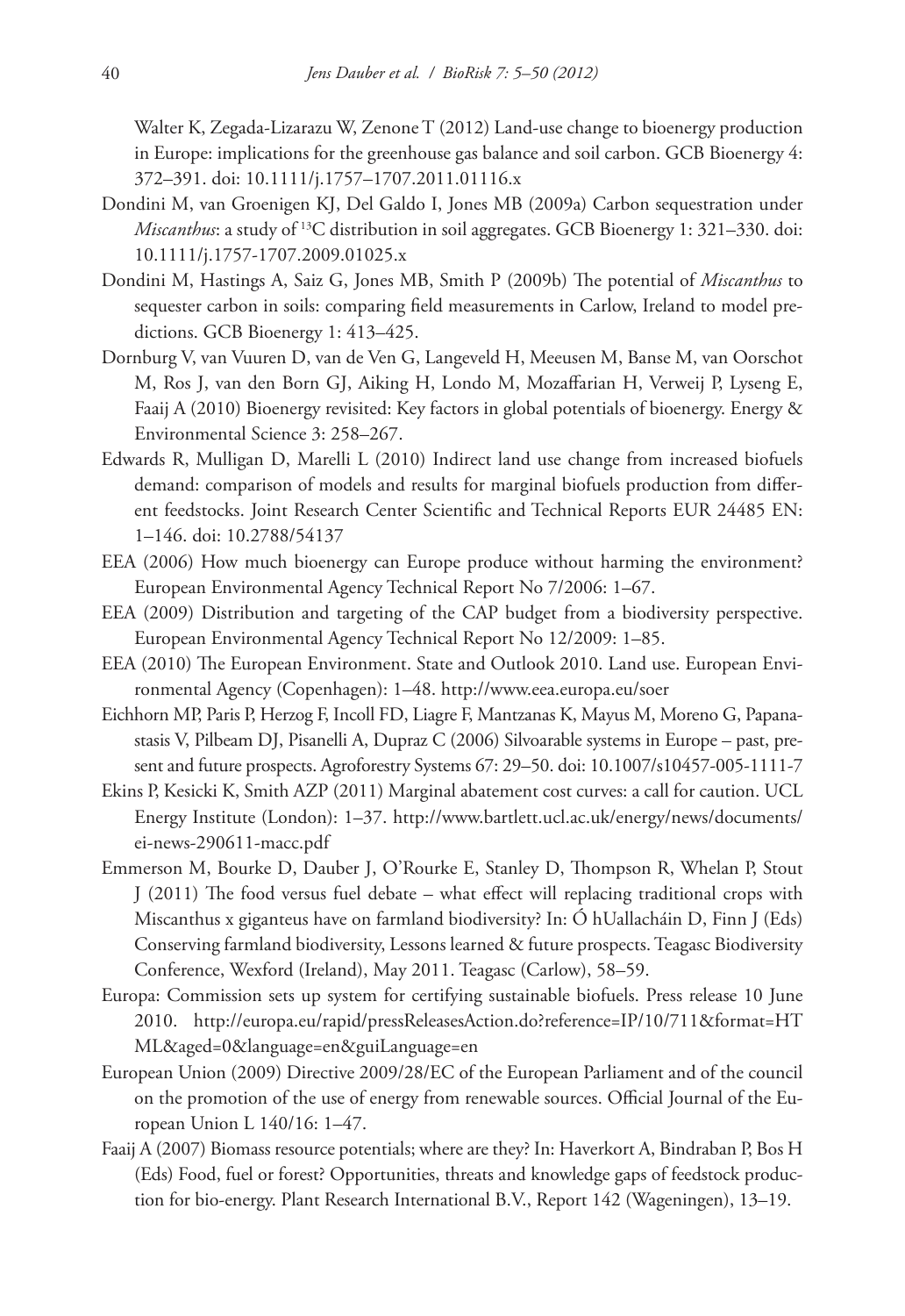Walter K, Zegada-Lizarazu W, Zenone T (2012) Land-use change to bioenergy production in Europe: implications for the greenhouse gas balance and soil carbon. GCB Bioenergy 4: 372–391. doi: 10.1111/j.1757–1707.2011.01116.x

Dondini M, van Groenigen KJ, Del Galdo I, Jones MB (2009a) Carbon sequestration under *Miscanthus*: a study of $^{13}C$ distribution in soil aggregates. GCB Bioenergy 1: 321–330. doi: 10.1111/j.1757-1707.2009.01025.x

Dondini M, Hastings A, Saiz G, Jones MB, Smith P (2009b) The potential of *Miscanthus* to sequester carbon in soils: comparing field measurements in Carlow, Ireland to model predictions. GCB Bioenergy 1: 413–425.

Dornburg V, van Vuuren D, van de Ven G, Langeveld H, Meeusen M, Banse M, van Oorschot M, Ros J, van den Born GJ, Aiking H, Londo M, Mozaffarian H, Verweij P, Lyseng E, Faaij A (2010) Bioenergy revisited: Key factors in global potentials of bioenergy. Energy & Environmental Science 3: 258–267.

Edwards R, Mulligan D, Marelli L (2010) Indirect land use change from increased biofuels demand: comparison of models and results for marginal biofuels production from different feedstocks. Joint Research Center Scientific and Technical Reports EUR 24485 EN: 1–146. doi: 10.2788/54137

EEA (2006) How much bioenergy can Europe produce without harming the environment? European Environmental Agency Technical Report No 7/2006: 1–67.

EEA (2009) Distribution and targeting of the CAP budget from a biodiversity perspective. European Environmental Agency Technical Report No 12/2009: 1–85.

EEA (2010) The European Environment. State and Outlook 2010. Land use. European Environmental Agency (Copenhagen): 1–48. http://www.eea.europa.eu/soer

Eichhorn MP, Paris P, Herzog F, Incoll FD, Liagre F, Mantzanas K, Mayus M, Moreno G, Papanastasis V, Pilbeam DJ, Pisanelli A, Dupraz C (2006) Silvoarable systems in Europe – past, present and future prospects. Agroforestry Systems 67: 29–50. doi: 10.1007/s10457-005-1111-7

Ekins P, Kesicki K, Smith AZP (2011) Marginal abatement cost curves: a call for caution. UCL Energy Institute (London): 1–37. http://www.bartlett.ucl.ac.uk/energy/news/documents/ei-news-290611-macc.pdf

Emmerson M, Bourke D, Dauber J, O'Rourke E, Stanley D, Thompson R, Whelan P, Stout J (2011) The food versus fuel debate – what effect will replacing traditional crops with Miscanthus x giganteus have on farmland biodiversity? In: Ó hUallacháin D, Finn J (Eds) Conserving farmland biodiversity, Lessons learned & future prospects. Teagasc Biodiversity Conference, Wexford (Ireland), May 2011. Teagasc (Carlow), 58–59.

Europa: Commission sets up system for certifying sustainable biofuels. Press release 10 June 2010. http://europa.eu/rapid/pressReleasesAction.do?reference=IP/10/711&format=HTML&aged=0&language=en&guiLanguage=en

European Union (2009) Directive 2009/28/EC of the European Parliament and of the council on the promotion of the use of energy from renewable sources. Official Journal of the European Union L 140/16: 1–47.

Faaij A (2007) Biomass resource potentials; where are they? In: Haverkort A, Bindraban P, Bos H (Eds) Food, fuel or forest? Opportunities, threats and knowledge gaps of feedstock production for bio-energy. Plant Research International B.V., Report 142 (Wageningen), 13–19.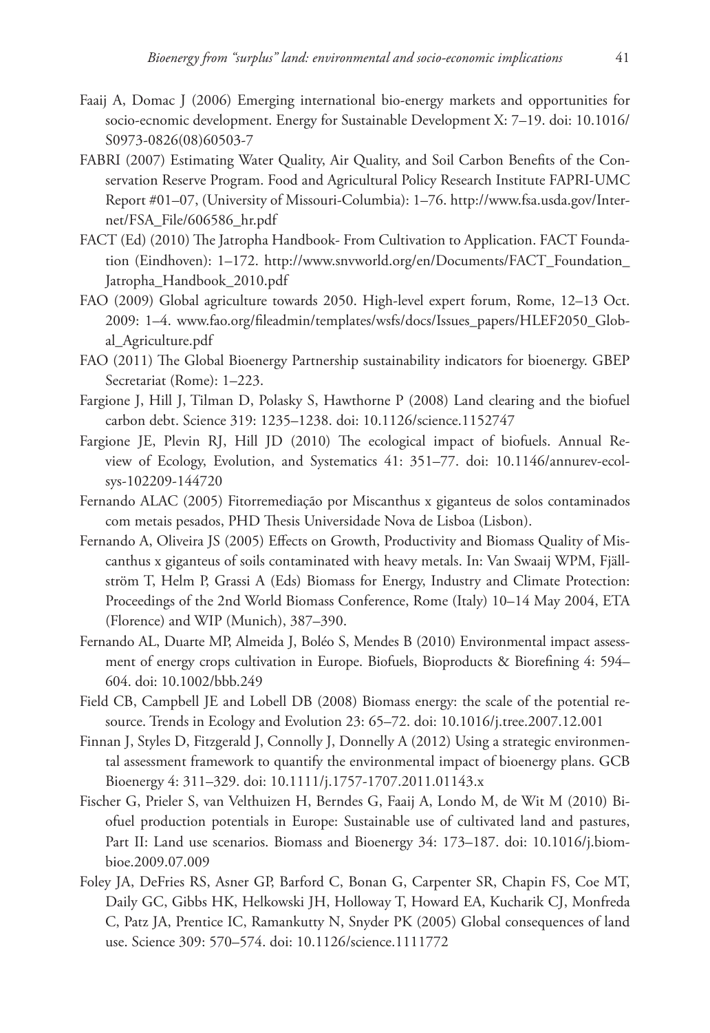Faaij A, Domac J (2006) Emerging international bio-energy markets and opportunities for socio-ecnomic development. Energy for Sustainable Development X: 7–19. doi: 10.1016/S0973-0826(08)60503-7

FABRI (2007) Estimating Water Quality, Air Quality, and Soil Carbon Benefits of the Conservation Reserve Program. Food and Agricultural Policy Research Institute FAPRI-UMC Report #01–07, (University of Missouri-Columbia): 1–76. http://www.fsa.usda.gov/Internet/FSA_File/606586_hr.pdf

FACT (Ed) (2010) The Jatropha Handbook- From Cultivation to Application. FACT Foundation (Eindhoven): 1–172. http://www.snvworld.org/en/Documents/FACT_Foundation_Jatropha_Handbook_2010.pdf

FAO (2009) Global agriculture towards 2050. High-level expert forum, Rome, 12–13 Oct. 2009: 1–4. www.fao.org/fileadmin/templates/wsfs/docs/Issues_papers/HLEF2050_Global_Agriculture.pdf

FAO (2011) The Global Bioenergy Partnership sustainability indicators for bioenergy. GBEP Secretariat (Rome): 1–223.

Fargione J, Hill J, Tilman D, Polasky S, Hawthorne P (2008) Land clearing and the biofuel carbon debt. Science 319: 1235–1238. doi: 10.1126/science.1152747

Fargione JE, Plevin RJ, Hill JD (2010) The ecological impact of biofuels. Annual Review of Ecology, Evolution, and Systematics 41: 351–77. doi: 10.1146/annurev-ecolsys-102209-144720

Fernando ALAC (2005) Fitorremediação por Miscanthus x giganteus de solos contaminados com metais pesados, PHD Thesis Universidade Nova de Lisboa (Lisbon).

Fernando A, Oliveira JS (2005) Effects on Growth, Productivity and Biomass Quality of Miscanthus x giganteus of soils contaminated with heavy metals. In: Van Swaaij WPM, Fjällström T, Helm P, Grassi A (Eds) Biomass for Energy, Industry and Climate Protection: Proceedings of the 2nd World Biomass Conference, Rome (Italy) 10–14 May 2004, ETA (Florence) and WIP (Munich), 387–390.

Fernando AL, Duarte MP, Almeida J, Boléo S, Mendes B (2010) Environmental impact assessment of energy crops cultivation in Europe. Biofuels, Bioproducts & Biorefining 4: 594–604. doi: 10.1002/bbb.249

Field CB, Campbell JE and Lobell DB (2008) Biomass energy: the scale of the potential resource. Trends in Ecology and Evolution 23: 65–72. doi: 10.1016/j.tree.2007.12.001

Finnan J, Styles D, Fitzgerald J, Connolly J, Donnelly A (2012) Using a strategic environmental assessment framework to quantify the environmental impact of bioenergy plans. GCB Bioenergy 4: 311–329. doi: 10.1111/j.1757-1707.2011.01143.x

Fischer G, Prieler S, van Velthuizen H, Berndes G, Faaij A, Londo M, de Wit M (2010) Biofuel production potentials in Europe: Sustainable use of cultivated land and pastures, Part II: Land use scenarios. Biomass and Bioenergy 34: 173–187. doi: 10.1016/j.biombioe.2009.07.009

Foley JA, DeFries RS, Asner GP, Barford C, Bonan G, Carpenter SR, Chapin FS, Coe MT, Daily GC, Gibbs HK, Helkowski JH, Holloway T, Howard EA, Kucharik CJ, Monfreda C, Patz JA, Prentice IC, Ramankutty N, Snyder PK (2005) Global consequences of land use. Science 309: 570–574. doi: 10.1126/science.1111772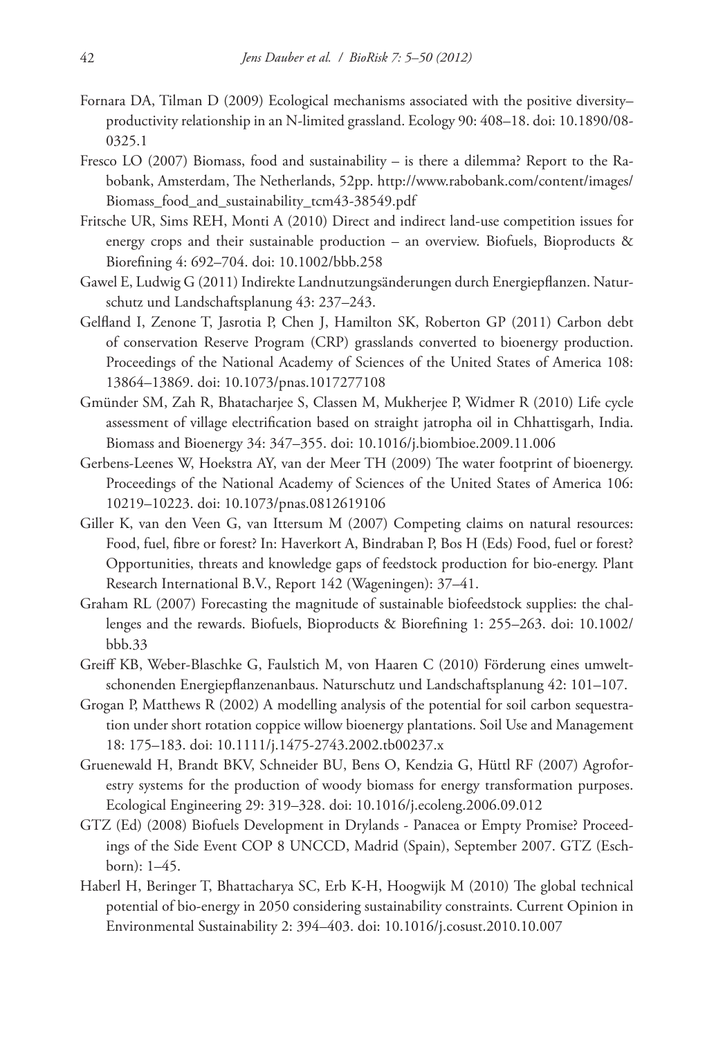Fornara DA, Tilman D (2009) Ecological mechanisms associated with the positive diversity–productivity relationship in an N-limited grassland. Ecology 90: 408–18. doi: 10.1890/08-0325.1

Fresco LO (2007) Biomass, food and sustainability – is there a dilemma? Report to the Rabobank, Amsterdam, The Netherlands, 52pp. http://www.rabobank.com/content/images/Biomass_food_and_sustainability_tcm43-38549.pdf

Fritsche UR, Sims REH, Monti A (2010) Direct and indirect land-use competition issues for energy crops and their sustainable production – an overview. Biofuels, Bioproducts & Biorefining 4: 692–704. doi: 10.1002/bbb.258

Gawel E, Ludwig G (2011) Indirekte Landnutzungsänderungen durch Energiepflanzen. Naturschutz und Landschaftsplanung 43: 237–243.

Gelfland I, Zenone T, Jasrotia P, Chen J, Hamilton SK, Roberton GP (2011) Carbon debt of conservation Reserve Program (CRP) grasslands converted to bioenergy production. Proceedings of the National Academy of Sciences of the United States of America 108: 13864–13869. doi: 10.1073/pnas.1017277108

Gmünder SM, Zah R, Bhatacharjee S, Classen M, Mukherjee P, Widmer R (2010) Life cycle assessment of village electrification based on straight jatropha oil in Chhattisgarh, India. Biomass and Bioenergy 34: 347–355. doi: 10.1016/j.biombioe.2009.11.006

Gerbens-Leenes W, Hoekstra AY, van der Meer TH (2009) The water footprint of bioenergy. Proceedings of the National Academy of Sciences of the United States of America 106: 10219–10223. doi: 10.1073/pnas.0812619106

Giller K, van den Veen G, van Ittersum M (2007) Competing claims on natural resources: Food, fuel, fibre or forest? In: Haverkort A, Bindraban P, Bos H (Eds) Food, fuel or forest? Opportunities, threats and knowledge gaps of feedstock production for bio-energy. Plant Research International B.V., Report 142 (Wageningen): 37–41.

Graham RL (2007) Forecasting the magnitude of sustainable biofeedstock supplies: the challenges and the rewards. Biofuels, Bioproducts & Biorefining 1: 255–263. doi: 10.1002/bbb.33

Greiff KB, Weber-Blaschke G, Faulstich M, von Haaren C (2010) Förderung eines umweltschonenden Energiepflanzenanbaus. Naturschutz und Landschaftsplanung 42: 101–107.

Grogan P, Matthews R (2002) A modelling analysis of the potential for soil carbon sequestration under short rotation coppice willow bioenergy plantations. Soil Use and Management 18: 175–183. doi: 10.1111/j.1475-2743.2002.tb00237.x

Gruenewald H, Brandt BKV, Schneider BU, Bens O, Kendzia G, Hüttl RF (2007) Agroforestry systems for the production of woody biomass for energy transformation purposes. Ecological Engineering 29: 319–328. doi: 10.1016/j.ecoleng.2006.09.012

GTZ (Ed) (2008) Biofuels Development in Drylands - Panacea or Empty Promise? Proceedings of the Side Event COP 8 UNCCD, Madrid (Spain), September 2007. GTZ (Eschborn): 1–45.

Haberl H, Beringer T, Bhattacharya SC, Erb K-H, Hoogwijk M (2010) The global technical potential of bio-energy in 2050 considering sustainability constraints. Current Opinion in Environmental Sustainability 2: 394–403. doi: 10.1016/j.cosust.2010.10.007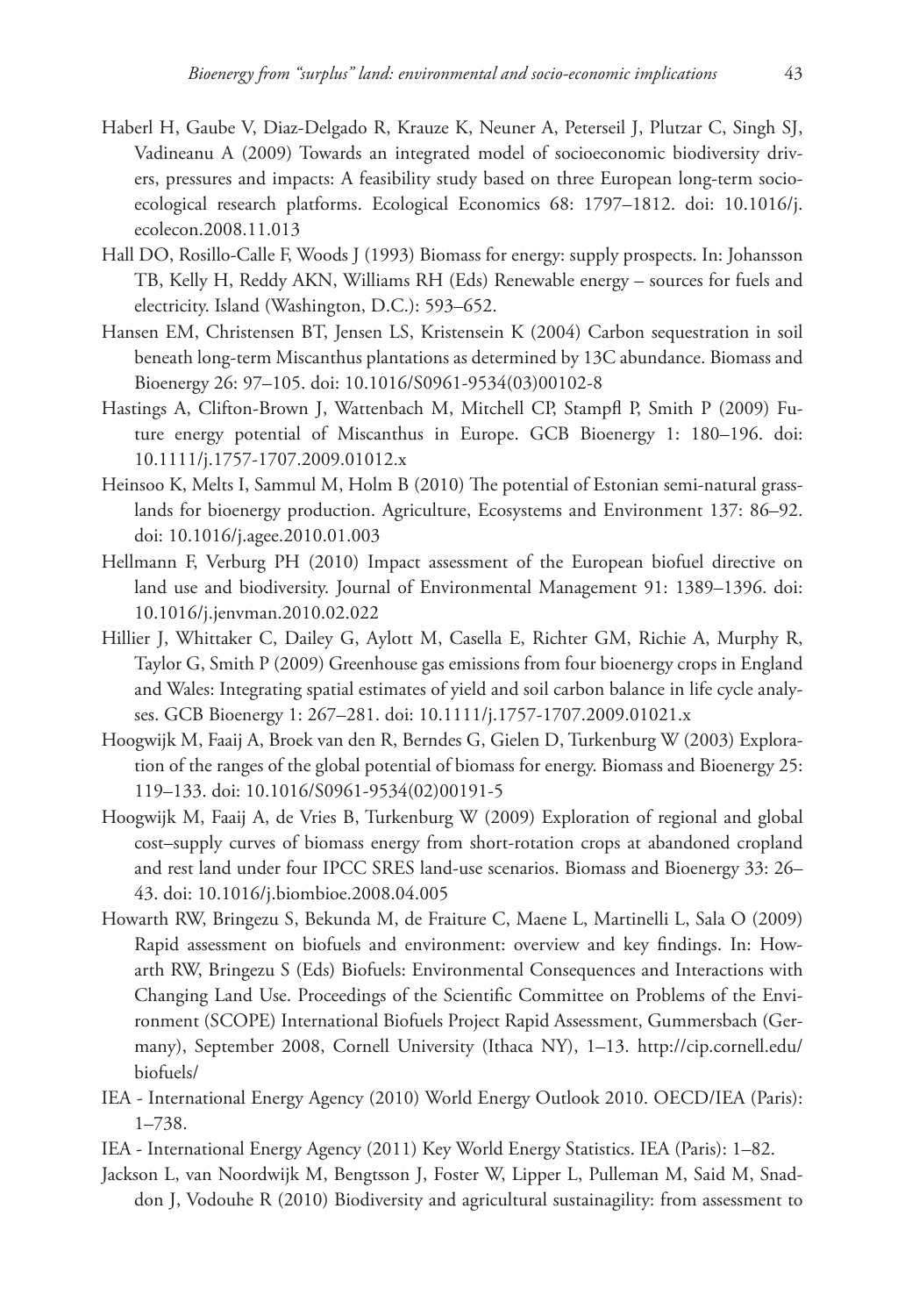Haberl H, Gaube V, Diaz-Delgado R, Krauze K, Neuner A, Peterseil J, Plutzar C, Singh SJ, Vadineanu A (2009) Towards an integrated model of socioeconomic biodiversity drivers, pressures and impacts: A feasibility study based on three European long-term socio-ecological research platforms. Ecological Economics 68: 1797–1812. doi: 10.1016/j.ecolecon.2008.11.013

Hall DO, Rosillo-Calle F, Woods J (1993) Biomass for energy: supply prospects. In: Johansson TB, Kelly H, Reddy AKN, Williams RH (Eds) Renewable energy – sources for fuels and electricity. Island (Washington, D.C.): 593–652.

Hansen EM, Christensen BT, Jensen LS, Kristensein K (2004) Carbon sequestration in soil beneath long-term Miscanthus plantations as determined by 13C abundance. Biomass and Bioenergy 26: 97–105. doi: 10.1016/S0961-9534(03)00102-8

Hastings A, Clifton-Brown J, Wattenbach M, Mitchell CP, Stampfl P, Smith P (2009) Future energy potential of Miscanthus in Europe. GCB Bioenergy 1: 180–196. doi: 10.1111/j.1757-1707.2009.01012.x

Heinsoo K, Melts I, Sammul M, Holm B (2010) The potential of Estonian semi-natural grasslands for bioenergy production. Agriculture, Ecosystems and Environment 137: 86–92. doi: 10.1016/j.agee.2010.01.003

Hellmann F, Verburg PH (2010) Impact assessment of the European biofuel directive on land use and biodiversity. Journal of Environmental Management 91: 1389–1396. doi: 10.1016/j.jenvman.2010.02.022

Hillier J, Whittaker C, Dailey G, Aylott M, Casella E, Richter GM, Richie A, Murphy R, Taylor G, Smith P (2009) Greenhouse gas emissions from four bioenergy crops in England and Wales: Integrating spatial estimates of yield and soil carbon balance in life cycle analyses. GCB Bioenergy 1: 267–281. doi: 10.1111/j.1757-1707.2009.01021.x

Hoogwijk M, Faaij A, Broek van den R, Berndes G, Gielen D, Turkenburg W (2003) Exploration of the ranges of the global potential of biomass for energy. Biomass and Bioenergy 25: 119–133. doi: 10.1016/S0961-9534(02)00191-5

Hoogwijk M, Faaij A, de Vries B, Turkenburg W (2009) Exploration of regional and global cost–supply curves of biomass energy from short-rotation crops at abandoned cropland and rest land under four IPCC SRES land-use scenarios. Biomass and Bioenergy 33: 26–43. doi: 10.1016/j.biombioe.2008.04.005

Howarth RW, Bringezu S, Bekunda M, de Fraiture C, Maene L, Martinelli L, Sala O (2009) Rapid assessment on biofuels and environment: overview and key findings. In: Howarth RW, Bringezu S (Eds) Biofuels: Environmental Consequences and Interactions with Changing Land Use. Proceedings of the Scientific Committee on Problems of the Environment (SCOPE) International Biofuels Project Rapid Assessment, Gummersbach (Germany), September 2008, Cornell University (Ithaca NY), 1–13. http://cip.cornell.edu/biofuels/

IEA - International Energy Agency (2010) World Energy Outlook 2010. OECD/IEA (Paris): 1–738.

IEA - International Energy Agency (2011) Key World Energy Statistics. IEA (Paris): 1–82.

Jackson L, van Noordwijk M, Bengtsson J, Foster W, Lipper L, Pulleman M, Said M, Snaddon J, Vodouhe R (2010) Biodiversity and agricultural sustainagility: from assessment to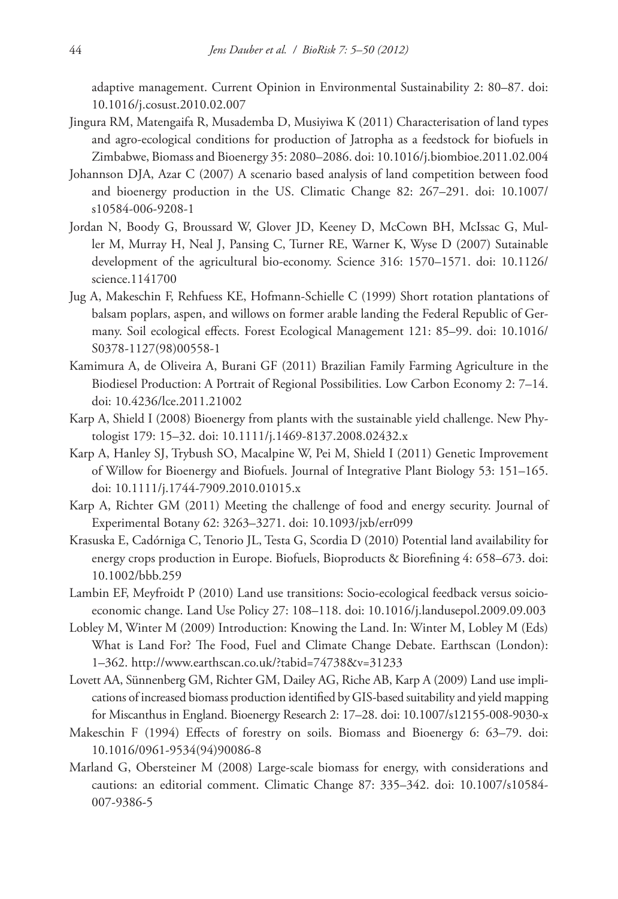adaptive management. Current Opinion in Environmental Sustainability 2: 80–87. doi: 10.1016/j.cosust.2010.02.007

Jingura RM, Matengaifa R, Musademba D, Musiyiwa K (2011) Characterisation of land types and agro-ecological conditions for production of Jatropha as a feedstock for biofuels in Zimbabwe, Biomass and Bioenergy 35: 2080–2086. doi: 10.1016/j.biombioe.2011.02.004

Johannson DJA, Azar C (2007) A scenario based analysis of land competition between food and bioenergy production in the US. Climatic Change 82: 267–291. doi: 10.1007/s10584-006-9208-1

Jordan N, Boody G, Broussard W, Glover JD, Keeney D, McCown BH, McIssac G, Muller M, Murray H, Neal J, Pansing C, Turner RE, Warner K, Wyse D (2007) Sutainable development of the agricultural bio-economy. Science 316: 1570–1571. doi: 10.1126/science.1141700

Jug A, Makeschin F, Rehfuess KE, Hofmann-Schielle C (1999) Short rotation plantations of balsam poplars, aspen, and willows on former arable landing the Federal Republic of Germany. Soil ecological effects. Forest Ecological Management 121: 85–99. doi: 10.1016/S0378-1127(98)00558-1

Kamimura A, de Oliveira A, Burani GF (2011) Brazilian Family Farming Agriculture in the Biodiesel Production: A Portrait of Regional Possibilities. Low Carbon Economy 2: 7–14. doi: 10.4236/lce.2011.21002

Karp A, Shield I (2008) Bioenergy from plants with the sustainable yield challenge. New Phytologist 179: 15–32. doi: 10.1111/j.1469-8137.2008.02432.x

Karp A, Hanley SJ, Trybush SO, Macalpine W, Pei M, Shield I (2011) Genetic Improvement of Willow for Bioenergy and Biofuels. Journal of Integrative Plant Biology 53: 151–165. doi: 10.1111/j.1744-7909.2010.01015.x

Karp A, Richter GM (2011) Meeting the challenge of food and energy security. Journal of Experimental Botany 62: 3263–3271. doi: 10.1093/jxb/err099

Krasuska E, Cadórniga C, Tenorio JL, Testa G, Scordia D (2010) Potential land availability for energy crops production in Europe. Biofuels, Bioproducts & Biorefining 4: 658–673. doi: 10.1002/bbb.259

Lambin EF, Meyfroidt P (2010) Land use transitions: Socio-ecological feedback versus soicio-economic change. Land Use Policy 27: 108–118. doi: 10.1016/j.landusepol.2009.09.003

Lobley M, Winter M (2009) Introduction: Knowing the Land. In: Winter M, Lobley M (Eds) What is Land For? The Food, Fuel and Climate Change Debate. Earthscan (London): 1–362. http://www.earthscan.co.uk/?tabid=74738&v=31233

Lovett AA, Sünnenberg GM, Richter GM, Dailey AG, Riche AB, Karp A (2009) Land use implications of increased biomass production identified by GIS-based suitability and yield mapping for Miscanthus in England. Bioenergy Research 2: 17–28. doi: 10.1007/s12155-008-9030-x

Makeschin F (1994) Effects of forestry on soils. Biomass and Bioenergy 6: 63–79. doi: 10.1016/0961-9534(94)90086-8

Marland G, Obersteiner M (2008) Large-scale biomass for energy, with considerations and cautions: an editorial comment. Climatic Change 87: 335–342. doi: 10.1007/s10584-007-9386-5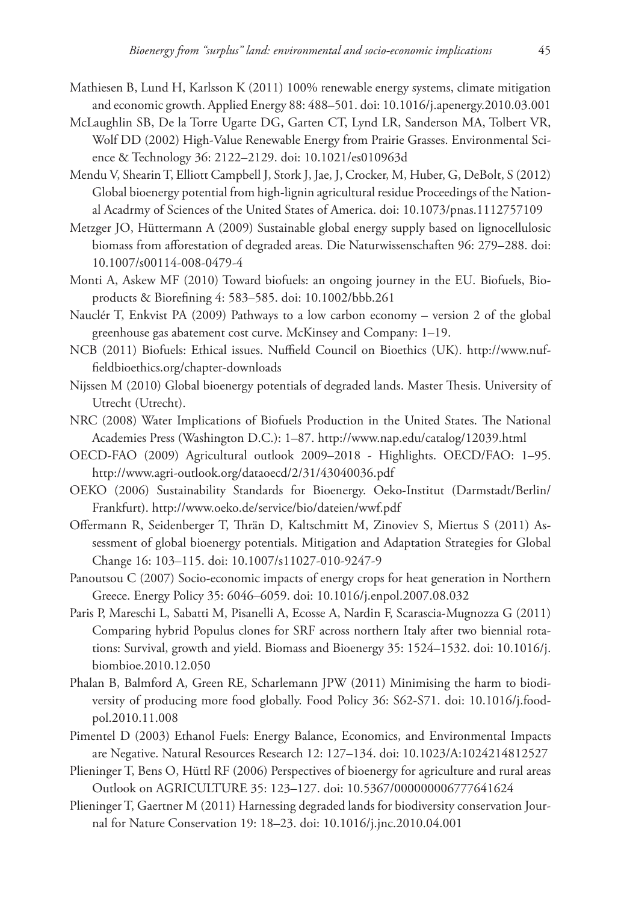Mathiesen B, Lund H, Karlsson K (2011) 100% renewable energy systems, climate mitigation and economic growth. Applied Energy 88: 488–501. doi: 10.1016/j.apenergy.2010.03.001

McLaughlin SB, De la Torre Ugarte DG, Garten CT, Lynd LR, Sanderson MA, Tolbert VR, Wolf DD (2002) High-Value Renewable Energy from Prairie Grasses. Environmental Science & Technology 36: 2122–2129. doi: 10.1021/es010963d

Mendu V, Shearin T, Elliott Campbell J, Stork J, Jae, J, Crocker, M, Huber, G, DeBolt, S (2012) Global bioenergy potential from high-lignin agricultural residue Proceedings of the National Acadrmy of Sciences of the United States of America. doi: 10.1073/pnas.1112757109

Metzger JO, Hüttermann A (2009) Sustainable global energy supply based on lignocellulosic biomass from afforestation of degraded areas. Die Naturwissenschaften 96: 279–288. doi: 10.1007/s00114-008-0479-4

Monti A, Askew MF (2010) Toward biofuels: an ongoing journey in the EU. Biofuels, Bioproducts & Biorefining 4: 583–585. doi: 10.1002/bbb.261

Nauclér T, Enkvist PA (2009) Pathways to a low carbon economy – version 2 of the global greenhouse gas abatement cost curve. McKinsey and Company: 1–19.

NCB (2011) Biofuels: Ethical issues. Nuffield Council on Bioethics (UK). http://www.nuffieldbioethics.org/chapter-downloads

Nijssen M (2010) Global bioenergy potentials of degraded lands. Master Thesis. University of Utrecht (Utrecht).

NRC (2008) Water Implications of Biofuels Production in the United States. The National Academies Press (Washington D.C.): 1–87. http://www.nap.edu/catalog/12039.html

OECD-FAO (2009) Agricultural outlook 2009–2018 - Highlights. OECD/FAO: 1–95. http://www.agri-outlook.org/dataoecd/2/31/43040036.pdf

OEKO (2006) Sustainability Standards for Bioenergy. Oeko-Institut (Darmstadt/Berlin/Frankfurt). http://www.oeko.de/service/bio/dateien/wwf.pdf

Offermann R, Seidenberger T, Thrän D, Kaltschmitt M, Zinoviev S, Miertus S (2011) Assessment of global bioenergy potentials. Mitigation and Adaptation Strategies for Global Change 16: 103–115. doi: 10.1007/s11027-010-9247-9

Panoutsou C (2007) Socio-economic impacts of energy crops for heat generation in Northern Greece. Energy Policy 35: 6046–6059. doi: 10.1016/j.enpol.2007.08.032

Paris P, Mareschi L, Sabatti M, Pisanelli A, Ecosse A, Nardin F, Scarascia-Mugnozza G (2011) Comparing hybrid Populus clones for SRF across northern Italy after two biennial rotations: Survival, growth and yield. Biomass and Bioenergy 35: 1524–1532. doi: 10.1016/j.biombioe.2010.12.050

Phalan B, Balmford A, Green RE, Scharlemann JPW (2011) Minimising the harm to biodiversity of producing more food globally. Food Policy 36: S62-S71. doi: 10.1016/j.foodpol.2010.11.008

Pimentel D (2003) Ethanol Fuels: Energy Balance, Economics, and Environmental Impacts are Negative. Natural Resources Research 12: 127–134. doi: 10.1023/A:1024214812527

Plieninger T, Bens O, Hüttl RF (2006) Perspectives of bioenergy for agriculture and rural areas Outlook on AGRICULTURE 35: 123–127. doi: 10.5367/000000006777641624

Plieninger T, Gaertner M (2011) Harnessing degraded lands for biodiversity conservation Journal for Nature Conservation 19: 18–23. doi: 10.1016/j.jnc.2010.04.001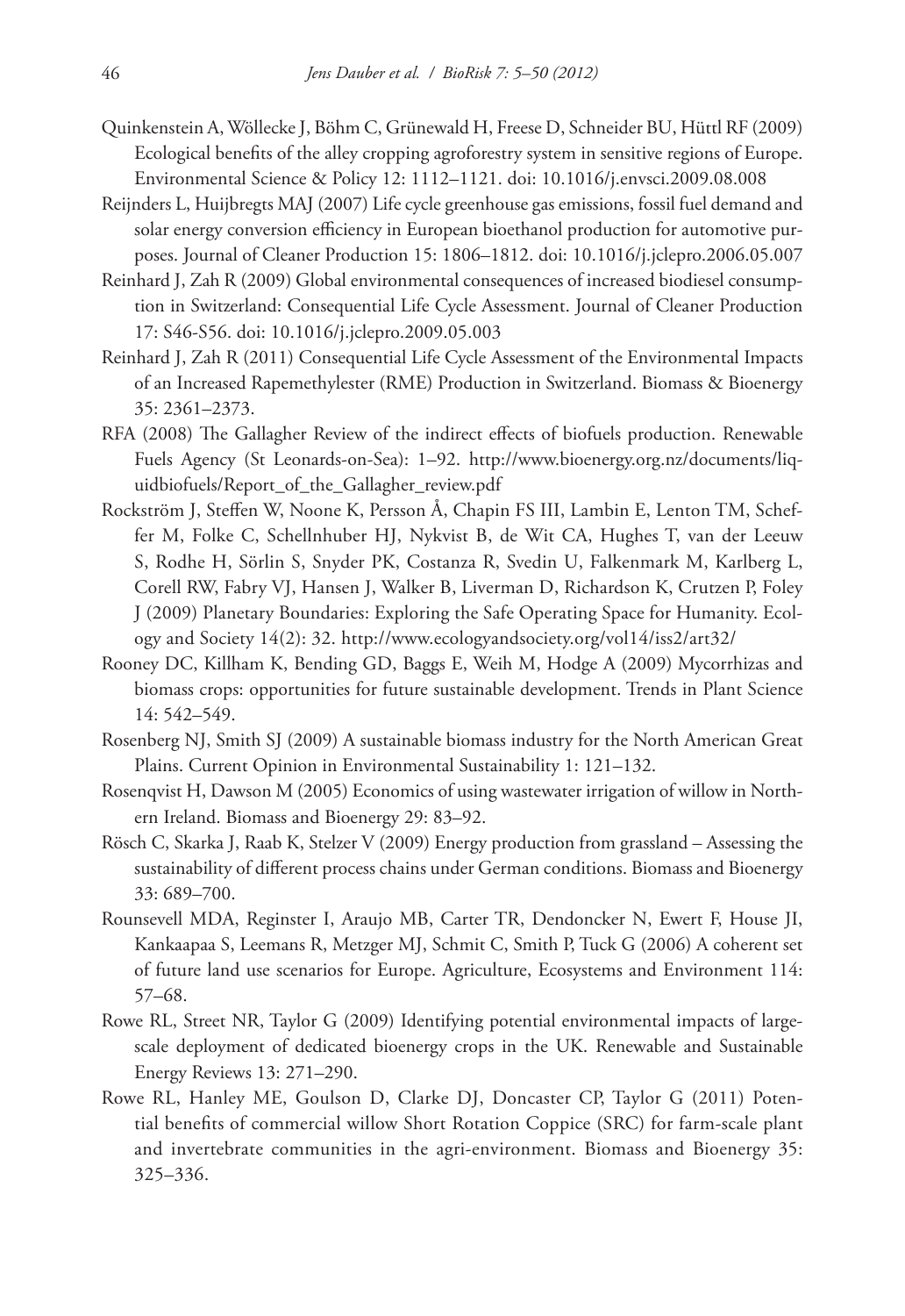Quinkenstein A, Wöllecke J, Böhm C, Grünewald H, Freese D, Schneider BU, Hüttl RF (2009) Ecological benefits of the alley cropping agroforestry system in sensitive regions of Europe. Environmental Science & Policy 12: 1112–1121. doi: 10.1016/j.envsci.2009.08.008

Reijnders L, Huijbregts MAJ (2007) Life cycle greenhouse gas emissions, fossil fuel demand and solar energy conversion efficiency in European bioethanol production for automotive purposes. Journal of Cleaner Production 15: 1806–1812. doi: 10.1016/j.jclepro.2006.05.007

Reinhard J, Zah R (2009) Global environmental consequences of increased biodiesel consumption in Switzerland: Consequential Life Cycle Assessment. Journal of Cleaner Production 17: S46-S56. doi: 10.1016/j.jclepro.2009.05.003

Reinhard J, Zah R (2011) Consequential Life Cycle Assessment of the Environmental Impacts of an Increased Rapemethylester (RME) Production in Switzerland. Biomass & Bioenergy 35: 2361–2373.

RFA (2008) The Gallagher Review of the indirect effects of biofuels production. Renewable Fuels Agency (St Leonards-on-Sea): 1–92. http://www.bioenergy.org.nz/documents/liquidbiofuels/Report_of_the_Gallagher_review.pdf

Rockström J, Steffen W, Noone K, Persson Å, Chapin FS III, Lambin E, Lenton TM, Scheffer M, Folke C, Schellnhuber HJ, Nykvist B, de Wit CA, Hughes T, van der Leeuw S, Rodhe H, Sörlin S, Snyder PK, Costanza R, Svedin U, Falkenmark M, Karlberg L, Corell RW, Fabry VJ, Hansen J, Walker B, Liverman D, Richardson K, Crutzen P, Foley J (2009) Planetary Boundaries: Exploring the Safe Operating Space for Humanity. Ecology and Society 14(2): 32. http://www.ecologyandsociety.org/vol14/iss2/art32/

Rooney DC, Killham K, Bending GD, Baggs E, Weih M, Hodge A (2009) Mycorrhizas and biomass crops: opportunities for future sustainable development. Trends in Plant Science 14: 542–549.

Rosenberg NJ, Smith SJ (2009) A sustainable biomass industry for the North American Great Plains. Current Opinion in Environmental Sustainability 1: 121–132.

Rosenqvist H, Dawson M (2005) Economics of using wastewater irrigation of willow in Northern Ireland. Biomass and Bioenergy 29: 83–92.

Rösch C, Skarka J, Raab K, Stelzer V (2009) Energy production from grassland – Assessing the sustainability of different process chains under German conditions. Biomass and Bioenergy 33: 689–700.

Rounsevell MDA, Reginster I, Araujo MB, Carter TR, Dendoncker N, Ewert F, House JI, Kankaapaa S, Leemans R, Metzger MJ, Schmit C, Smith P, Tuck G (2006) A coherent set of future land use scenarios for Europe. Agriculture, Ecosystems and Environment 114: 57–68.

Rowe RL, Street NR, Taylor G (2009) Identifying potential environmental impacts of large-scale deployment of dedicated bioenergy crops in the UK. Renewable and Sustainable Energy Reviews 13: 271–290.

Rowe RL, Hanley ME, Goulson D, Clarke DJ, Doncaster CP, Taylor G (2011) Potential benefits of commercial willow Short Rotation Coppice (SRC) for farm-scale plant and invertebrate communities in the agri-environment. Biomass and Bioenergy 35: 325–336.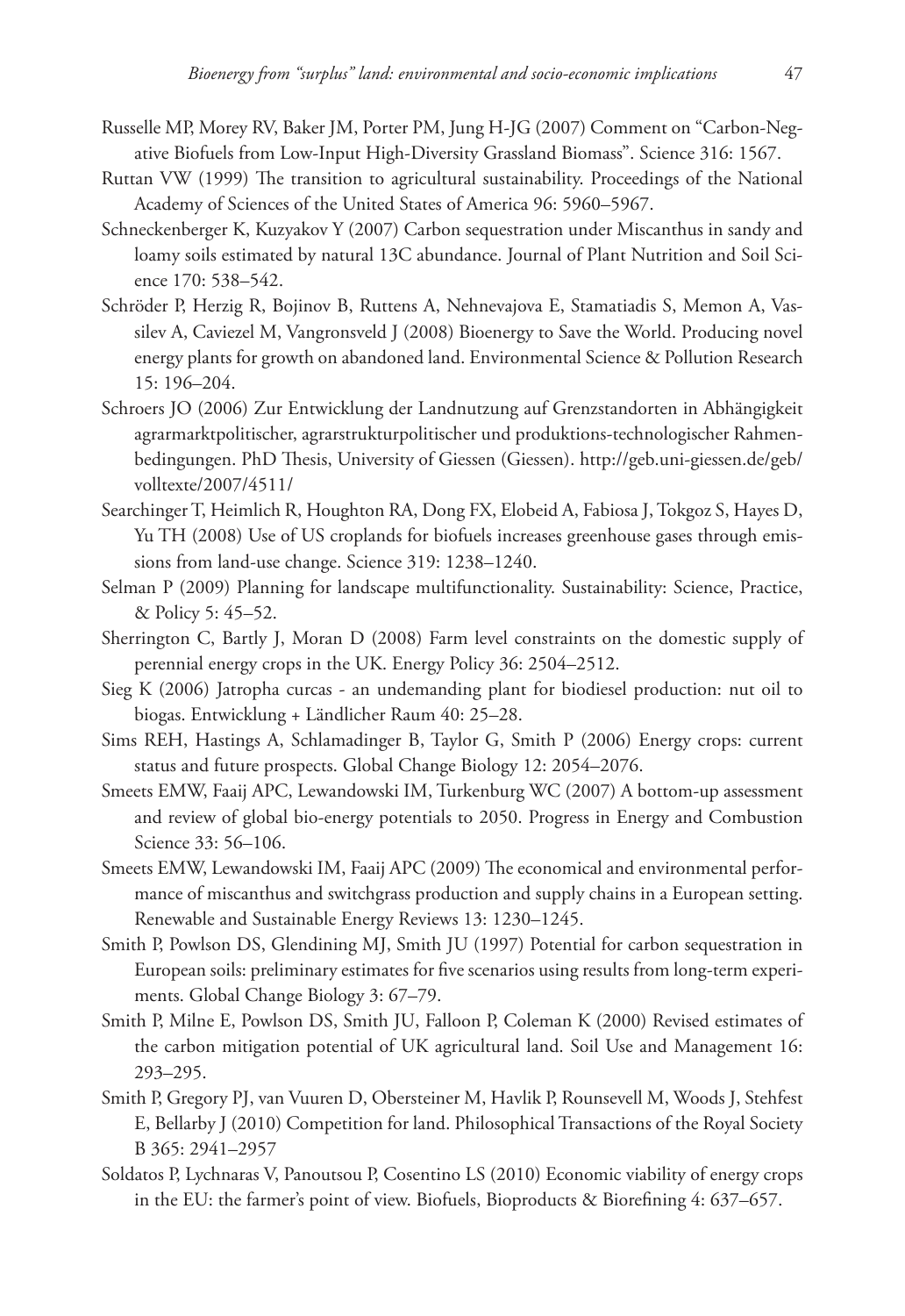Russelle MP, Morey RV, Baker JM, Porter PM, Jung H-JG (2007) Comment on "Carbon-Negative Biofuels from Low-Input High-Diversity Grassland Biomass". Science 316: 1567.

Ruttan VW (1999) The transition to agricultural sustainability. Proceedings of the National Academy of Sciences of the United States of America 96: 5960–5967.

Schneckenberger K, Kuzyakov Y (2007) Carbon sequestration under Miscanthus in sandy and loamy soils estimated by natural 13C abundance. Journal of Plant Nutrition and Soil Science 170: 538–542.

Schröder P, Herzig R, Bojinov B, Ruttens A, Nehnevajova E, Stamatiadis S, Memon A, Vassilev A, Caviezel M, Vangronsveld J (2008) Bioenergy to Save the World. Producing novel energy plants for growth on abandoned land. Environmental Science & Pollution Research 15: 196–204.

Schroers JO (2006) Zur Entwicklung der Landnutzung auf Grenzstandorten in Abhängigkeit agrarmarktpolitischer, agrarstrukturpolitischer und produktions-technologischer Rahmenbedingungen. PhD Thesis, University of Giessen (Giessen). http://geb.uni-giessen.de/geb/volltexte/2007/4511/

Searchinger T, Heimlich R, Houghton RA, Dong FX, Elobeid A, Fabiosa J, Tokgoz S, Hayes D, Yu TH (2008) Use of US croplands for biofuels increases greenhouse gases through emissions from land-use change. Science 319: 1238–1240.

Selman P (2009) Planning for landscape multifunctionality. Sustainability: Science, Practice, & Policy 5: 45–52.

Sherrington C, Bartly J, Moran D (2008) Farm level constraints on the domestic supply of perennial energy crops in the UK. Energy Policy 36: 2504–2512.

Sieg K (2006) Jatropha curcas - an undemanding plant for biodiesel production: nut oil to biogas. Entwicklung + Ländlicher Raum 40: 25–28.

Sims REH, Hastings A, Schlamadinger B, Taylor G, Smith P (2006) Energy crops: current status and future prospects. Global Change Biology 12: 2054–2076.

Smeets EMW, Faaij APC, Lewandowski IM, Turkenburg WC (2007) A bottom-up assessment and review of global bio-energy potentials to 2050. Progress in Energy and Combustion Science 33: 56–106.

Smeets EMW, Lewandowski IM, Faaij APC (2009) The economical and environmental performance of miscanthus and switchgrass production and supply chains in a European setting. Renewable and Sustainable Energy Reviews 13: 1230–1245.

Smith P, Powlson DS, Glendining MJ, Smith JU (1997) Potential for carbon sequestration in European soils: preliminary estimates for five scenarios using results from long-term experiments. Global Change Biology 3: 67–79.

Smith P, Milne E, Powlson DS, Smith JU, Falloon P, Coleman K (2000) Revised estimates of the carbon mitigation potential of UK agricultural land. Soil Use and Management 16: 293–295.

Smith P, Gregory PJ, van Vuuren D, Obersteiner M, Havlik P, Rounsevell M, Woods J, Stehfest E, Bellarby J (2010) Competition for land. Philosophical Transactions of the Royal Society B 365: 2941–2957

Soldatos P, Lychnaras V, Panoutsou P, Cosentino LS (2010) Economic viability of energy crops in the EU: the farmer's point of view. Biofuels, Bioproducts & Biorefining 4: 637–657.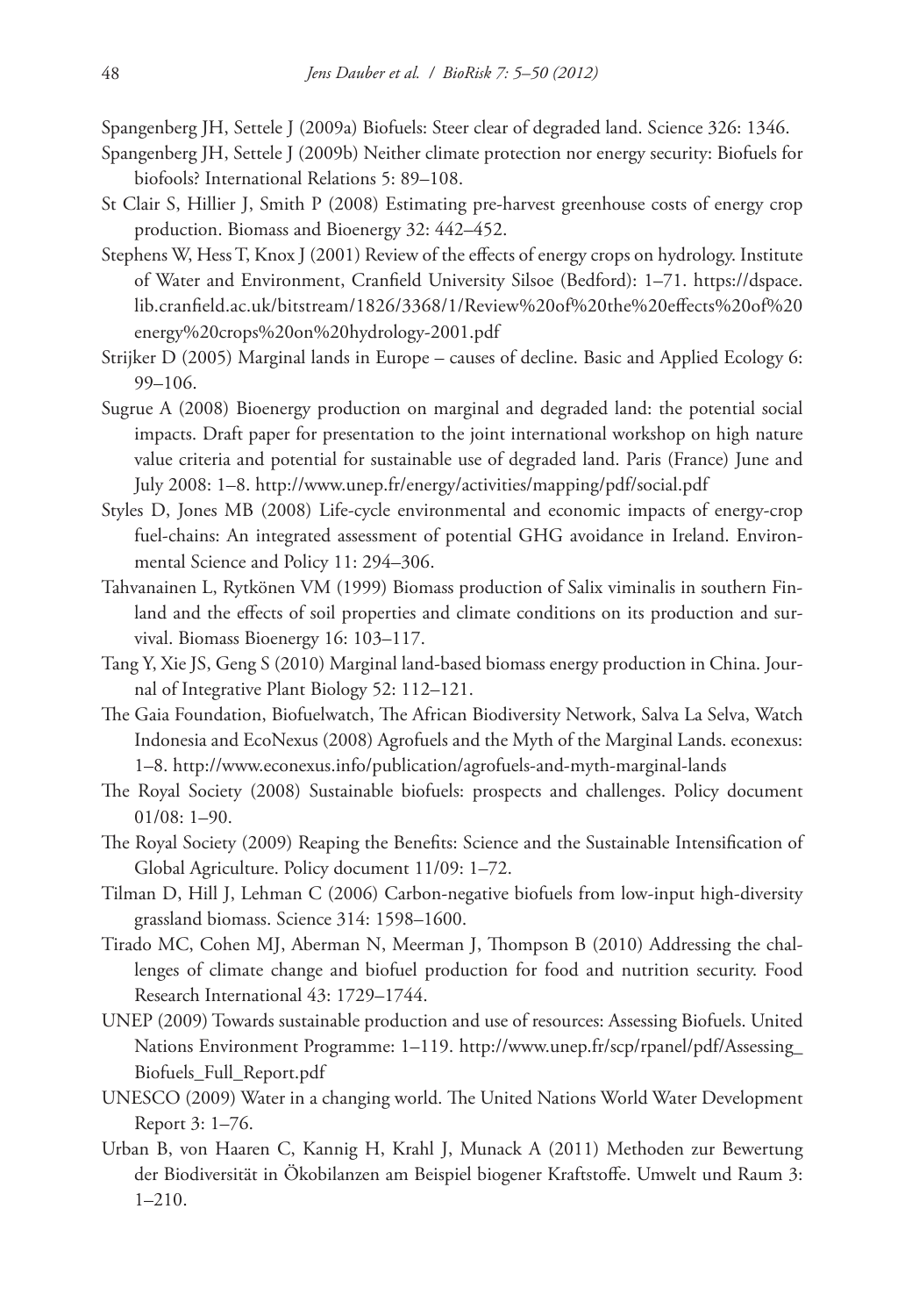Spangenberg JH, Settele J (2009a) Biofuels: Steer clear of degraded land. Science 326: 1346.

Spangenberg JH, Settele J (2009b) Neither climate protection nor energy security: Biofuels for biofools? International Relations 5: 89–108.

St Clair S, Hillier J, Smith P (2008) Estimating pre-harvest greenhouse costs of energy crop production. Biomass and Bioenergy 32: 442–452.

Stephens W, Hess T, Knox J (2001) Review of the effects of energy crops on hydrology. Institute of Water and Environment, Cranfield University Silsoe (Bedford): 1–71. https://dspace.lib.cranfield.ac.uk/bitstream/1826/3368/1/Review%20of%20the%20effects%20of%20energy%20crops%20on%20hydrology-2001.pdf

Strijker D (2005) Marginal lands in Europe – causes of decline. Basic and Applied Ecology 6: 99–106.

Sugrue A (2008) Bioenergy production on marginal and degraded land: the potential social impacts. Draft paper for presentation to the joint international workshop on high nature value criteria and potential for sustainable use of degraded land. Paris (France) June and July 2008: 1–8. http://www.unep.fr/energy/activities/mapping/pdf/social.pdf

Styles D, Jones MB (2008) Life-cycle environmental and economic impacts of energy-crop fuel-chains: An integrated assessment of potential GHG avoidance in Ireland. Environmental Science and Policy 11: 294–306.

Tahvanainen L, Rytkönen VM (1999) Biomass production of Salix viminalis in southern Finland and the effects of soil properties and climate conditions on its production and survival. Biomass Bioenergy 16: 103–117.

Tang Y, Xie JS, Geng S (2010) Marginal land-based biomass energy production in China. Journal of Integrative Plant Biology 52: 112–121.

The Gaia Foundation, Biofuelwatch, The African Biodiversity Network, Salva La Selva, Watch Indonesia and EcoNexus (2008) Agrofuels and the Myth of the Marginal Lands. econexus: 1–8. http://www.econexus.info/publication/agrofuels-and-myth-marginal-lands

The Royal Society (2008) Sustainable biofuels: prospects and challenges. Policy document 01/08: 1–90.

The Royal Society (2009) Reaping the Benefits: Science and the Sustainable Intensification of Global Agriculture. Policy document 11/09: 1–72.

Tilman D, Hill J, Lehman C (2006) Carbon-negative biofuels from low-input high-diversity grassland biomass. Science 314: 1598–1600.

Tirado MC, Cohen MJ, Aberman N, Meerman J, Thompson B (2010) Addressing the challenges of climate change and biofuel production for food and nutrition security. Food Research International 43: 1729–1744.

UNEP (2009) Towards sustainable production and use of resources: Assessing Biofuels. United Nations Environment Programme: 1–119. http://www.unep.fr/scp/rpanel/pdf/Assessing_Biofuels_Full_Report.pdf

UNESCO (2009) Water in a changing world. The United Nations World Water Development Report 3: 1–76.

Urban B, von Haaren C, Kannig H, Krahl J, Munack A (2011) Methoden zur Bewertung der Biodiversität in Ökobilanzen am Beispiel biogener Kraftstoffe. Umwelt und Raum 3: 1–210.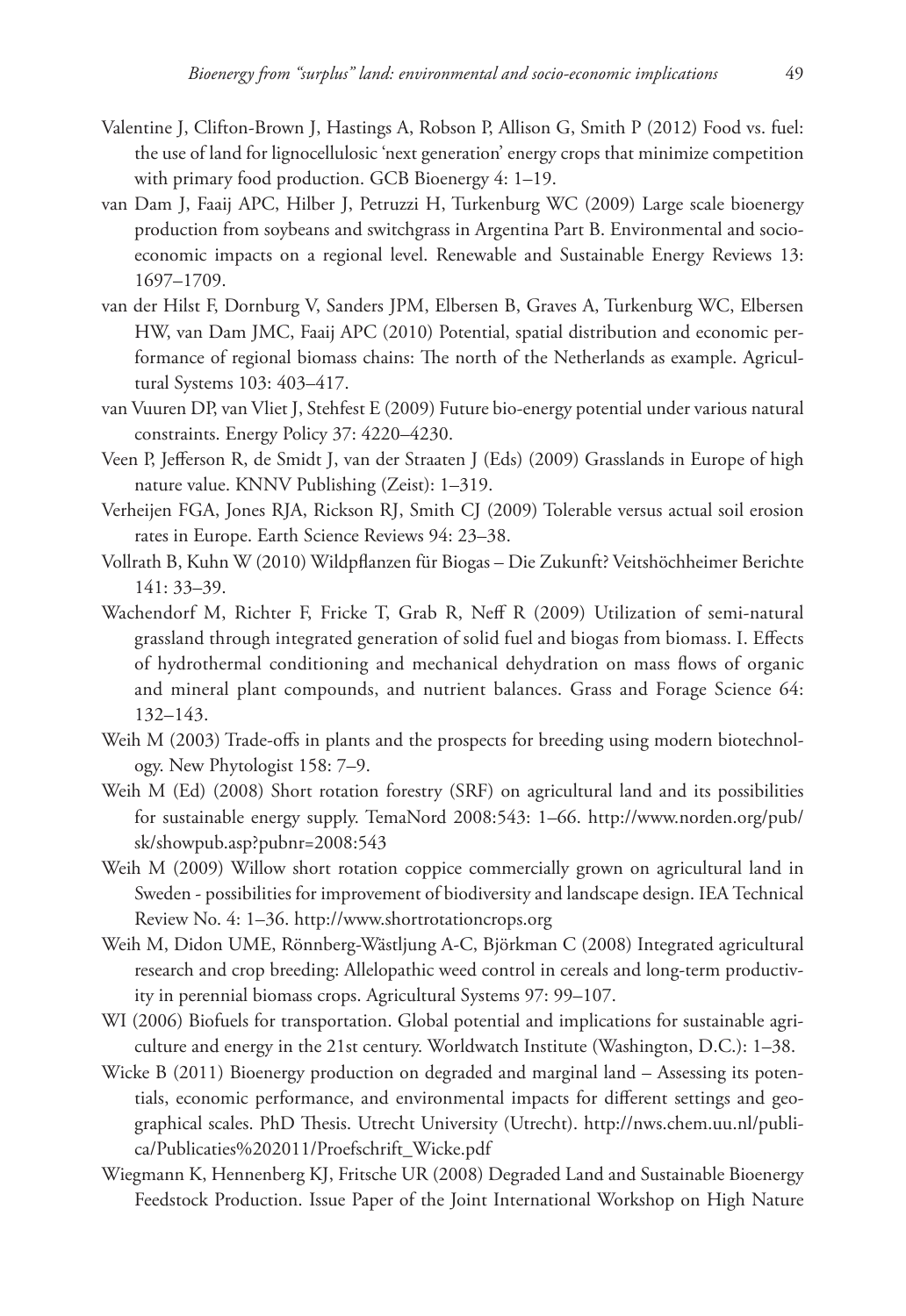Valentine J, Clifton-Brown J, Hastings A, Robson P, Allison G, Smith P (2012) Food vs. fuel: the use of land for lignocellulosic 'next generation' energy crops that minimize competition with primary food production. GCB Bioenergy 4: 1–19.

van Dam J, Faaij APC, Hilber J, Petruzzi H, Turkenburg WC (2009) Large scale bioenergy production from soybeans and switchgrass in Argentina Part B. Environmental and socio-economic impacts on a regional level. Renewable and Sustainable Energy Reviews 13: 1697–1709.

van der Hilst F, Dornburg V, Sanders JPM, Elbersen B, Graves A, Turkenburg WC, Elbersen HW, van Dam JMC, Faaij APC (2010) Potential, spatial distribution and economic performance of regional biomass chains: The north of the Netherlands as example. Agricultural Systems 103: 403–417.

van Vuuren DP, van Vliet J, Stehfest E (2009) Future bio-energy potential under various natural constraints. Energy Policy 37: 4220–4230.

Veen P, Jefferson R, de Smidt J, van der Straaten J (Eds) (2009) Grasslands in Europe of high nature value. KNNV Publishing (Zeist): 1–319.

Verheijen FGA, Jones RJA, Rickson RJ, Smith CJ (2009) Tolerable versus actual soil erosion rates in Europe. Earth Science Reviews 94: 23–38.

Vollrath B, Kuhn W (2010) Wildpflanzen für Biogas – Die Zukunft? Veitshöchheimer Berichte 141: 33–39.

Wachendorf M, Richter F, Fricke T, Grab R, Neff R (2009) Utilization of semi-natural grassland through integrated generation of solid fuel and biogas from biomass. I. Effects of hydrothermal conditioning and mechanical dehydration on mass flows of organic and mineral plant compounds, and nutrient balances. Grass and Forage Science 64: 132–143.

Weih M (2003) Trade-offs in plants and the prospects for breeding using modern biotechnology. New Phytologist 158: 7–9.

Weih M (Ed) (2008) Short rotation forestry (SRF) on agricultural land and its possibilities for sustainable energy supply. TemaNord 2008:543: 1–66. http://www.norden.org/pub/sk/showpub.asp?pubnr=2008:543

Weih M (2009) Willow short rotation coppice commercially grown on agricultural land in Sweden - possibilities for improvement of biodiversity and landscape design. IEA Technical Review No. 4: 1–36. http://www.shortrotationcrops.org

Weih M, Didon UME, Rönnberg-Wästljung A-C, Björkman C (2008) Integrated agricultural research and crop breeding: Allelopathic weed control in cereals and long-term productivity in perennial biomass crops. Agricultural Systems 97: 99–107.

WI (2006) Biofuels for transportation. Global potential and implications for sustainable agriculture and energy in the 21st century. Worldwatch Institute (Washington, D.C.): 1–38.

Wicke B (2011) Bioenergy production on degraded and marginal land – Assessing its potentials, economic performance, and environmental impacts for different settings and geographical scales. PhD Thesis. Utrecht University (Utrecht). http://nws.chem.uu.nl/publica/Publicaties%202011/Proefschrift_Wicke.pdf

Wiegmann K, Hennenberg KJ, Fritsche UR (2008) Degraded Land and Sustainable Bioenergy Feedstock Production. Issue Paper of the Joint International Workshop on High Nature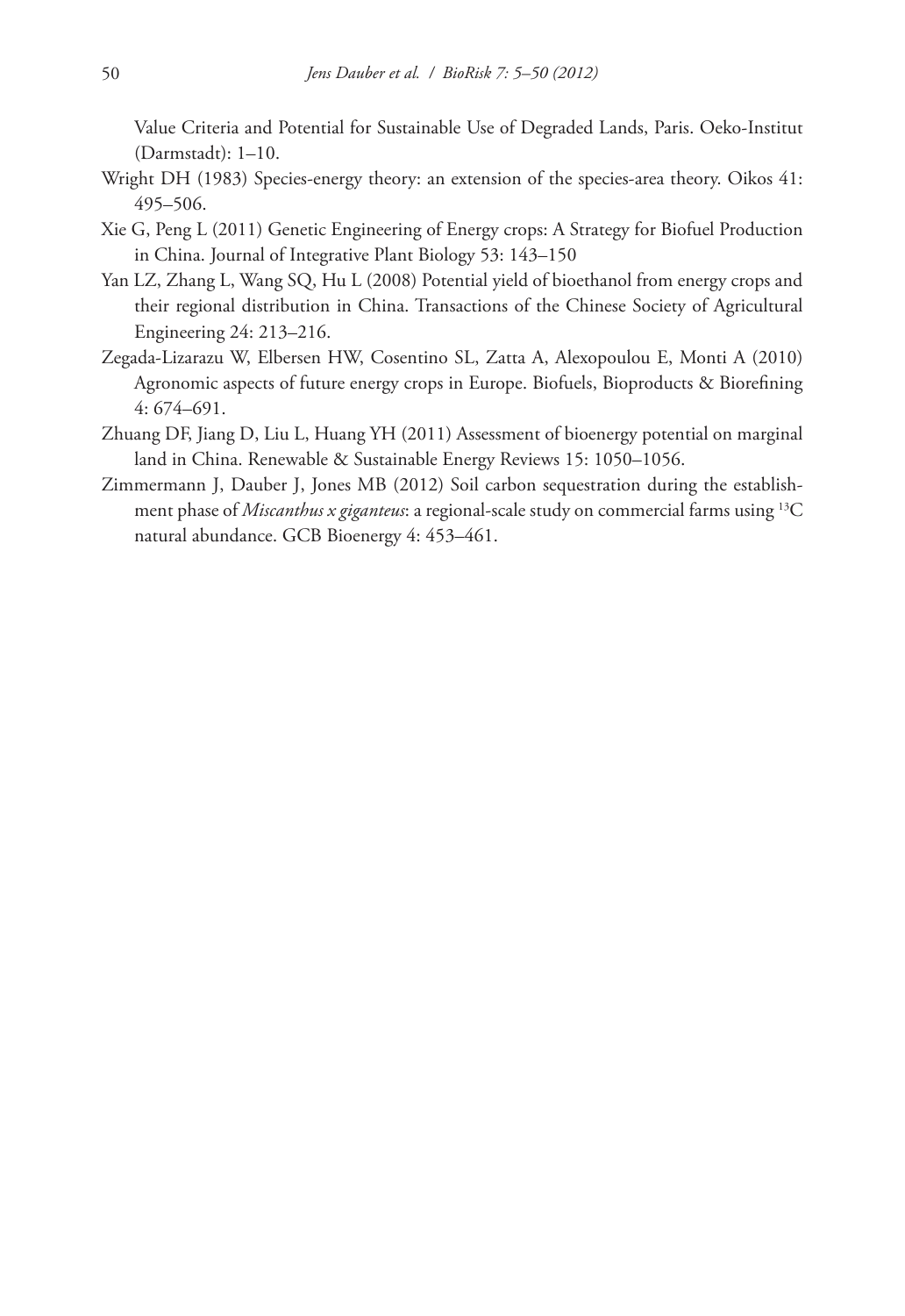Value Criteria and Potential for Sustainable Use of Degraded Lands, Paris. Oeko-Institut (Darmstadt): 1–10.

Wright DH (1983) Species-energy theory: an extension of the species-area theory. Oikos 41: 495–506.

Xie G, Peng L (2011) Genetic Engineering of Energy crops: A Strategy for Biofuel Production in China. Journal of Integrative Plant Biology 53: 143–150

Yan LZ, Zhang L, Wang SQ, Hu L (2008) Potential yield of bioethanol from energy crops and their regional distribution in China. Transactions of the Chinese Society of Agricultural Engineering 24: 213–216.

Zegada-Lizarazu W, Elbersen HW, Cosentino SL, Zatta A, Alexopoulou E, Monti A (2010) Agronomic aspects of future energy crops in Europe. Biofuels, Bioproducts & Biorefining 4: 674–691.

Zhuang DF, Jiang D, Liu L, Huang YH (2011) Assessment of bioenergy potential on marginal land in China. Renewable & Sustainable Energy Reviews 15: 1050–1056.

Zimmermann J, Dauber J, Jones MB (2012) Soil carbon sequestration during the establishment phase of *Miscanthus x giganteus*: a regional-scale study on commercial farms using $^{13}C$ natural abundance. GCB Bioenergy 4: 453–461.